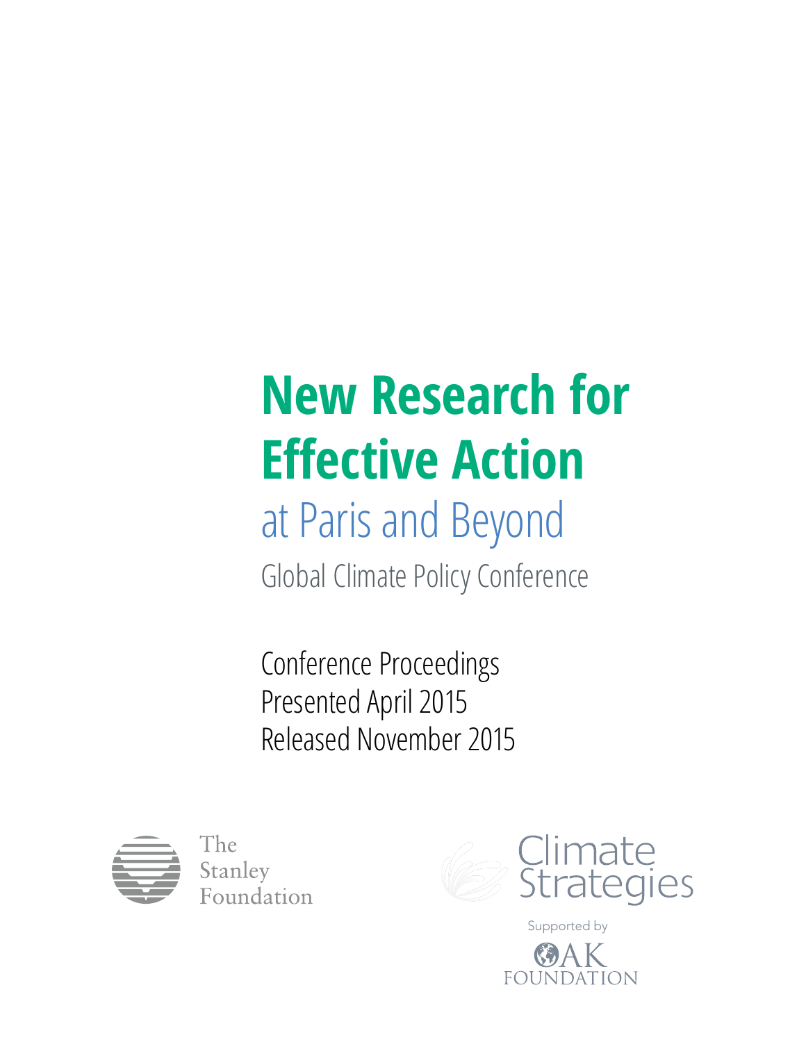# New Research for Effective Action

## at Paris and Beyond

Global Climate Policy Conference

Conference Proceedings
Presented April 2015
Released November 2015

The Stanley Foundation

Climate Strategies

Supported by

OAK FOUNDATION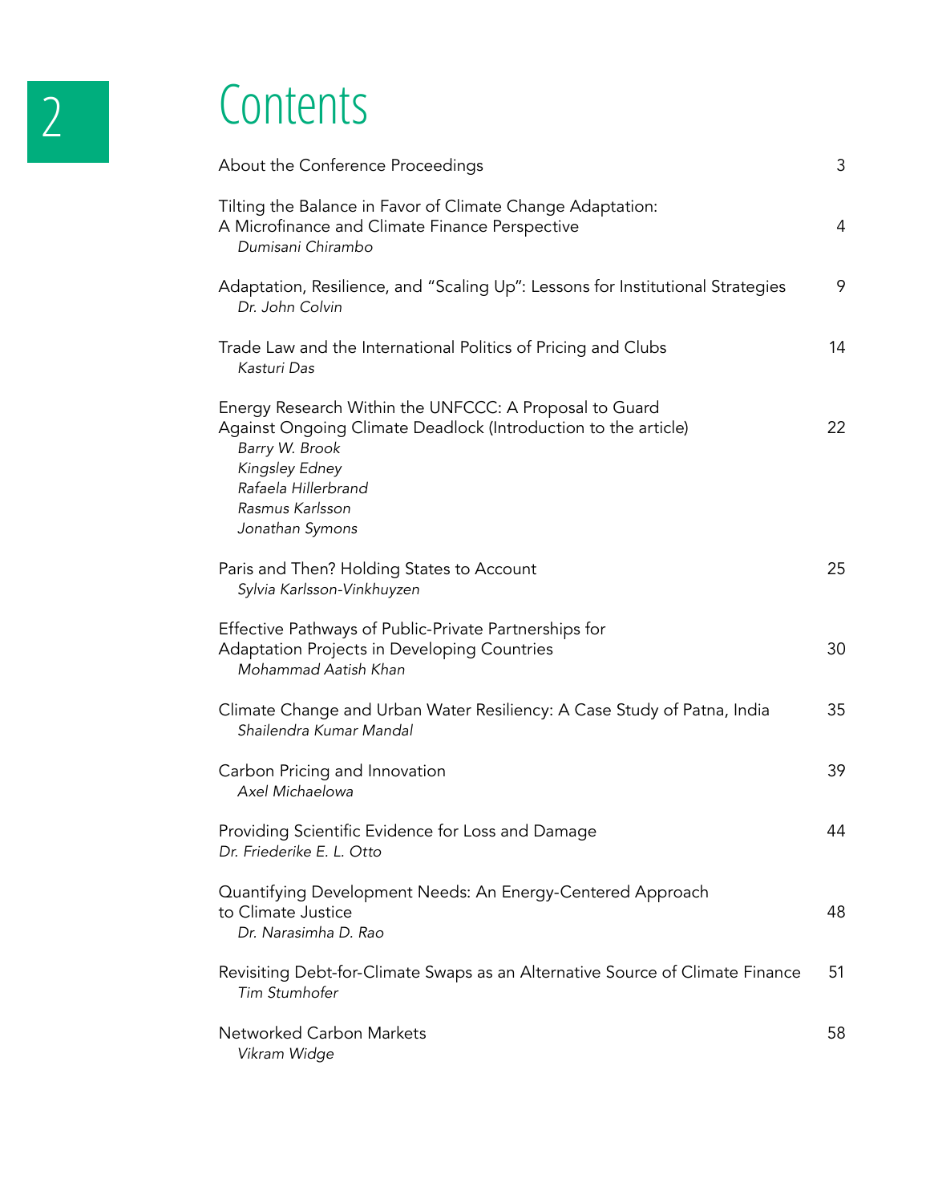# Contents

| | |
|---|---|
| About the Conference Proceedings | 3 |
| Tilting the Balance in Favor of Climate Change Adaptation: A Microfinance and Climate Finance Perspective<br>*Dumisani Chirambo* | 4 |
| Adaptation, Resilience, and "Scaling Up": Lessons for Institutional Strategies<br>*Dr. John Colvin* | 9 |
| Trade Law and the International Politics of Pricing and Clubs<br>*Kasturi Das* | 14 |
| Energy Research Within the UNFCCC: A Proposal to Guard Against Ongoing Climate Deadlock (Introduction to the article)<br>*Barry W. Brook*<br>*Kingsley Edney*<br>*Rafaela Hillerbrand*<br>*Rasmus Karlsson*<br>*Jonathan Symons* | 22 |
| Paris and Then? Holding States to Account<br>*Sylvia Karlsson-Vinkhuyzen* | 25 |
| Effective Pathways of Public-Private Partnerships for Adaptation Projects in Developing Countries<br>*Mohammad Aatish Khan* | 30 |
| Climate Change and Urban Water Resiliency: A Case Study of Patna, India<br>*Shailendra Kumar Mandal* | 35 |
| Carbon Pricing and Innovation<br>*Axel Michaelowa* | 39 |
| Providing Scientific Evidence for Loss and Damage<br>*Dr. Friederike E. L. Otto* | 44 |
| Quantifying Development Needs: An Energy-Centered Approach to Climate Justice<br>*Dr. Narasimha D. Rao* | 48 |
| Revisiting Debt-for-Climate Swaps as an Alternative Source of Climate Finance<br>*Tim Stumhofer* | 51 |
| Networked Carbon Markets<br>*Vikram Widge* | 58 |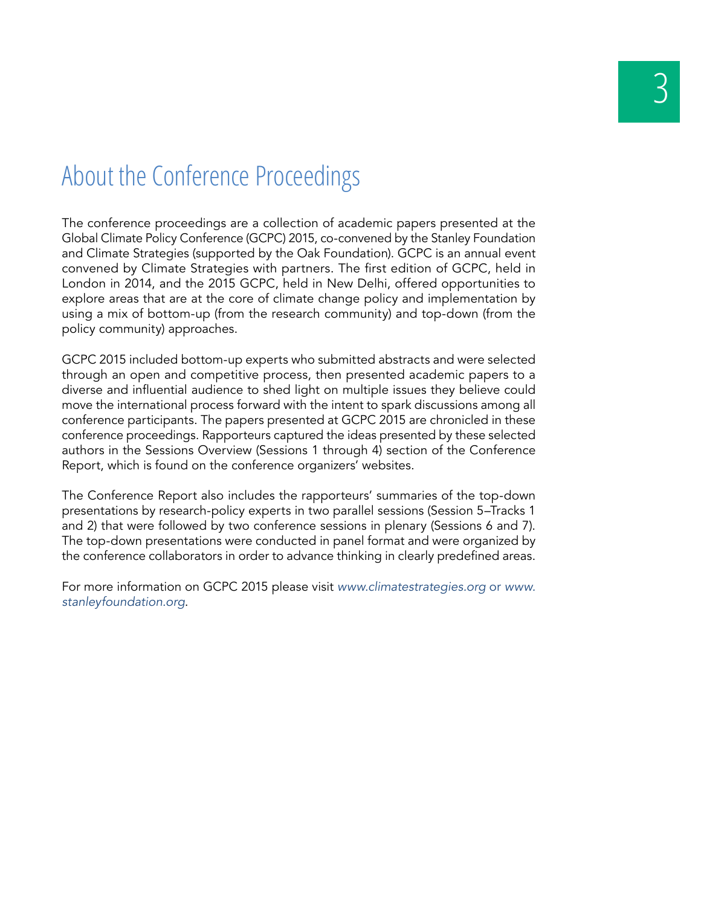# About the Conference Proceedings

The conference proceedings are a collection of academic papers presented at the Global Climate Policy Conference (GCPC) 2015, co-convened by the Stanley Foundation and Climate Strategies (supported by the Oak Foundation). GCPC is an annual event convened by Climate Strategies with partners. The first edition of GCPC, held in London in 2014, and the 2015 GCPC, held in New Delhi, offered opportunities to explore areas that are at the core of climate change policy and implementation by using a mix of bottom-up (from the research community) and top-down (from the policy community) approaches.

GCPC 2015 included bottom-up experts who submitted abstracts and were selected through an open and competitive process, then presented academic papers to a diverse and influential audience to shed light on multiple issues they believe could move the international process forward with the intent to spark discussions among all conference participants. The papers presented at GCPC 2015 are chronicled in these conference proceedings. Rapporteurs captured the ideas presented by these selected authors in the Sessions Overview (Sessions 1 through 4) section of the Conference Report, which is found on the conference organizers' websites.

The Conference Report also includes the rapporteurs' summaries of the top-down presentations by research-policy experts in two parallel sessions (Session 5–Tracks 1 and 2) that were followed by two conference sessions in plenary (Sessions 6 and 7). The top-down presentations were conducted in panel format and were organized by the conference collaborators in order to advance thinking in clearly predefined areas.

For more information on GCPC 2015 please visit *www.climatestrategies.org* or *www.stanleyfoundation.org*.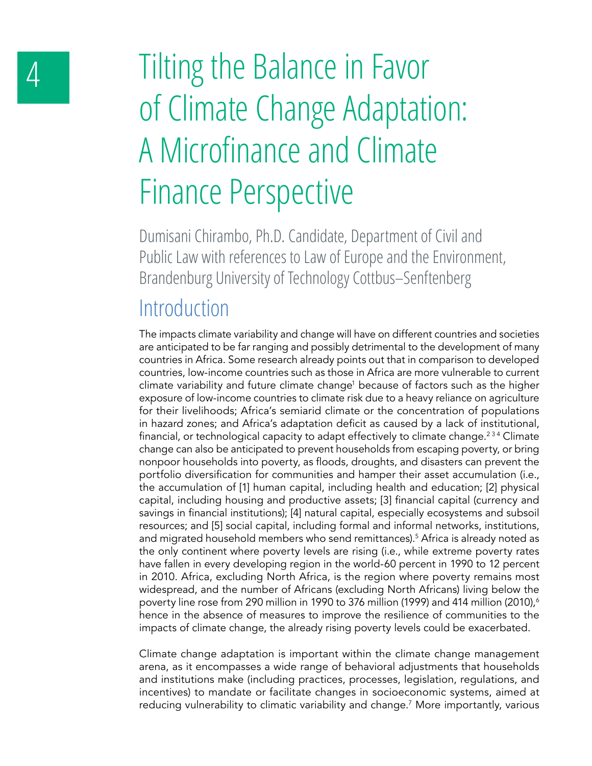# 4 Tilting the Balance in Favor of Climate Change Adaptation: A Microfinance and Climate Finance Perspective

Dumisani Chirambo, Ph.D. Candidate, Department of Civil and Public Law with references to Law of Europe and the Environment, Brandenburg University of Technology Cottbus–Senftenberg

## Introduction

The impacts climate variability and change will have on different countries and societies are anticipated to be far ranging and possibly detrimental to the development of many countries in Africa. Some research already points out that in comparison to developed countries, low-income countries such as those in Africa are more vulnerable to current climate variability and future climate change[1] because of factors such as the higher exposure of low-income countries to climate risk due to a heavy reliance on agriculture for their livelihoods; Africa's semiarid climate or the concentration of populations in hazard zones; and Africa's adaptation deficit as caused by a lack of institutional, financial, or technological capacity to adapt effectively to climate change.[2 3 4] Climate change can also be anticipated to prevent households from escaping poverty, or bring nonpoor households into poverty, as floods, droughts, and disasters can prevent the portfolio diversification for communities and hamper their asset accumulation (i.e., the accumulation of [1] human capital, including health and education; [2] physical capital, including housing and productive assets; [3] financial capital (currency and savings in financial institutions); [4] natural capital, especially ecosystems and subsoil resources; and [5] social capital, including formal and informal networks, institutions, and migrated household members who send remittances).[5] Africa is already noted as the only continent where poverty levels are rising (i.e., while extreme poverty rates have fallen in every developing region in the world-60 percent in 1990 to 12 percent in 2010. Africa, excluding North Africa, is the region where poverty remains most widespread, and the number of Africans (excluding North Africans) living below the poverty line rose from 290 million in 1990 to 376 million (1999) and 414 million (2010),[6] hence in the absence of measures to improve the resilience of communities to the impacts of climate change, the already rising poverty levels could be exacerbated.

Climate change adaptation is important within the climate change management arena, as it encompasses a wide range of behavioral adjustments that households and institutions make (including practices, processes, legislation, regulations, and incentives) to mandate or facilitate changes in socioeconomic systems, aimed at reducing vulnerability to climatic variability and change.[7] More importantly, various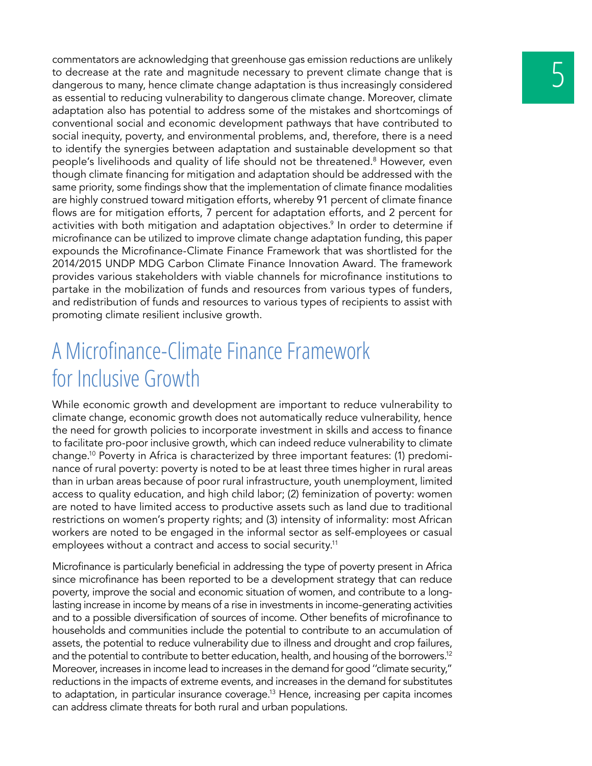commentators are acknowledging that greenhouse gas emission reductions are unlikely to decrease at the rate and magnitude necessary to prevent climate change that is dangerous to many, hence climate change adaptation is thus increasingly considered as essential to reducing vulnerability to dangerous climate change. Moreover, climate adaptation also has potential to address some of the mistakes and shortcomings of conventional social and economic development pathways that have contributed to social inequity, poverty, and environmental problems, and, therefore, there is a need to identify the synergies between adaptation and sustainable development so that people's livelihoods and quality of life should not be threatened.[8] However, even though climate financing for mitigation and adaptation should be addressed with the same priority, some findings show that the implementation of climate finance modalities are highly construed toward mitigation efforts, whereby 91 percent of climate finance flows are for mitigation efforts, 7 percent for adaptation efforts, and 2 percent for activities with both mitigation and adaptation objectives.[9] In order to determine if microfinance can be utilized to improve climate change adaptation funding, this paper expounds the Microfinance-Climate Finance Framework that was shortlisted for the 2014/2015 UNDP MDG Carbon Climate Finance Innovation Award. The framework provides various stakeholders with viable channels for microfinance institutions to partake in the mobilization of funds and resources from various types of funders, and redistribution of funds and resources to various types of recipients to assist with promoting climate resilient inclusive growth.

## A Microfinance-Climate Finance Framework for Inclusive Growth

While economic growth and development are important to reduce vulnerability to climate change, economic growth does not automatically reduce vulnerability, hence the need for growth policies to incorporate investment in skills and access to finance to facilitate pro-poor inclusive growth, which can indeed reduce vulnerability to climate change.[10] Poverty in Africa is characterized by three important features: (1) predominance of rural poverty: poverty is noted to be at least three times higher in rural areas than in urban areas because of poor rural infrastructure, youth unemployment, limited access to quality education, and high child labor; (2) feminization of poverty: women are noted to have limited access to productive assets such as land due to traditional restrictions on women's property rights; and (3) intensity of informality: most African workers are noted to be engaged in the informal sector as self-employees or casual employees without a contract and access to social security.[11]

Microfinance is particularly beneficial in addressing the type of poverty present in Africa since microfinance has been reported to be a development strategy that can reduce poverty, improve the social and economic situation of women, and contribute to a long-lasting increase in income by means of a rise in investments in income-generating activities and to a possible diversification of sources of income. Other benefits of microfinance to households and communities include the potential to contribute to an accumulation of assets, the potential to reduce vulnerability due to illness and drought and crop failures, and the potential to contribute to better education, health, and housing of the borrowers.[12] Moreover, increases in income lead to increases in the demand for good "climate security," reductions in the impacts of extreme events, and increases in the demand for substitutes to adaptation, in particular insurance coverage.[13] Hence, increasing per capita incomes can address climate threats for both rural and urban populations.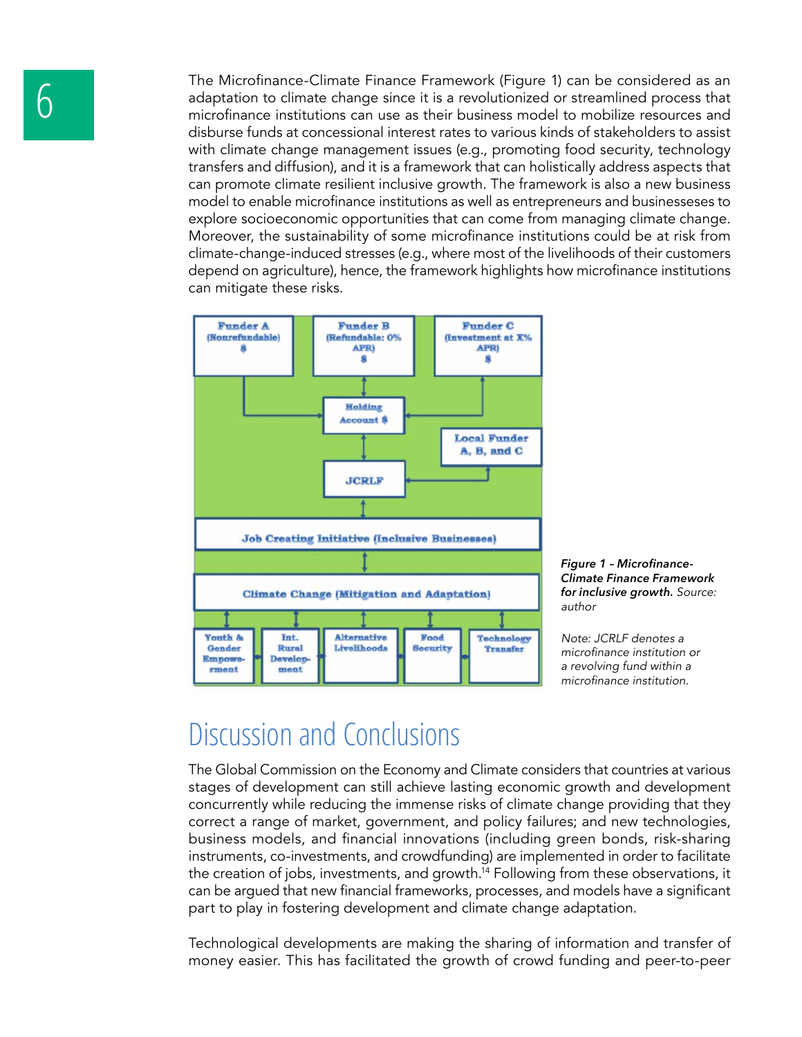The Microfinance-Climate Finance Framework (Figure 1) can be considered as an adaptation to climate change since it is a revolutionized or streamlined process that microfinance institutions can use as their business model to mobilize resources and disburse funds at concessional interest rates to various kinds of stakeholders to assist with climate change management issues (e.g., promoting food security, technology transfers and diffusion), and it is a framework that can holistically address aspects that can promote climate resilient inclusive growth. The framework is also a new business model to enable microfinance institutions as well as entrepreneurs and businesses to explore socioeconomic opportunities that can come from managing climate change. Moreover, the sustainability of some microfinance institutions could be at risk from climate-change-induced stresses (e.g., where most of the livelihoods of their customers depend on agriculture), hence, the framework highlights how microfinance institutions can mitigate these risks.

Funder A (Nonrefundable) $

Funder B (Refundable: 0% APR) $

Funder C (Investment at X% APR) $

Holding Account $

Local Funder A, B, and C

JCRLF

Job Creating Initiative (Inclusive Businesses)

Climate Change (Mitigation and Adaptation)

Youth & Gender Empowerment | Int. Rural Development | Alternative Livelihoods | Food Security | Technology Transfer

***Figure 1 – Microfinance-Climate Finance Framework for inclusive growth.*** *Source: author*

*Note: JCRLF denotes a microfinance institution or a revolving fund within a microfinance institution.*

## Discussion and Conclusions

The Global Commission on the Economy and Climate considers that countries at various stages of development can still achieve lasting economic growth and development concurrently while reducing the immense risks of climate change providing that they correct a range of market, government, and policy failures; and new technologies, business models, and financial innovations (including green bonds, risk-sharing instruments, co-investments, and crowdfunding) are implemented in order to facilitate the creation of jobs, investments, and growth.[14] Following from these observations, it can be argued that new financial frameworks, processes, and models have a significant part to play in fostering development and climate change adaptation.

Technological developments are making the sharing of information and transfer of money easier. This has facilitated the growth of crowd funding and peer-to-peer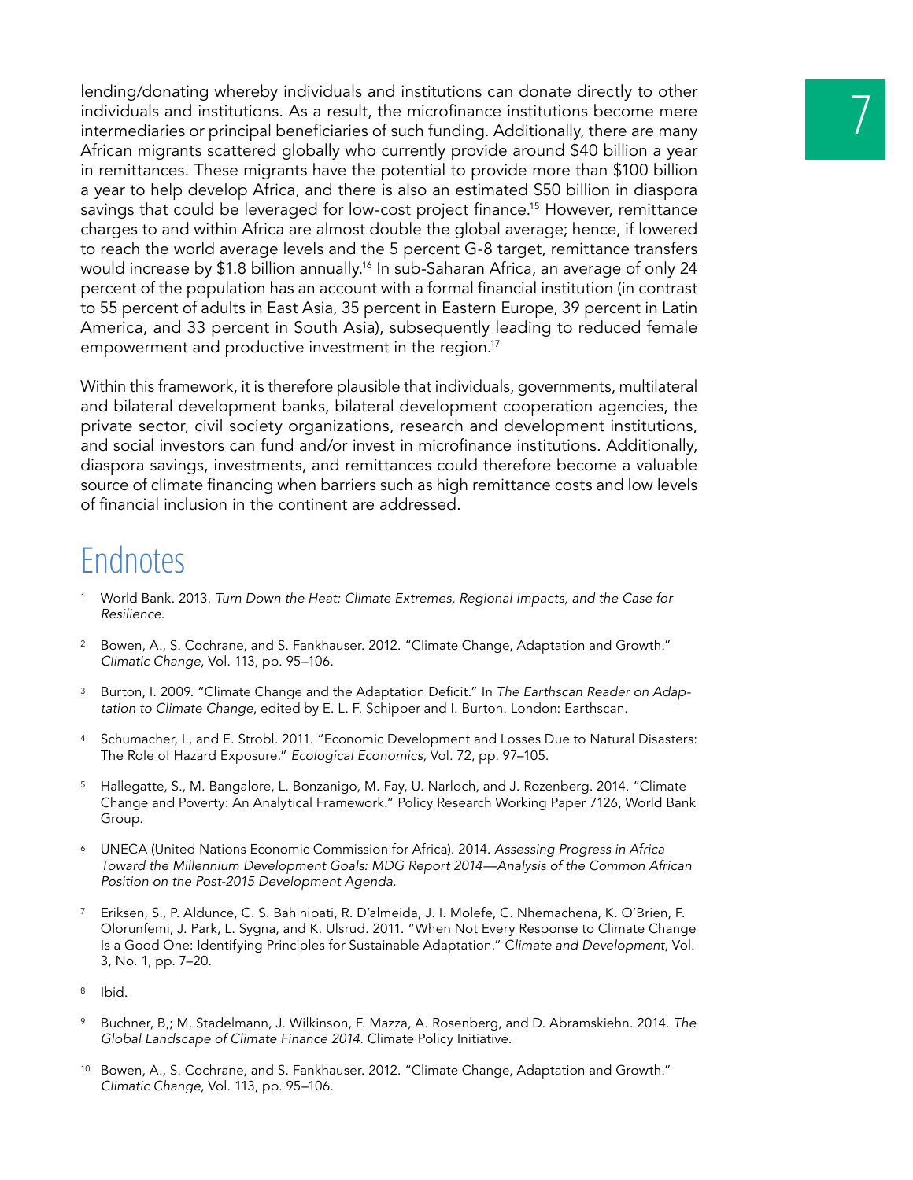lending/donating whereby individuals and institutions can donate directly to other individuals and institutions. As a result, the microfinance institutions become mere intermediaries or principal beneficiaries of such funding. Additionally, there are many African migrants scattered globally who currently provide around $40 billion a year in remittances. These migrants have the potential to provide more than $100 billion a year to help develop Africa, and there is also an estimated $50 billion in diaspora savings that could be leveraged for low-cost project finance.[15] However, remittance charges to and within Africa are almost double the global average; hence, if lowered to reach the world average levels and the 5 percent G-8 target, remittance transfers would increase by $1.8 billion annually.[16] In sub-Saharan Africa, an average of only 24 percent of the population has an account with a formal financial institution (in contrast to 55 percent of adults in East Asia, 35 percent in Eastern Europe, 39 percent in Latin America, and 33 percent in South Asia), subsequently leading to reduced female empowerment and productive investment in the region.[17]

Within this framework, it is therefore plausible that individuals, governments, multilateral and bilateral development banks, bilateral development cooperation agencies, the private sector, civil society organizations, research and development institutions, and social investors can fund and/or invest in microfinance institutions. Additionally, diaspora savings, investments, and remittances could therefore become a valuable source of climate financing when barriers such as high remittance costs and low levels of financial inclusion in the continent are addressed.

## Endnotes

1. World Bank. 2013. *Turn Down the Heat: Climate Extremes, Regional Impacts, and the Case for Resilience*.
2. Bowen, A., S. Cochrane, and S. Fankhauser. 2012. "Climate Change, Adaptation and Growth." *Climatic Change*, Vol. 113, pp. 95–106.
3. Burton, I. 2009. "Climate Change and the Adaptation Deficit." In *The Earthscan Reader on Adaptation to Climate Change*, edited by E. L. F. Schipper and I. Burton. London: Earthscan.
4. Schumacher, I., and E. Strobl. 2011. "Economic Development and Losses Due to Natural Disasters: The Role of Hazard Exposure." *Ecological Economics*, Vol. 72, pp. 97–105.
5. Hallegatte, S., M. Bangalore, L. Bonzanigo, M. Fay, U. Narloch, and J. Rozenberg. 2014. "Climate Change and Poverty: An Analytical Framework." Policy Research Working Paper 7126, World Bank Group.
6. UNECA (United Nations Economic Commission for Africa). 2014. *Assessing Progress in Africa Toward the Millennium Development Goals: MDG Report 2014—Analysis of the Common African Position on the Post-2015 Development Agenda.*
7. Eriksen, S., P. Aldunce, C. S. Bahinipati, R. D'almeida, J. I. Molefe, C. Nhemachena, K. O'Brien, F. Olorunfemi, J. Park, L. Sygna, and K. Ulsrud. 2011. "When Not Every Response to Climate Change Is a Good One: Identifying Principles for Sustainable Adaptation." *Climate and Development*, Vol. 3, No. 1, pp. 7–20.
8. Ibid.
9. Buchner, B,; M. Stadelmann, J. Wilkinson, F. Mazza, A. Rosenberg, and D. Abramskiehn. 2014. *The Global Landscape of Climate Finance 2014.* Climate Policy Initiative.
10. Bowen, A., S. Cochrane, and S. Fankhauser. 2012. "Climate Change, Adaptation and Growth." *Climatic Change*, Vol. 113, pp. 95–106.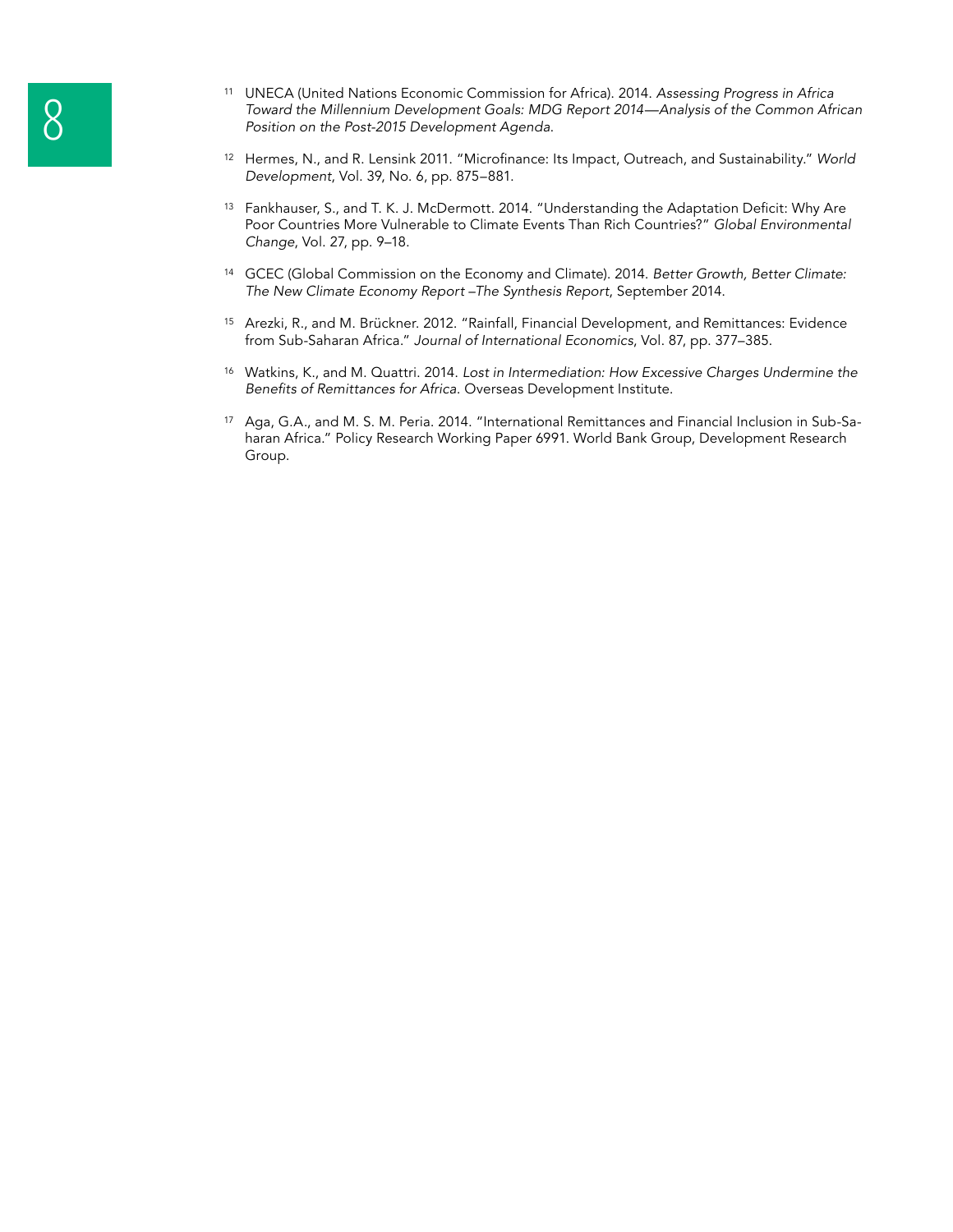[11] UNECA (United Nations Economic Commission for Africa). 2014. *Assessing Progress in Africa Toward the Millennium Development Goals: MDG Report 2014—Analysis of the Common African Position on the Post-2015 Development Agenda.*

[12] Hermes, N., and R. Lensink 2011. "Microfinance: Its Impact, Outreach, and Sustainability." *World Development*, Vol. 39, No. 6, pp. 875–881.

[13] Fankhauser, S., and T. K. J. McDermott. 2014. "Understanding the Adaptation Deficit: Why Are Poor Countries More Vulnerable to Climate Events Than Rich Countries?" *Global Environmental Change*, Vol. 27, pp. 9–18.

[14] GCEC (Global Commission on the Economy and Climate). 2014. *Better Growth, Better Climate: The New Climate Economy Report –The Synthesis Report*, September 2014.

[15] Arezki, R., and M. Brückner. 2012. "Rainfall, Financial Development, and Remittances: Evidence from Sub-Saharan Africa." *Journal of International Economics*, Vol. 87, pp. 377–385.

[16] Watkins, K., and M. Quattri. 2014. *Lost in Intermediation: How Excessive Charges Undermine the Benefits of Remittances for Africa*. Overseas Development Institute.

[17] Aga, G.A., and M. S. M. Peria. 2014. "International Remittances and Financial Inclusion in Sub-Saharan Africa." Policy Research Working Paper 6991. World Bank Group, Development Research Group.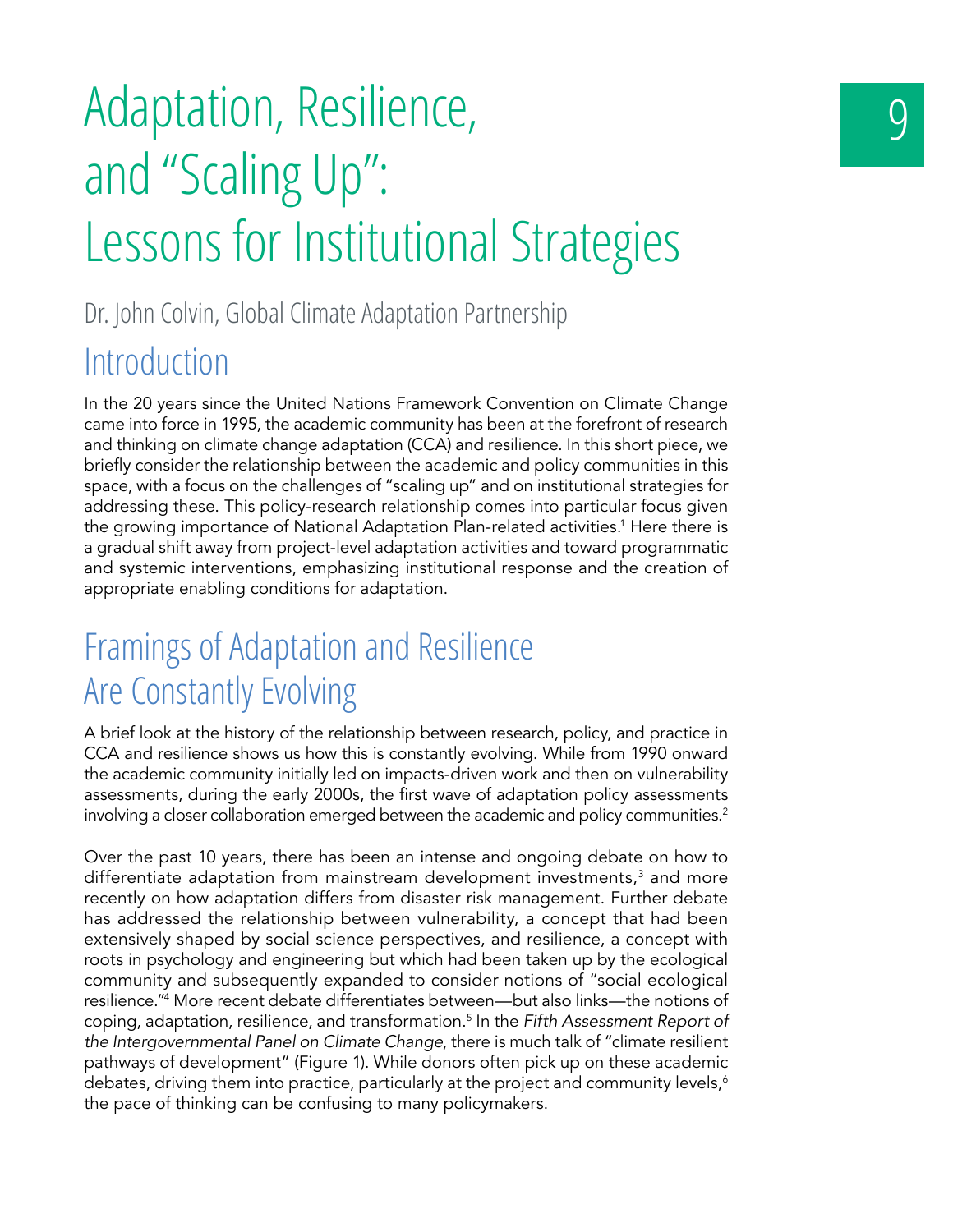# Adaptation, Resilience, and "Scaling Up": Lessons for Institutional Strategies

Dr. John Colvin, Global Climate Adaptation Partnership

## Introduction

In the 20 years since the United Nations Framework Convention on Climate Change came into force in 1995, the academic community has been at the forefront of research and thinking on climate change adaptation (CCA) and resilience. In this short piece, we briefly consider the relationship between the academic and policy communities in this space, with a focus on the challenges of "scaling up" and on institutional strategies for addressing these. This policy-research relationship comes into particular focus given the growing importance of National Adaptation Plan-related activities.[1] Here there is a gradual shift away from project-level adaptation activities and toward programmatic and systemic interventions, emphasizing institutional response and the creation of appropriate enabling conditions for adaptation.

## Framings of Adaptation and Resilience Are Constantly Evolving

A brief look at the history of the relationship between research, policy, and practice in CCA and resilience shows us how this is constantly evolving. While from 1990 onward the academic community initially led on impacts-driven work and then on vulnerability assessments, during the early 2000s, the first wave of adaptation policy assessments involving a closer collaboration emerged between the academic and policy communities.[2]

Over the past 10 years, there has been an intense and ongoing debate on how to differentiate adaptation from mainstream development investments,[3] and more recently on how adaptation differs from disaster risk management. Further debate has addressed the relationship between vulnerability, a concept that had been extensively shaped by social science perspectives, and resilience, a concept with roots in psychology and engineering but which had been taken up by the ecological community and subsequently expanded to consider notions of "social ecological resilience."[4] More recent debate differentiates between—but also links—the notions of coping, adaptation, resilience, and transformation.[5] In the *Fifth Assessment Report of the Intergovernmental Panel on Climate Change*, there is much talk of "climate resilient pathways of development" (Figure 1). While donors often pick up on these academic debates, driving them into practice, particularly at the project and community levels,[6] the pace of thinking can be confusing to many policymakers.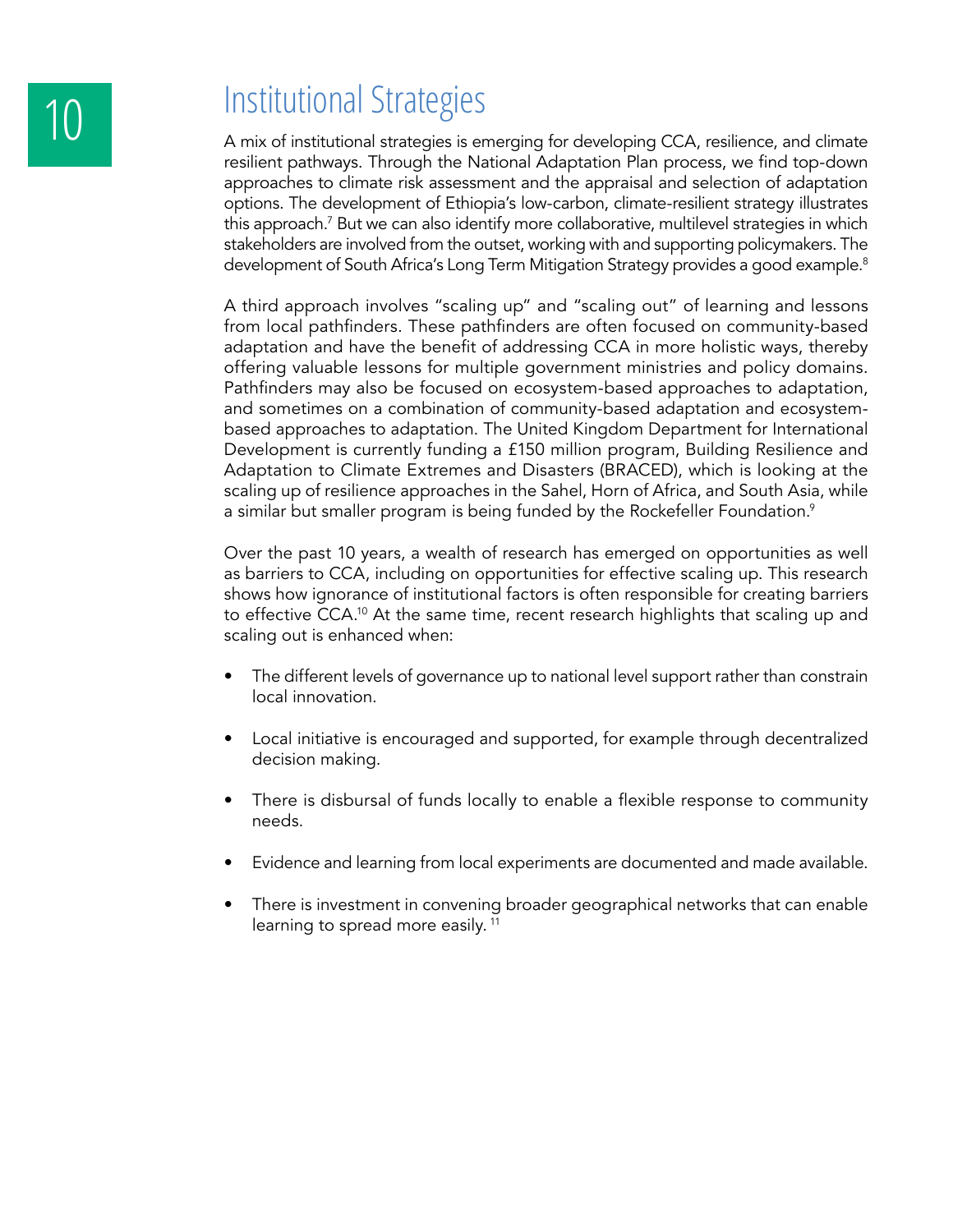# Institutional Strategies

A mix of institutional strategies is emerging for developing CCA, resilience, and climate resilient pathways. Through the National Adaptation Plan process, we find top-down approaches to climate risk assessment and the appraisal and selection of adaptation options. The development of Ethiopia's low-carbon, climate-resilient strategy illustrates this approach.[7] But we can also identify more collaborative, multilevel strategies in which stakeholders are involved from the outset, working with and supporting policymakers. The development of South Africa's Long Term Mitigation Strategy provides a good example.[8]

A third approach involves "scaling up" and "scaling out" of learning and lessons from local pathfinders. These pathfinders are often focused on community-based adaptation and have the benefit of addressing CCA in more holistic ways, thereby offering valuable lessons for multiple government ministries and policy domains. Pathfinders may also be focused on ecosystem-based approaches to adaptation, and sometimes on a combination of community-based adaptation and ecosystem-based approaches to adaptation. The United Kingdom Department for International Development is currently funding a £150 million program, Building Resilience and Adaptation to Climate Extremes and Disasters (BRACED), which is looking at the scaling up of resilience approaches in the Sahel, Horn of Africa, and South Asia, while a similar but smaller program is being funded by the Rockefeller Foundation.[9]

Over the past 10 years, a wealth of research has emerged on opportunities as well as barriers to CCA, including on opportunities for effective scaling up. This research shows how ignorance of institutional factors is often responsible for creating barriers to effective CCA.[10] At the same time, recent research highlights that scaling up and scaling out is enhanced when:

- The different levels of governance up to national level support rather than constrain local innovation.
- Local initiative is encouraged and supported, for example through decentralized decision making.
- There is disbursal of funds locally to enable a flexible response to community needs.
- Evidence and learning from local experiments are documented and made available.
- There is investment in convening broader geographical networks that can enable learning to spread more easily.[11]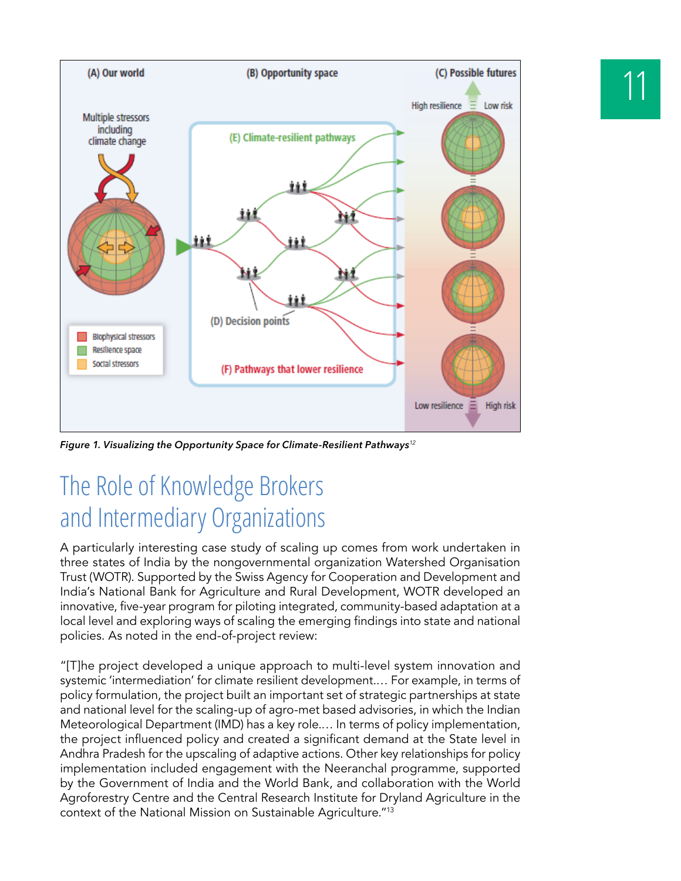*Figure 1. Visualizing the Opportunity Space for Climate-Resilient Pathways*[12]

# The Role of Knowledge Brokers and Intermediary Organizations

A particularly interesting case study of scaling up comes from work undertaken in three states of India by the nongovernmental organization Watershed Organisation Trust (WOTR). Supported by the Swiss Agency for Cooperation and Development and India's National Bank for Agriculture and Rural Development, WOTR developed an innovative, five-year program for piloting integrated, community-based adaptation at a local level and exploring ways of scaling the emerging findings into state and national policies. As noted in the end-of-project review:

"[T]he project developed a unique approach to multi-level system innovation and systemic 'intermediation' for climate resilient development.… For example, in terms of policy formulation, the project built an important set of strategic partnerships at state and national level for the scaling-up of agro-met based advisories, in which the Indian Meteorological Department (IMD) has a key role.… In terms of policy implementation, the project influenced policy and created a significant demand at the State level in Andhra Pradesh for the upscaling of adaptive actions. Other key relationships for policy implementation included engagement with the Neeranchal programme, supported by the Government of India and the World Bank, and collaboration with the World Agroforestry Centre and the Central Research Institute for Dryland Agriculture in the context of the National Mission on Sustainable Agriculture."[13]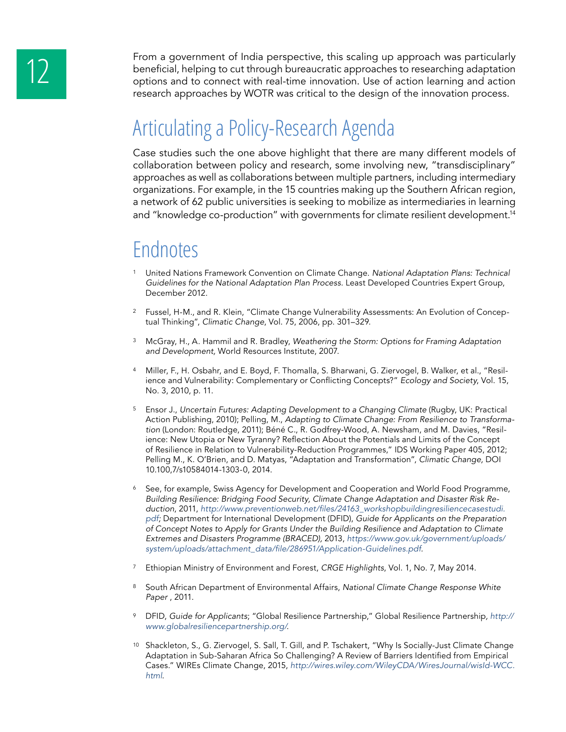From a government of India perspective, this scaling up approach was particularly beneficial, helping to cut through bureaucratic approaches to researching adaptation options and to connect with real-time innovation. Use of action learning and action research approaches by WOTR was critical to the design of the innovation process.

## Articulating a Policy-Research Agenda

Case studies such the one above highlight that there are many different models of collaboration between policy and research, some involving new, "transdisciplinary" approaches as well as collaborations between multiple partners, including intermediary organizations. For example, in the 15 countries making up the Southern African region, a network of 62 public universities is seeking to mobilize as intermediaries in learning and "knowledge co-production" with governments for climate resilient development.[14]

## Endnotes

1. United Nations Framework Convention on Climate Change. *National Adaptation Plans: Technical Guidelines for the National Adaptation Plan Process.* Least Developed Countries Expert Group, December 2012.

2. Fussel, H-M., and R. Klein, "Climate Change Vulnerability Assessments: An Evolution of Conceptual Thinking", *Climatic Change*, Vol. 75, 2006, pp. 301–329.

3. McGray, H., A. Hammil and R. Bradley, *Weathering the Storm: Options for Framing Adaptation and Development,* World Resources Institute, 2007.

4. Miller, F., H. Osbahr, and E. Boyd, F. Thomalla, S. Bharwani, G. Ziervogel, B. Walker, et al., "Resilience and Vulnerability: Complementary or Conflicting Concepts?" *Ecology and Society*, Vol. 15, No. 3, 2010, p. 11.

5. Ensor J., *Uncertain Futures: Adapting Development to a Changing Climate* (Rugby, UK: Practical Action Publishing, 2010); Pelling, M., *Adapting to Climate Change: From Resilience to Transformation* (London: Routledge, 2011); Béné C., R. Godfrey-Wood, A. Newsham, and M. Davies, "Resilience: New Utopia or New Tyranny? Reflection About the Potentials and Limits of the Concept of Resilience in Relation to Vulnerability-Reduction Programmes," IDS Working Paper 405, 2012; Pelling M., K. O'Brien, and D. Matyas, "Adaptation and Transformation", *Climatic Change,* DOI 10.100,7/s10584014-1303-0, 2014.

6. See, for example, Swiss Agency for Development and Cooperation and World Food Programme, *Building Resilience: Bridging Food Security, Climate Change Adaptation and Disaster Risk Reduction*, 2011, *http://www.preventionweb.net/files/24163_workshopbuildingresiliencecasestudi.pdf;* Department for International Development (DFID), *Guide for Applicants on the Preparation of Concept Notes to Apply for Grants Under the Building Resilience and Adaptation to Climate Extremes and Disasters Programme (BRACED)*, 2013, *https://www.gov.uk/government/uploads/system/uploads/attachment_data/file/286951/Application-Guidelines.pdf.*

7. Ethiopian Ministry of Environment and Forest, *CRGE Highlights*, Vol. 1, No. 7, May 2014.

8. South African Department of Environmental Affairs, *National Climate Change Response White Paper* , 2011.

9. DFID, *Guide for Applicants*; "Global Resilience Partnership," Global Resilience Partnership, *http://www.globalresiliencepartnership.org/.*

10. Shackleton, S., G. Ziervogel, S. Sall, T. Gill, and P. Tschakert, "Why Is Socially-Just Climate Change Adaptation in Sub-Saharan Africa So Challenging? A Review of Barriers Identified from Empirical Cases." WIREs Climate Change, 2015, *http://wires.wiley.com/WileyCDA/WiresJournal/wisId-WCC.html.*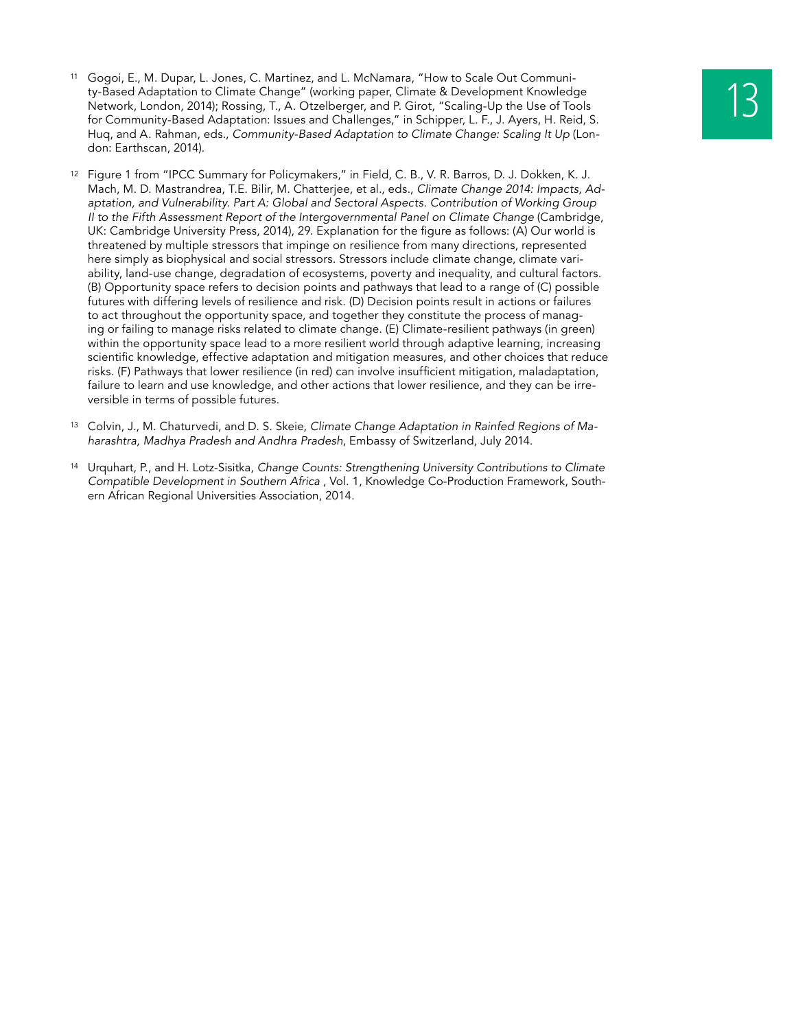[11] Gogoi, E., M. Dupar, L. Jones, C. Martinez, and L. McNamara, "How to Scale Out Community-Based Adaptation to Climate Change" (working paper, Climate & Development Knowledge Network, London, 2014); Rossing, T., A. Otzelberger, and P. Girot, "Scaling-Up the Use of Tools for Community-Based Adaptation: Issues and Challenges," in Schipper, L. F., J. Ayers, H. Reid, S. Huq, and A. Rahman, eds., *Community-Based Adaptation to Climate Change: Scaling It Up* (London: Earthscan, 2014).

[12] Figure 1 from "IPCC Summary for Policymakers," in Field, C. B., V. R. Barros, D. J. Dokken, K. J. Mach, M. D. Mastrandrea, T.E. Bilir, M. Chatterjee, et al., eds., *Climate Change 2014: Impacts, Adaptation, and Vulnerability. Part A: Global and Sectoral Aspects. Contribution of Working Group II to the Fifth Assessment Report of the Intergovernmental Panel on Climate Change* (Cambridge, UK: Cambridge University Press, 2014), 29. Explanation for the figure as follows: (A) Our world is threatened by multiple stressors that impinge on resilience from many directions, represented here simply as biophysical and social stressors. Stressors include climate change, climate variability, land-use change, degradation of ecosystems, poverty and inequality, and cultural factors. (B) Opportunity space refers to decision points and pathways that lead to a range of (C) possible futures with differing levels of resilience and risk. (D) Decision points result in actions or failures to act throughout the opportunity space, and together they constitute the process of managing or failing to manage risks related to climate change. (E) Climate-resilient pathways (in green) within the opportunity space lead to a more resilient world through adaptive learning, increasing scientific knowledge, effective adaptation and mitigation measures, and other choices that reduce risks. (F) Pathways that lower resilience (in red) can involve insufficient mitigation, maladaptation, failure to learn and use knowledge, and other actions that lower resilience, and they can be irreversible in terms of possible futures.

[13] Colvin, J., M. Chaturvedi, and D. S. Skeie, *Climate Change Adaptation in Rainfed Regions of Maharashtra, Madhya Pradesh and Andhra Pradesh*, Embassy of Switzerland, July 2014.

[14] Urquhart, P., and H. Lotz-Sisitka, *Change Counts: Strengthening University Contributions to Climate Compatible Development in Southern Africa* , Vol. 1, Knowledge Co-Production Framework, Southern African Regional Universities Association, 2014.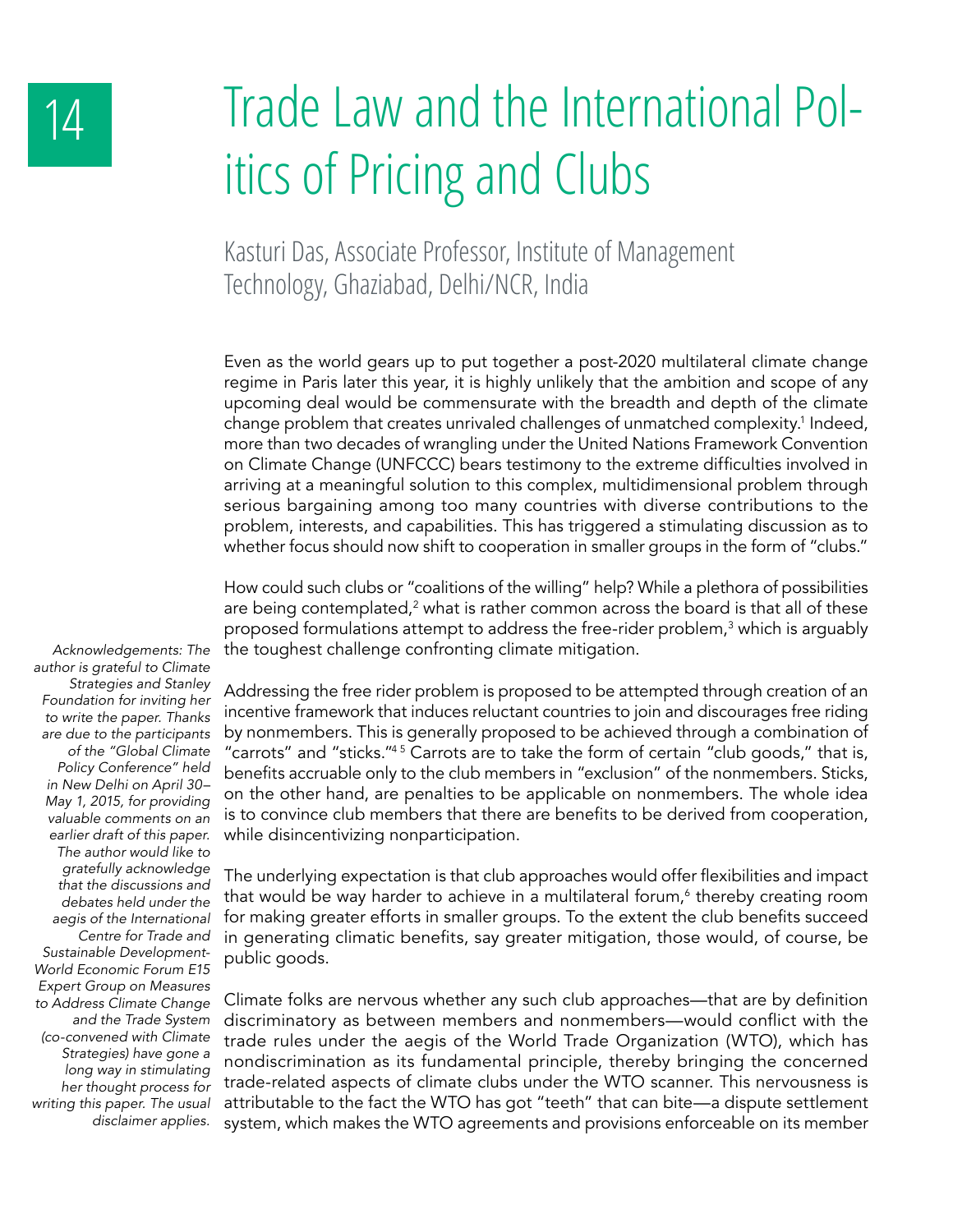# 14 Trade Law and the International Politics of Pricing and Clubs

Kasturi Das, Associate Professor, Institute of Management Technology, Ghaziabad, Delhi/NCR, India

Even as the world gears up to put together a post-2020 multilateral climate change regime in Paris later this year, it is highly unlikely that the ambition and scope of any upcoming deal would be commensurate with the breadth and depth of the climate change problem that creates unrivaled challenges of unmatched complexity.[1] Indeed, more than two decades of wrangling under the United Nations Framework Convention on Climate Change (UNFCCC) bears testimony to the extreme difficulties involved in arriving at a meaningful solution to this complex, multidimensional problem through serious bargaining among too many countries with diverse contributions to the problem, interests, and capabilities. This has triggered a stimulating discussion as to whether focus should now shift to cooperation in smaller groups in the form of "clubs."

How could such clubs or "coalitions of the willing" help? While a plethora of possibilities are being contemplated,[2] what is rather common across the board is that all of these proposed formulations attempt to address the free-rider problem,[3] which is arguably the toughest challenge confronting climate mitigation.

Addressing the free rider problem is proposed to be attempted through creation of an incentive framework that induces reluctant countries to join and discourages free riding by nonmembers. This is generally proposed to be achieved through a combination of "carrots" and "sticks."[4 5] Carrots are to take the form of certain "club goods," that is, benefits accruable only to the club members in "exclusion" of the nonmembers. Sticks, on the other hand, are penalties to be applicable on nonmembers. The whole idea is to convince club members that there are benefits to be derived from cooperation, while disincentivizing nonparticipation.

The underlying expectation is that club approaches would offer flexibilities and impact that would be way harder to achieve in a multilateral forum,[6] thereby creating room for making greater efforts in smaller groups. To the extent the club benefits succeed in generating climatic benefits, say greater mitigation, those would, of course, be public goods.

Climate folks are nervous whether any such club approaches—that are by definition discriminatory as between members and nonmembers—would conflict with the trade rules under the aegis of the World Trade Organization (WTO), which has nondiscrimination as its fundamental principle, thereby bringing the concerned trade-related aspects of climate clubs under the WTO scanner. This nervousness is attributable to the fact the WTO has got "teeth" that can bite—a dispute settlement system, which makes the WTO agreements and provisions enforceable on its member

*Acknowledgements: The author is grateful to Climate Strategies and Stanley Foundation for inviting her to write the paper. Thanks are due to the participants of the "Global Climate Policy Conference" held in New Delhi on April 30–May 1, 2015, for providing valuable comments on an earlier draft of this paper. The author would like to gratefully acknowledge that the discussions and debates held under the aegis of the International Centre for Trade and Sustainable Development-World Economic Forum E15 Expert Group on Measures to Address Climate Change and the Trade System (co-convened with Climate Strategies) have gone a long way in stimulating her thought process for writing this paper. The usual disclaimer applies.*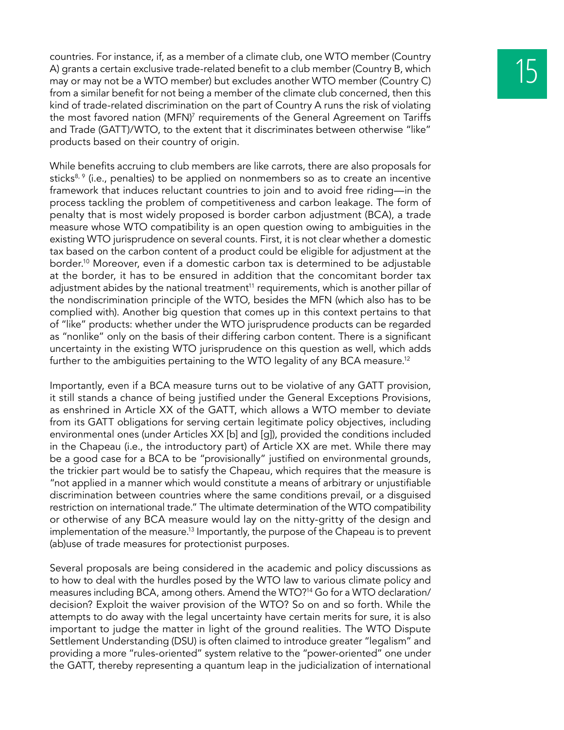countries. For instance, if, as a member of a climate club, one WTO member (Country A) grants a certain exclusive trade-related benefit to a club member (Country B, which may or may not be a WTO member) but excludes another WTO member (Country C) from a similar benefit for not being a member of the climate club concerned, then this kind of trade-related discrimination on the part of Country A runs the risk of violating the most favored nation (MFN)[7] requirements of the General Agreement on Tariffs and Trade (GATT)/WTO, to the extent that it discriminates between otherwise "like" products based on their country of origin.

While benefits accruing to club members are like carrots, there are also proposals for sticks[8, 9] (i.e., penalties) to be applied on nonmembers so as to create an incentive framework that induces reluctant countries to join and to avoid free riding—in the process tackling the problem of competitiveness and carbon leakage. The form of penalty that is most widely proposed is border carbon adjustment (BCA), a trade measure whose WTO compatibility is an open question owing to ambiguities in the existing WTO jurisprudence on several counts. First, it is not clear whether a domestic tax based on the carbon content of a product could be eligible for adjustment at the border.[10] Moreover, even if a domestic carbon tax is determined to be adjustable at the border, it has to be ensured in addition that the concomitant border tax adjustment abides by the national treatment[11] requirements, which is another pillar of the nondiscrimination principle of the WTO, besides the MFN (which also has to be complied with). Another big question that comes up in this context pertains to that of "like" products: whether under the WTO jurisprudence products can be regarded as "nonlike" only on the basis of their differing carbon content. There is a significant uncertainty in the existing WTO jurisprudence on this question as well, which adds further to the ambiguities pertaining to the WTO legality of any BCA measure.[12]

Importantly, even if a BCA measure turns out to be violative of any GATT provision, it still stands a chance of being justified under the General Exceptions Provisions, as enshrined in Article XX of the GATT, which allows a WTO member to deviate from its GATT obligations for serving certain legitimate policy objectives, including environmental ones (under Articles XX [b] and [g]), provided the conditions included in the Chapeau (i.e., the introductory part) of Article XX are met. While there may be a good case for a BCA to be "provisionally" justified on environmental grounds, the trickier part would be to satisfy the Chapeau, which requires that the measure is "not applied in a manner which would constitute a means of arbitrary or unjustifiable discrimination between countries where the same conditions prevail, or a disguised restriction on international trade." The ultimate determination of the WTO compatibility or otherwise of any BCA measure would lay on the nitty-gritty of the design and implementation of the measure.[13] Importantly, the purpose of the Chapeau is to prevent (ab)use of trade measures for protectionist purposes.

Several proposals are being considered in the academic and policy discussions as to how to deal with the hurdles posed by the WTO law to various climate policy and measures including BCA, among others. Amend the WTO?[14] Go for a WTO declaration/decision? Exploit the waiver provision of the WTO? So on and so forth. While the attempts to do away with the legal uncertainty have certain merits for sure, it is also important to judge the matter in light of the ground realities. The WTO Dispute Settlement Understanding (DSU) is often claimed to introduce greater "legalism" and providing a more "rules-oriented" system relative to the "power-oriented" one under the GATT, thereby representing a quantum leap in the judicialization of international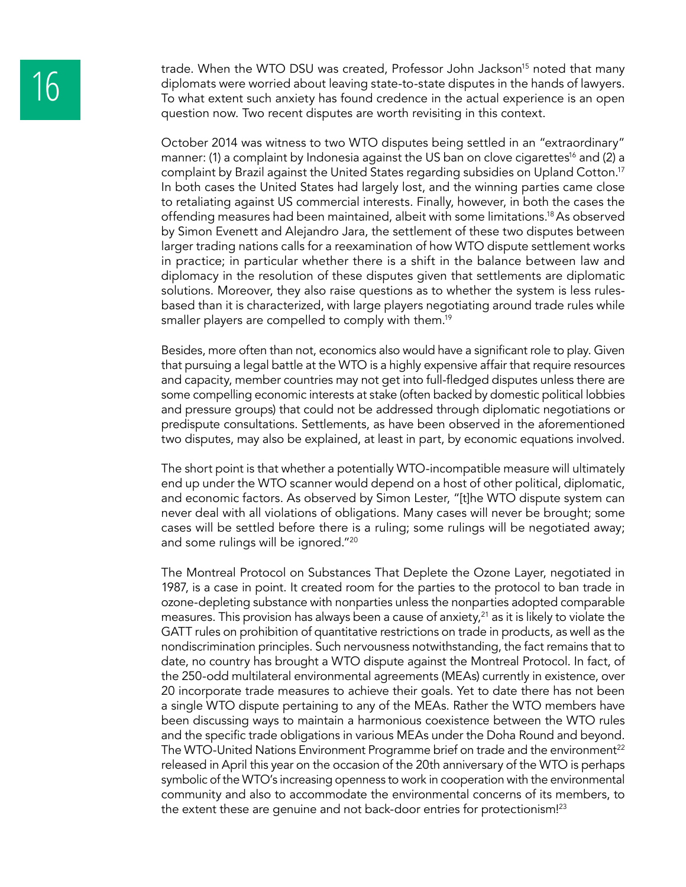trade. When the WTO DSU was created, Professor John Jackson[15] noted that many diplomats were worried about leaving state-to-state disputes in the hands of lawyers. To what extent such anxiety has found credence in the actual experience is an open question now. Two recent disputes are worth revisiting in this context.

October 2014 was witness to two WTO disputes being settled in an "extraordinary" manner: (1) a complaint by Indonesia against the US ban on clove cigarettes[16] and (2) a complaint by Brazil against the United States regarding subsidies on Upland Cotton.[17] In both cases the United States had largely lost, and the winning parties came close to retaliating against US commercial interests. Finally, however, in both the cases the offending measures had been maintained, albeit with some limitations.[18] As observed by Simon Evenett and Alejandro Jara, the settlement of these two disputes between larger trading nations calls for a reexamination of how WTO dispute settlement works in practice; in particular whether there is a shift in the balance between law and diplomacy in the resolution of these disputes given that settlements are diplomatic solutions. Moreover, they also raise questions as to whether the system is less rules-based than it is characterized, with large players negotiating around trade rules while smaller players are compelled to comply with them.[19]

Besides, more often than not, economics also would have a significant role to play. Given that pursuing a legal battle at the WTO is a highly expensive affair that require resources and capacity, member countries may not get into full-fledged disputes unless there are some compelling economic interests at stake (often backed by domestic political lobbies and pressure groups) that could not be addressed through diplomatic negotiations or predispute consultations. Settlements, as have been observed in the aforementioned two disputes, may also be explained, at least in part, by economic equations involved.

The short point is that whether a potentially WTO-incompatible measure will ultimately end up under the WTO scanner would depend on a host of other political, diplomatic, and economic factors. As observed by Simon Lester, "[t]he WTO dispute system can never deal with all violations of obligations. Many cases will never be brought; some cases will be settled before there is a ruling; some rulings will be negotiated away; and some rulings will be ignored."[20]

The Montreal Protocol on Substances That Deplete the Ozone Layer, negotiated in 1987, is a case in point. It created room for the parties to the protocol to ban trade in ozone-depleting substance with nonparties unless the nonparties adopted comparable measures. This provision has always been a cause of anxiety,[21] as it is likely to violate the GATT rules on prohibition of quantitative restrictions on trade in products, as well as the nondiscrimination principles. Such nervousness notwithstanding, the fact remains that to date, no country has brought a WTO dispute against the Montreal Protocol. In fact, of the 250-odd multilateral environmental agreements (MEAs) currently in existence, over 20 incorporate trade measures to achieve their goals. Yet to date there has not been a single WTO dispute pertaining to any of the MEAs. Rather the WTO members have been discussing ways to maintain a harmonious coexistence between the WTO rules and the specific trade obligations in various MEAs under the Doha Round and beyond. The WTO-United Nations Environment Programme brief on trade and the environment[22] released in April this year on the occasion of the 20th anniversary of the WTO is perhaps symbolic of the WTO's increasing openness to work in cooperation with the environmental community and also to accommodate the environmental concerns of its members, to the extent these are genuine and not back-door entries for protectionism![23]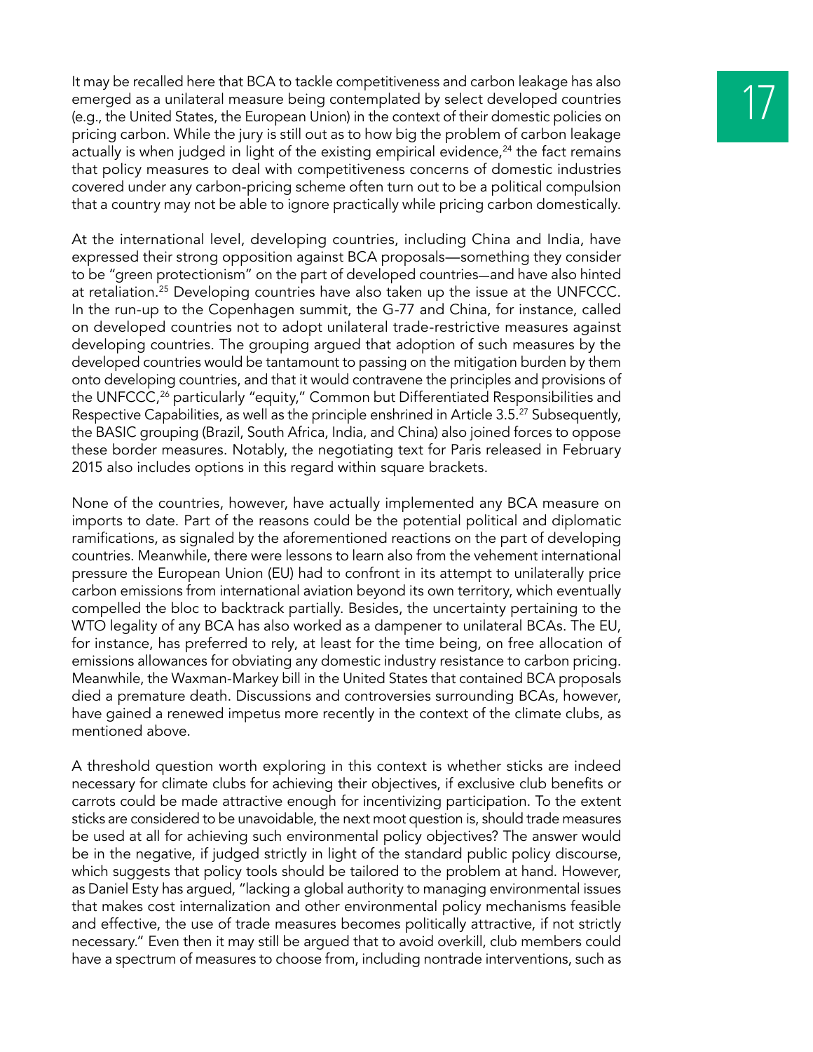It may be recalled here that BCA to tackle competitiveness and carbon leakage has also emerged as a unilateral measure being contemplated by select developed countries (e.g., the United States, the European Union) in the context of their domestic policies on pricing carbon. While the jury is still out as to how big the problem of carbon leakage actually is when judged in light of the existing empirical evidence,[24] the fact remains that policy measures to deal with competitiveness concerns of domestic industries covered under any carbon-pricing scheme often turn out to be a political compulsion that a country may not be able to ignore practically while pricing carbon domestically.

At the international level, developing countries, including China and India, have expressed their strong opposition against BCA proposals—something they consider to be "green protectionism" on the part of developed countries—and have also hinted at retaliation.[25] Developing countries have also taken up the issue at the UNFCCC. In the run-up to the Copenhagen summit, the G-77 and China, for instance, called on developed countries not to adopt unilateral trade-restrictive measures against developing countries. The grouping argued that adoption of such measures by the developed countries would be tantamount to passing on the mitigation burden by them onto developing countries, and that it would contravene the principles and provisions of the UNFCCC,[26] particularly "equity," Common but Differentiated Responsibilities and Respective Capabilities, as well as the principle enshrined in Article 3.5.[27] Subsequently, the BASIC grouping (Brazil, South Africa, India, and China) also joined forces to oppose these border measures. Notably, the negotiating text for Paris released in February 2015 also includes options in this regard within square brackets.

None of the countries, however, have actually implemented any BCA measure on imports to date. Part of the reasons could be the potential political and diplomatic ramifications, as signaled by the aforementioned reactions on the part of developing countries. Meanwhile, there were lessons to learn also from the vehement international pressure the European Union (EU) had to confront in its attempt to unilaterally price carbon emissions from international aviation beyond its own territory, which eventually compelled the bloc to backtrack partially. Besides, the uncertainty pertaining to the WTO legality of any BCA has also worked as a dampener to unilateral BCAs. The EU, for instance, has preferred to rely, at least for the time being, on free allocation of emissions allowances for obviating any domestic industry resistance to carbon pricing. Meanwhile, the Waxman-Markey bill in the United States that contained BCA proposals died a premature death. Discussions and controversies surrounding BCAs, however, have gained a renewed impetus more recently in the context of the climate clubs, as mentioned above.

A threshold question worth exploring in this context is whether sticks are indeed necessary for climate clubs for achieving their objectives, if exclusive club benefits or carrots could be made attractive enough for incentivizing participation. To the extent sticks are considered to be unavoidable, the next moot question is, should trade measures be used at all for achieving such environmental policy objectives? The answer would be in the negative, if judged strictly in light of the standard public policy discourse, which suggests that policy tools should be tailored to the problem at hand. However, as Daniel Esty has argued, "lacking a global authority to managing environmental issues that makes cost internalization and other environmental policy mechanisms feasible and effective, the use of trade measures becomes politically attractive, if not strictly necessary." Even then it may still be argued that to avoid overkill, club members could have a spectrum of measures to choose from, including nontrade interventions, such as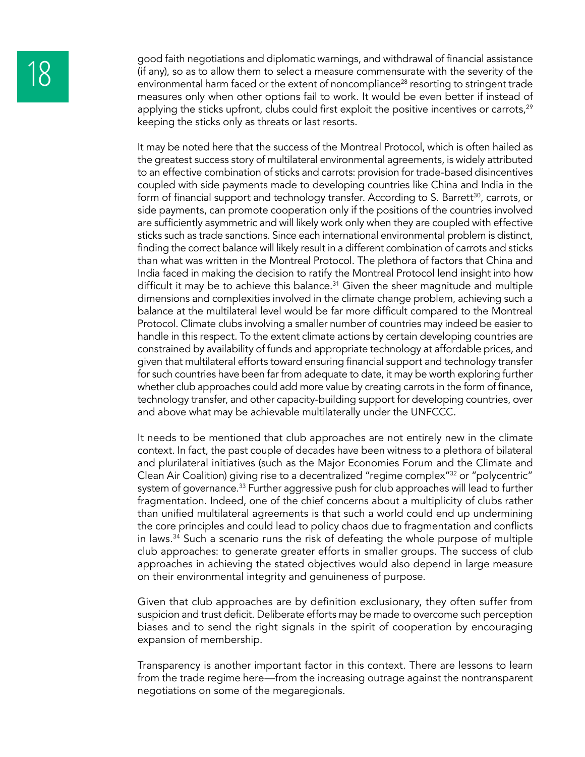good faith negotiations and diplomatic warnings, and withdrawal of financial assistance (if any), so as to allow them to select a measure commensurate with the severity of the environmental harm faced or the extent of noncompliance[28] resorting to stringent trade measures only when other options fail to work. It would be even better if instead of applying the sticks upfront, clubs could first exploit the positive incentives or carrots,[29] keeping the sticks only as threats or last resorts.

It may be noted here that the success of the Montreal Protocol, which is often hailed as the greatest success story of multilateral environmental agreements, is widely attributed to an effective combination of sticks and carrots: provision for trade-based disincentives coupled with side payments made to developing countries like China and India in the form of financial support and technology transfer. According to S. Barrett[30], carrots, or side payments, can promote cooperation only if the positions of the countries involved are sufficiently asymmetric and will likely work only when they are coupled with effective sticks such as trade sanctions. Since each international environmental problem is distinct, finding the correct balance will likely result in a different combination of carrots and sticks than what was written in the Montreal Protocol. The plethora of factors that China and India faced in making the decision to ratify the Montreal Protocol lend insight into how difficult it may be to achieve this balance.[31] Given the sheer magnitude and multiple dimensions and complexities involved in the climate change problem, achieving such a balance at the multilateral level would be far more difficult compared to the Montreal Protocol. Climate clubs involving a smaller number of countries may indeed be easier to handle in this respect. To the extent climate actions by certain developing countries are constrained by availability of funds and appropriate technology at affordable prices, and given that multilateral efforts toward ensuring financial support and technology transfer for such countries have been far from adequate to date, it may be worth exploring further whether club approaches could add more value by creating carrots in the form of finance, technology transfer, and other capacity-building support for developing countries, over and above what may be achievable multilaterally under the UNFCCC.

It needs to be mentioned that club approaches are not entirely new in the climate context. In fact, the past couple of decades have been witness to a plethora of bilateral and plurilateral initiatives (such as the Major Economies Forum and the Climate and Clean Air Coalition) giving rise to a decentralized "regime complex"[32] or "polycentric" system of governance.[33] Further aggressive push for club approaches will lead to further fragmentation. Indeed, one of the chief concerns about a multiplicity of clubs rather than unified multilateral agreements is that such a world could end up undermining the core principles and could lead to policy chaos due to fragmentation and conflicts in laws.[34] Such a scenario runs the risk of defeating the whole purpose of multiple club approaches: to generate greater efforts in smaller groups. The success of club approaches in achieving the stated objectives would also depend in large measure on their environmental integrity and genuineness of purpose.

Given that club approaches are by definition exclusionary, they often suffer from suspicion and trust deficit. Deliberate efforts may be made to overcome such perception biases and to send the right signals in the spirit of cooperation by encouraging expansion of membership.

Transparency is another important factor in this context. There are lessons to learn from the trade regime here—from the increasing outrage against the nontransparent negotiations on some of the megaregionals.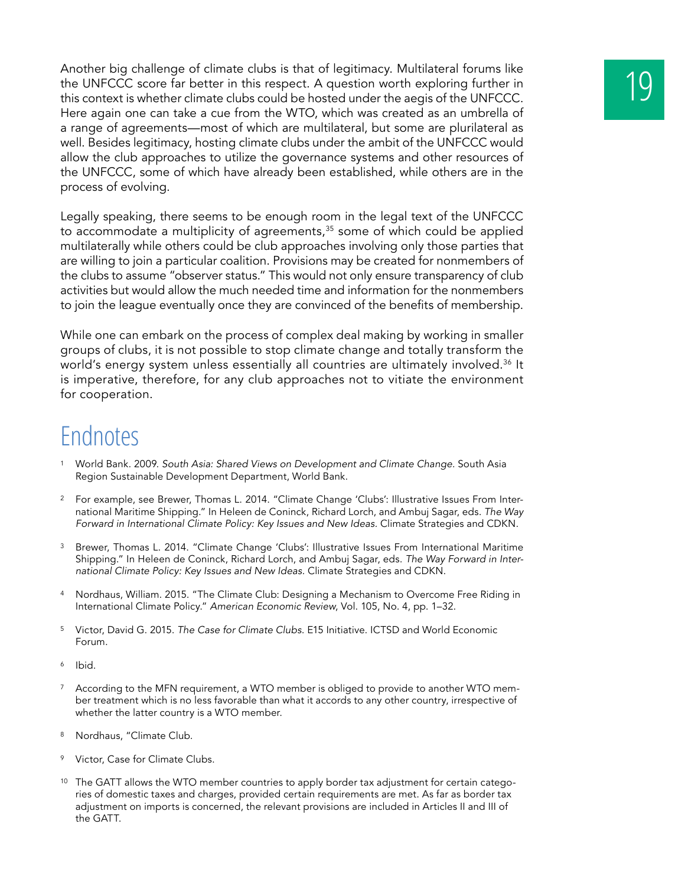Another big challenge of climate clubs is that of legitimacy. Multilateral forums like the UNFCCC score far better in this respect. A question worth exploring further in this context is whether climate clubs could be hosted under the aegis of the UNFCCC. Here again one can take a cue from the WTO, which was created as an umbrella of a range of agreements—most of which are multilateral, but some are plurilateral as well. Besides legitimacy, hosting climate clubs under the ambit of the UNFCCC would allow the club approaches to utilize the governance systems and other resources of the UNFCCC, some of which have already been established, while others are in the process of evolving.

Legally speaking, there seems to be enough room in the legal text of the UNFCCC to accommodate a multiplicity of agreements,[35] some of which could be applied multilaterally while others could be club approaches involving only those parties that are willing to join a particular coalition. Provisions may be created for nonmembers of the clubs to assume "observer status." This would not only ensure transparency of club activities but would allow the much needed time and information for the nonmembers to join the league eventually once they are convinced of the benefits of membership.

While one can embark on the process of complex deal making by working in smaller groups of clubs, it is not possible to stop climate change and totally transform the world's energy system unless essentially all countries are ultimately involved.[36] It is imperative, therefore, for any club approaches not to vitiate the environment for cooperation.

# Endnotes

1. World Bank. 2009. *South Asia: Shared Views on Development and Climate Change*. South Asia Region Sustainable Development Department, World Bank.

2. For example, see Brewer, Thomas L. 2014. "Climate Change 'Clubs': Illustrative Issues From International Maritime Shipping." In Heleen de Coninck, Richard Lorch, and Ambuj Sagar, eds. *The Way Forward in International Climate Policy: Key Issues and New Ideas.* Climate Strategies and CDKN.

3. Brewer, Thomas L. 2014. "Climate Change 'Clubs': Illustrative Issues From International Maritime Shipping." In Heleen de Coninck, Richard Lorch, and Ambuj Sagar, eds. *The Way Forward in International Climate Policy: Key Issues and New Ideas.* Climate Strategies and CDKN.

4. Nordhaus, William. 2015. "The Climate Club: Designing a Mechanism to Overcome Free Riding in International Climate Policy." *American Economic Review*, Vol. 105, No. 4, pp. 1–32.

5. Victor, David G. 2015. *The Case for Climate Clubs.* E15 Initiative. ICTSD and World Economic Forum.

6. Ibid.

7. According to the MFN requirement, a WTO member is obliged to provide to another WTO member treatment which is no less favorable than what it accords to any other country, irrespective of whether the latter country is a WTO member.

8. Nordhaus, "Climate Club.

9. Victor, Case for Climate Clubs.

10. The GATT allows the WTO member countries to apply border tax adjustment for certain categories of domestic taxes and charges, provided certain requirements are met. As far as border tax adjustment on imports is concerned, the relevant provisions are included in Articles II and III of the GATT.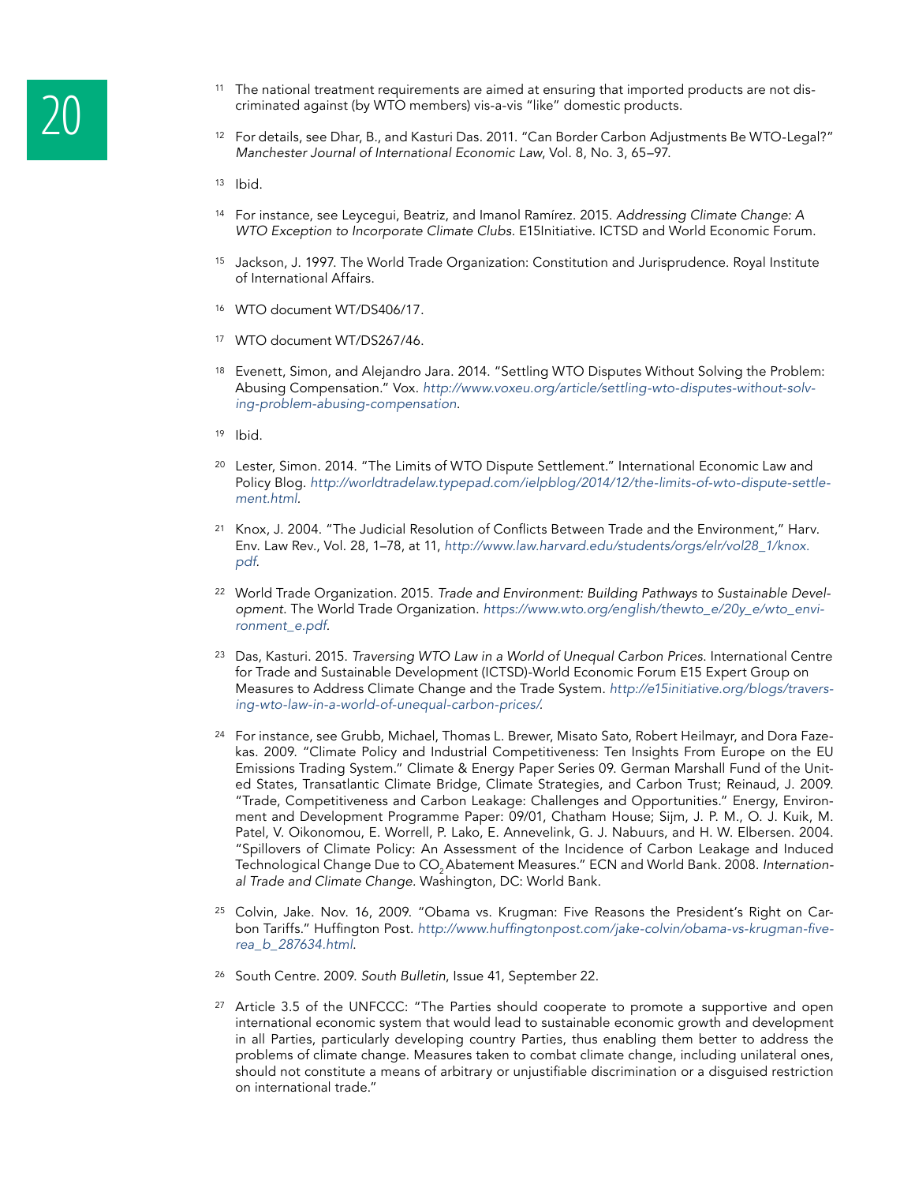[11] The national treatment requirements are aimed at ensuring that imported products are not discriminated against (by WTO members) vis-a-vis "like" domestic products.

[12] For details, see Dhar, B., and Kasturi Das. 2011. "Can Border Carbon Adjustments Be WTO-Legal?" *Manchester Journal of International Economic Law*, Vol. 8, No. 3, 65–97.

[13] Ibid.

[14] For instance, see Leycegui, Beatriz, and Imanol Ramírez. 2015. *Addressing Climate Change: A WTO Exception to Incorporate Climate Clubs*. E15Initiative. ICTSD and World Economic Forum.

[15] Jackson, J. 1997. The World Trade Organization: Constitution and Jurisprudence. Royal Institute of International Affairs.

[16] WTO document WT/DS406/17.

[17] WTO document WT/DS267/46.

[18] Evenett, Simon, and Alejandro Jara. 2014. "Settling WTO Disputes Without Solving the Problem: Abusing Compensation." Vox. *http://www.voxeu.org/article/settling-wto-disputes-without-solving-problem-abusing-compensation*.

[19] Ibid.

[20] Lester, Simon. 2014. "The Limits of WTO Dispute Settlement." International Economic Law and Policy Blog. *http://worldtradelaw.typepad.com/ielpblog/2014/12/the-limits-of-wto-dispute-settlement.html*.

[21] Knox, J. 2004. "The Judicial Resolution of Conflicts Between Trade and the Environment," Harv. Env. Law Rev., Vol. 28, 1–78, at 11, *http://www.law.harvard.edu/students/orgs/elr/vol28_1/knox.pdf*.

[22] World Trade Organization. 2015. *Trade and Environment: Building Pathways to Sustainable Development*. The World Trade Organization. *https://www.wto.org/english/thewto_e/20y_e/wto_environment_e.pdf*.

[23] Das, Kasturi. 2015. *Traversing WTO Law in a World of Unequal Carbon Prices*. International Centre for Trade and Sustainable Development (ICTSD)-World Economic Forum E15 Expert Group on Measures to Address Climate Change and the Trade System. *http://e15initiative.org/blogs/traversing-wto-law-in-a-world-of-unequal-carbon-prices/*.

[24] For instance, see Grubb, Michael, Thomas L. Brewer, Misato Sato, Robert Heilmayr, and Dora Fazekas. 2009. "Climate Policy and Industrial Competitiveness: Ten Insights From Europe on the EU Emissions Trading System." Climate & Energy Paper Series 09. German Marshall Fund of the United States, Transatlantic Climate Bridge, Climate Strategies, and Carbon Trust; Reinaud, J. 2009. "Trade, Competitiveness and Carbon Leakage: Challenges and Opportunities." Energy, Environment and Development Programme Paper: 09/01, Chatham House; Sijm, J. P. M., O. J. Kuik, M. Patel, V. Oikonomou, E. Worrell, P. Lako, E. Annevelink, G. J. Nabuurs, and H. W. Elbersen. 2004. "Spillovers of Climate Policy: An Assessment of the Incidence of Carbon Leakage and Induced Technological Change Due to $CO_2$ Abatement Measures." ECN and World Bank. 2008. *International Trade and Climate Change*. Washington, DC: World Bank.

[25] Colvin, Jake. Nov. 16, 2009. "Obama vs. Krugman: Five Reasons the President's Right on Carbon Tariffs." Huffington Post. *http://www.huffingtonpost.com/jake-colvin/obama-vs-krugman-five-rea_b_287634.html*.

[26] South Centre. 2009. *South Bulletin*, Issue 41, September 22.

[27] Article 3.5 of the UNFCCC: "The Parties should cooperate to promote a supportive and open international economic system that would lead to sustainable economic growth and development in all Parties, particularly developing country Parties, thus enabling them better to address the problems of climate change. Measures taken to combat climate change, including unilateral ones, should not constitute a means of arbitrary or unjustifiable discrimination or a disguised restriction on international trade."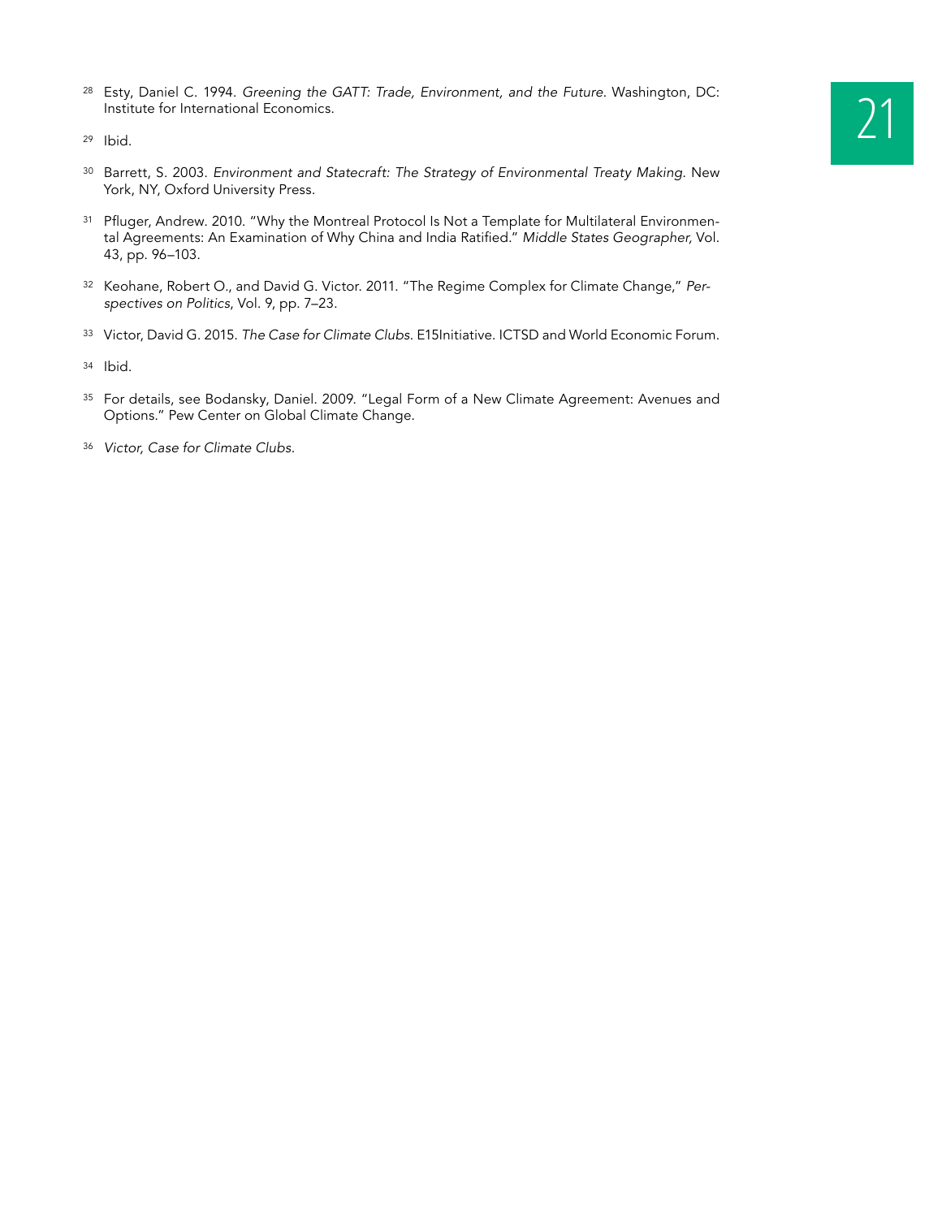[28] Esty, Daniel C. 1994. *Greening the GATT: Trade, Environment, and the Future*. Washington, DC: Institute for International Economics.

[29] Ibid.

[30] Barrett, S. 2003. *Environment and Statecraft: The Strategy of Environmental Treaty Making*. New York, NY, Oxford University Press.

[31] Pfluger, Andrew. 2010. "Why the Montreal Protocol Is Not a Template for Multilateral Environmental Agreements: An Examination of Why China and India Ratified." *Middle States Geographer,* Vol. 43, pp. 96–103.

[32] Keohane, Robert O., and David G. Victor. 2011. "The Regime Complex for Climate Change," *Perspectives on Politics*, Vol. 9, pp. 7–23.

[33] Victor, David G. 2015. *The Case for Climate Clubs*. E15Initiative. ICTSD and World Economic Forum.

[34] Ibid.

[35] For details, see Bodansky, Daniel. 2009. "Legal Form of a New Climate Agreement: Avenues and Options." Pew Center on Global Climate Change.

[36] *Victor, Case for Climate Clubs.*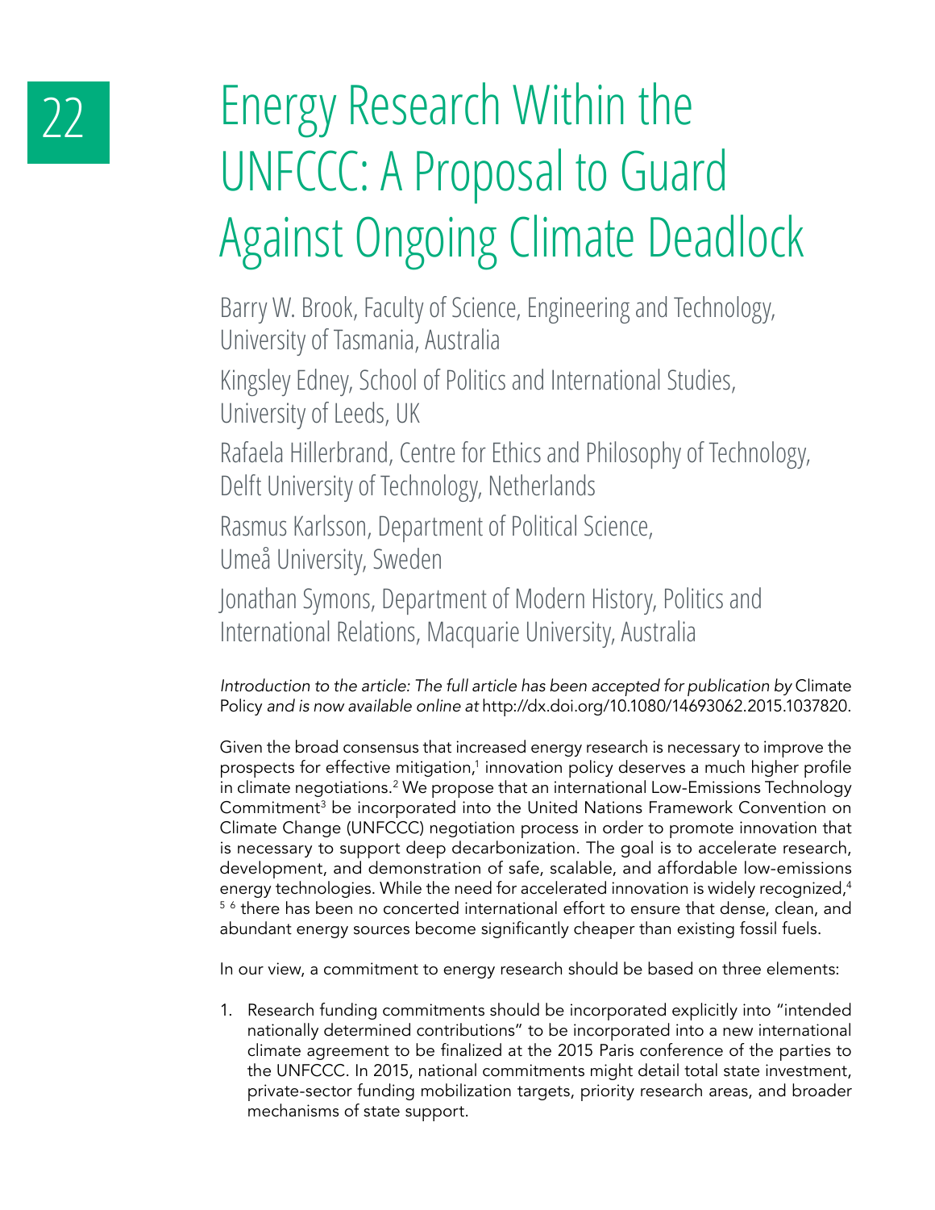# Energy Research Within the UNFCCC: A Proposal to Guard Against Ongoing Climate Deadlock

Barry W. Brook, Faculty of Science, Engineering and Technology, University of Tasmania, Australia

Kingsley Edney, School of Politics and International Studies, University of Leeds, UK

Rafaela Hillerbrand, Centre for Ethics and Philosophy of Technology, Delft University of Technology, Netherlands

Rasmus Karlsson, Department of Political Science, Umeå University, Sweden

Jonathan Symons, Department of Modern History, Politics and International Relations, Macquarie University, Australia

*Introduction to the article: The full article has been accepted for publication by* Climate Policy *and is now available online at* http://dx.doi.org/10.1080/14693062.2015.1037820.

Given the broad consensus that increased energy research is necessary to improve the prospects for effective mitigation,[1] innovation policy deserves a much higher profile in climate negotiations.[2] We propose that an international Low-Emissions Technology Commitment[3] be incorporated into the United Nations Framework Convention on Climate Change (UNFCCC) negotiation process in order to promote innovation that is necessary to support deep decarbonization. The goal is to accelerate research, development, and demonstration of safe, scalable, and affordable low-emissions energy technologies. While the need for accelerated innovation is widely recognized,[4] [5] [6] there has been no concerted international effort to ensure that dense, clean, and abundant energy sources become significantly cheaper than existing fossil fuels.

In our view, a commitment to energy research should be based on three elements:

1. Research funding commitments should be incorporated explicitly into "intended nationally determined contributions" to be incorporated into a new international climate agreement to be finalized at the 2015 Paris conference of the parties to the UNFCCC. In 2015, national commitments might detail total state investment, private-sector funding mobilization targets, priority research areas, and broader mechanisms of state support.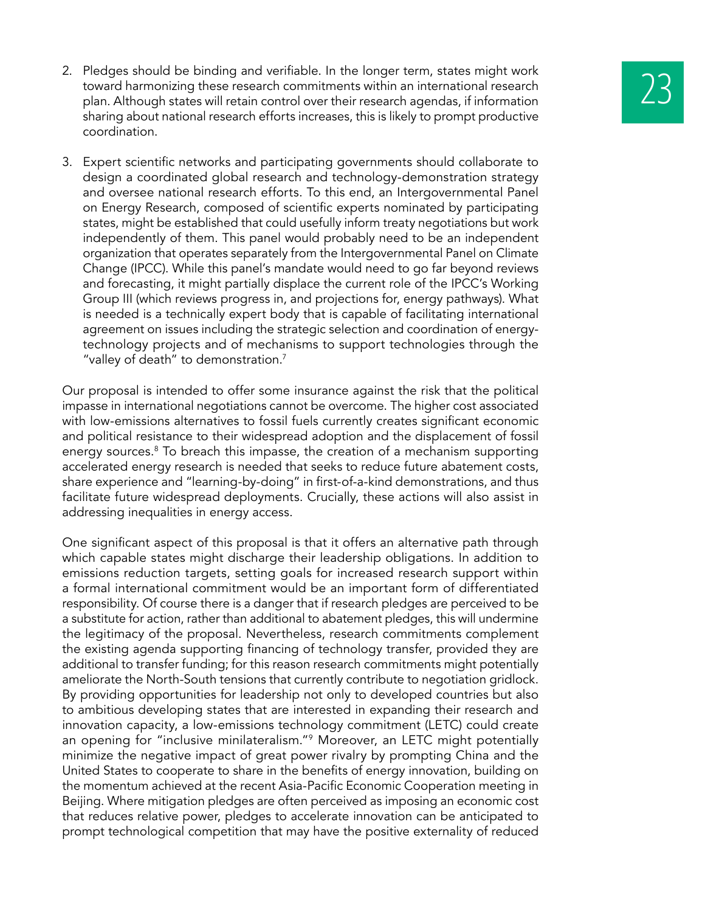2. Pledges should be binding and verifiable. In the longer term, states might work toward harmonizing these research commitments within an international research plan. Although states will retain control over their research agendas, if information sharing about national research efforts increases, this is likely to prompt productive coordination.

3. Expert scientific networks and participating governments should collaborate to design a coordinated global research and technology-demonstration strategy and oversee national research efforts. To this end, an Intergovernmental Panel on Energy Research, composed of scientific experts nominated by participating states, might be established that could usefully inform treaty negotiations but work independently of them. This panel would probably need to be an independent organization that operates separately from the Intergovernmental Panel on Climate Change (IPCC). While this panel's mandate would need to go far beyond reviews and forecasting, it might partially displace the current role of the IPCC's Working Group III (which reviews progress in, and projections for, energy pathways). What is needed is a technically expert body that is capable of facilitating international agreement on issues including the strategic selection and coordination of energy-technology projects and of mechanisms to support technologies through the "valley of death" to demonstration.[7]

Our proposal is intended to offer some insurance against the risk that the political impasse in international negotiations cannot be overcome. The higher cost associated with low-emissions alternatives to fossil fuels currently creates significant economic and political resistance to their widespread adoption and the displacement of fossil energy sources.[8] To breach this impasse, the creation of a mechanism supporting accelerated energy research is needed that seeks to reduce future abatement costs, share experience and "learning-by-doing" in first-of-a-kind demonstrations, and thus facilitate future widespread deployments. Crucially, these actions will also assist in addressing inequalities in energy access.

One significant aspect of this proposal is that it offers an alternative path through which capable states might discharge their leadership obligations. In addition to emissions reduction targets, setting goals for increased research support within a formal international commitment would be an important form of differentiated responsibility. Of course there is a danger that if research pledges are perceived to be a substitute for action, rather than additional to abatement pledges, this will undermine the legitimacy of the proposal. Nevertheless, research commitments complement the existing agenda supporting financing of technology transfer, provided they are additional to transfer funding; for this reason research commitments might potentially ameliorate the North-South tensions that currently contribute to negotiation gridlock. By providing opportunities for leadership not only to developed countries but also to ambitious developing states that are interested in expanding their research and innovation capacity, a low-emissions technology commitment (LETC) could create an opening for "inclusive minilateralism."[9] Moreover, an LETC might potentially minimize the negative impact of great power rivalry by prompting China and the United States to cooperate to share in the benefits of energy innovation, building on the momentum achieved at the recent Asia-Pacific Economic Cooperation meeting in Beijing. Where mitigation pledges are often perceived as imposing an economic cost that reduces relative power, pledges to accelerate innovation can be anticipated to prompt technological competition that may have the positive externality of reduced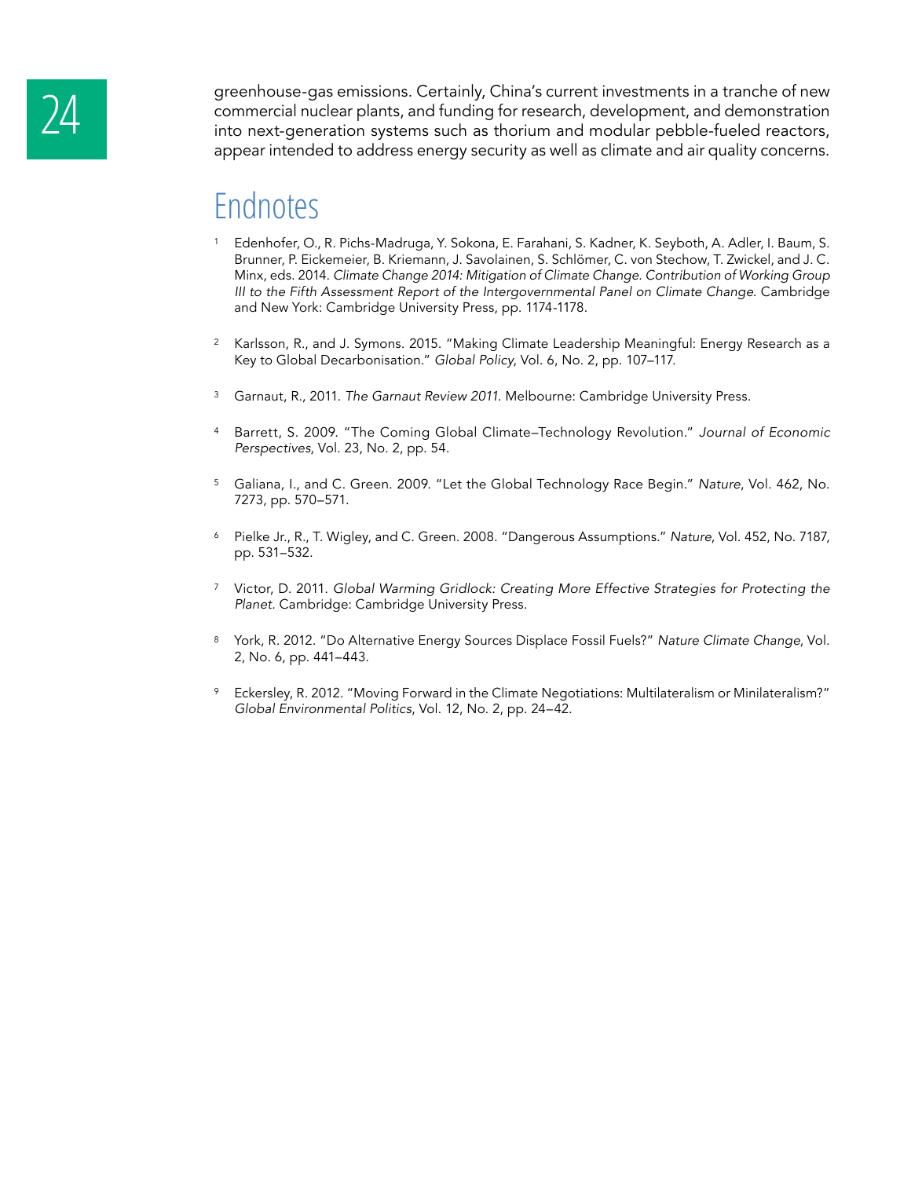greenhouse-gas emissions. Certainly, China's current investments in a tranche of new commercial nuclear plants, and funding for research, development, and demonstration into next-generation systems such as thorium and modular pebble-fueled reactors, appear intended to address energy security as well as climate and air quality concerns.

# Endnotes

1. Edenhofer, O., R. Pichs-Madruga, Y. Sokona, E. Farahani, S. Kadner, K. Seyboth, A. Adler, I. Baum, S. Brunner, P. Eickemeier, B. Kriemann, J. Savolainen, S. Schlömer, C. von Stechow, T. Zwickel, and J. C. Minx, eds. 2014. *Climate Change 2014: Mitigation of Climate Change. Contribution of Working Group III to the Fifth Assessment Report of the Intergovernmental Panel on Climate Change*. Cambridge and New York: Cambridge University Press, pp. 1174-1178.

2. Karlsson, R., and J. Symons. 2015. "Making Climate Leadership Meaningful: Energy Research as a Key to Global Decarbonisation." *Global Policy*, Vol. 6, No. 2, pp. 107–117.

3. Garnaut, R., 2011. *The Garnaut Review 2011*. Melbourne: Cambridge University Press.

4. Barrett, S. 2009. "The Coming Global Climate–Technology Revolution." *Journal of Economic Perspectives*, Vol. 23, No. 2, pp. 54.

5. Galiana, I., and C. Green. 2009. "Let the Global Technology Race Begin." *Nature*, Vol. 462, No. 7273, pp. 570–571.

6. Pielke Jr., R., T. Wigley, and C. Green. 2008. "Dangerous Assumptions." *Nature*, Vol. 452, No. 7187, pp. 531–532.

7. Victor, D. 2011. *Global Warming Gridlock: Creating More Effective Strategies for Protecting the Planet*. Cambridge: Cambridge University Press.

8. York, R. 2012. "Do Alternative Energy Sources Displace Fossil Fuels?" *Nature Climate Change*, Vol. 2, No. 6, pp. 441–443.

9. Eckersley, R. 2012. "Moving Forward in the Climate Negotiations: Multilateralism or Minilateralism?" *Global Environmental Politics*, Vol. 12, No. 2, pp. 24–42.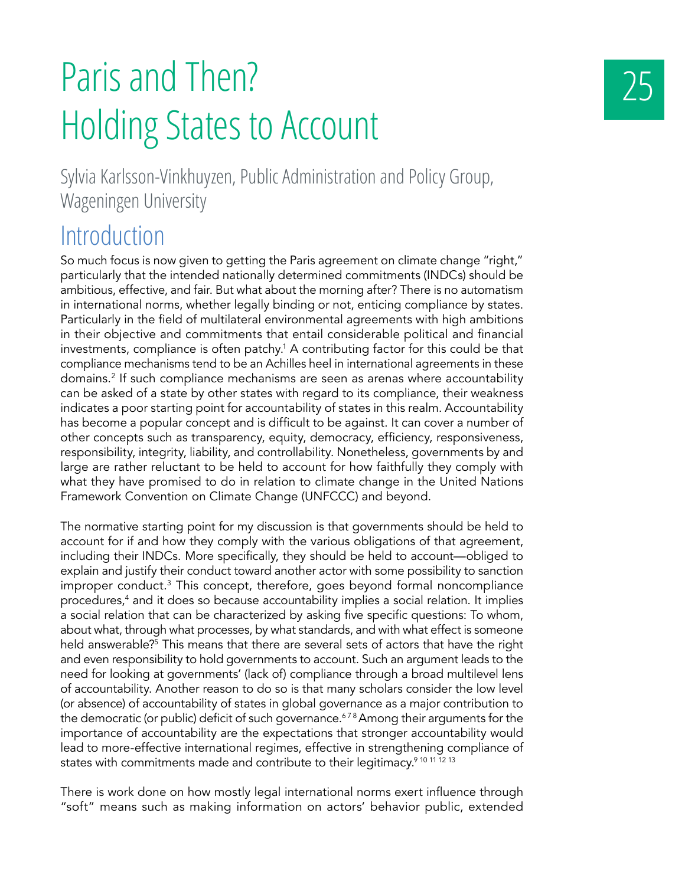# Paris and Then? Holding States to Account

Sylvia Karlsson-Vinkhuyzen, Public Administration and Policy Group, Wageningen University

## Introduction

So much focus is now given to getting the Paris agreement on climate change "right," particularly that the intended nationally determined commitments (INDCs) should be ambitious, effective, and fair. But what about the morning after? There is no automatism in international norms, whether legally binding or not, enticing compliance by states. Particularly in the field of multilateral environmental agreements with high ambitions in their objective and commitments that entail considerable political and financial investments, compliance is often patchy.[1] A contributing factor for this could be that compliance mechanisms tend to be an Achilles heel in international agreements in these domains.[2] If such compliance mechanisms are seen as arenas where accountability can be asked of a state by other states with regard to its compliance, their weakness indicates a poor starting point for accountability of states in this realm. Accountability has become a popular concept and is difficult to be against. It can cover a number of other concepts such as transparency, equity, democracy, efficiency, responsiveness, responsibility, integrity, liability, and controllability. Nonetheless, governments by and large are rather reluctant to be held to account for how faithfully they comply with what they have promised to do in relation to climate change in the United Nations Framework Convention on Climate Change (UNFCCC) and beyond.

The normative starting point for my discussion is that governments should be held to account for if and how they comply with the various obligations of that agreement, including their INDCs. More specifically, they should be held to account—obliged to explain and justify their conduct toward another actor with some possibility to sanction improper conduct.[3] This concept, therefore, goes beyond formal noncompliance procedures,[4] and it does so because accountability implies a social relation. It implies a social relation that can be characterized by asking five specific questions: To whom, about what, through what processes, by what standards, and with what effect is someone held answerable?[5] This means that there are several sets of actors that have the right and even responsibility to hold governments to account. Such an argument leads to the need for looking at governments' (lack of) compliance through a broad multilevel lens of accountability. Another reason to do so is that many scholars consider the low level (or absence) of accountability of states in global governance as a major contribution to the democratic (or public) deficit of such governance.[6 7 8] Among their arguments for the importance of accountability are the expectations that stronger accountability would lead to more-effective international regimes, effective in strengthening compliance of states with commitments made and contribute to their legitimacy.[9 10 11 12 13]

There is work done on how mostly legal international norms exert influence through "soft" means such as making information on actors' behavior public, extended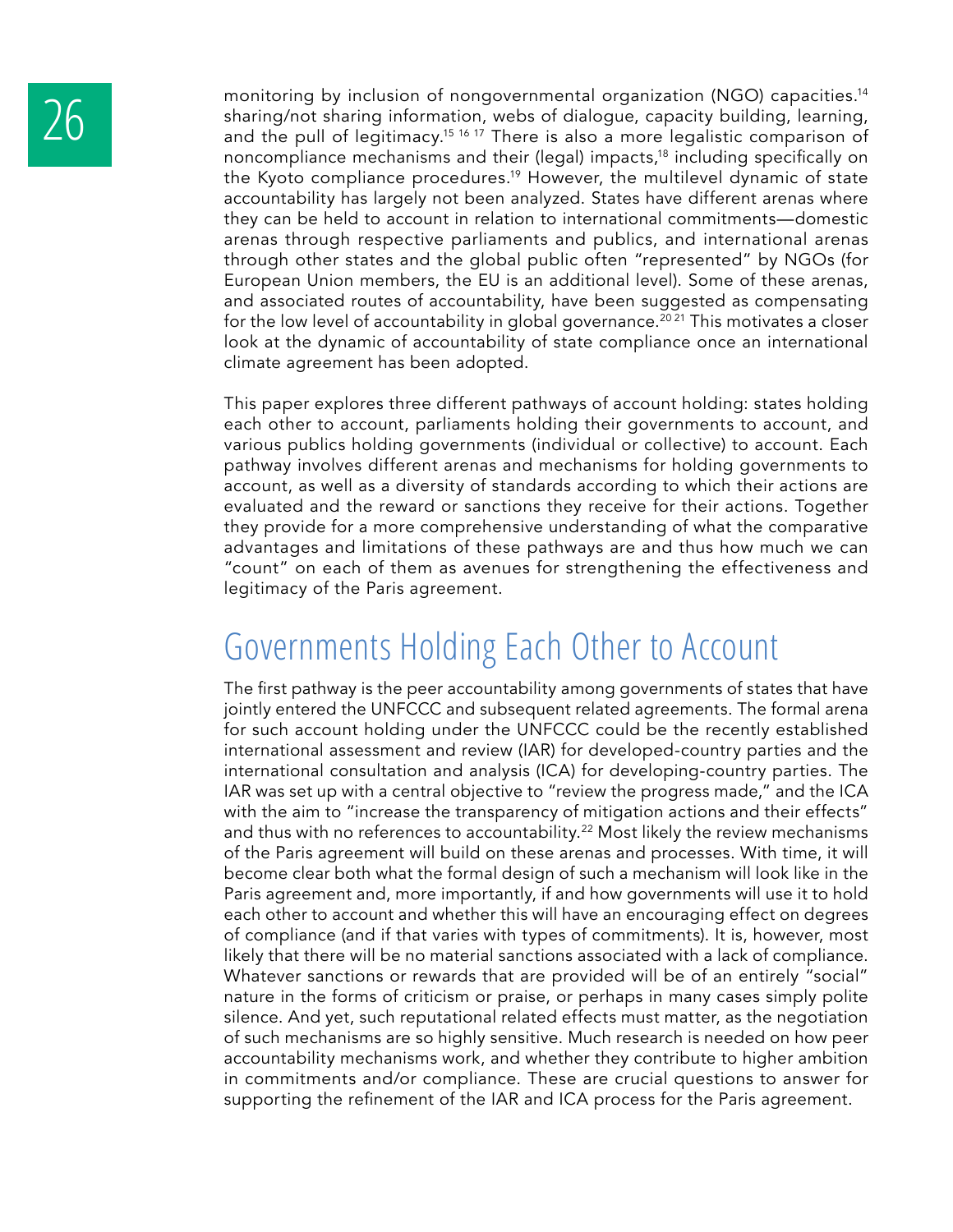monitoring by inclusion of nongovernmental organization (NGO) capacities.[14] sharing/not sharing information, webs of dialogue, capacity building, learning, and the pull of legitimacy.[15] [16] [17] There is also a more legalistic comparison of noncompliance mechanisms and their (legal) impacts,[18] including specifically on the Kyoto compliance procedures.[19] However, the multilevel dynamic of state accountability has largely not been analyzed. States have different arenas where they can be held to account in relation to international commitments—domestic arenas through respective parliaments and publics, and international arenas through other states and the global public often "represented" by NGOs (for European Union members, the EU is an additional level). Some of these arenas, and associated routes of accountability, have been suggested as compensating for the low level of accountability in global governance.[20] [21] This motivates a closer look at the dynamic of accountability of state compliance once an international climate agreement has been adopted.

This paper explores three different pathways of account holding: states holding each other to account, parliaments holding their governments to account, and various publics holding governments (individual or collective) to account. Each pathway involves different arenas and mechanisms for holding governments to account, as well as a diversity of standards according to which their actions are evaluated and the reward or sanctions they receive for their actions. Together they provide for a more comprehensive understanding of what the comparative advantages and limitations of these pathways are and thus how much we can "count" on each of them as avenues for strengthening the effectiveness and legitimacy of the Paris agreement.

## Governments Holding Each Other to Account

The first pathway is the peer accountability among governments of states that have jointly entered the UNFCCC and subsequent related agreements. The formal arena for such account holding under the UNFCCC could be the recently established international assessment and review (IAR) for developed-country parties and the international consultation and analysis (ICA) for developing-country parties. The IAR was set up with a central objective to "review the progress made," and the ICA with the aim to "increase the transparency of mitigation actions and their effects" and thus with no references to accountability.[22] Most likely the review mechanisms of the Paris agreement will build on these arenas and processes. With time, it will become clear both what the formal design of such a mechanism will look like in the Paris agreement and, more importantly, if and how governments will use it to hold each other to account and whether this will have an encouraging effect on degrees of compliance (and if that varies with types of commitments). It is, however, most likely that there will be no material sanctions associated with a lack of compliance. Whatever sanctions or rewards that are provided will be of an entirely "social" nature in the forms of criticism or praise, or perhaps in many cases simply polite silence. And yet, such reputational related effects must matter, as the negotiation of such mechanisms are so highly sensitive. Much research is needed on how peer accountability mechanisms work, and whether they contribute to higher ambition in commitments and/or compliance. These are crucial questions to answer for supporting the refinement of the IAR and ICA process for the Paris agreement.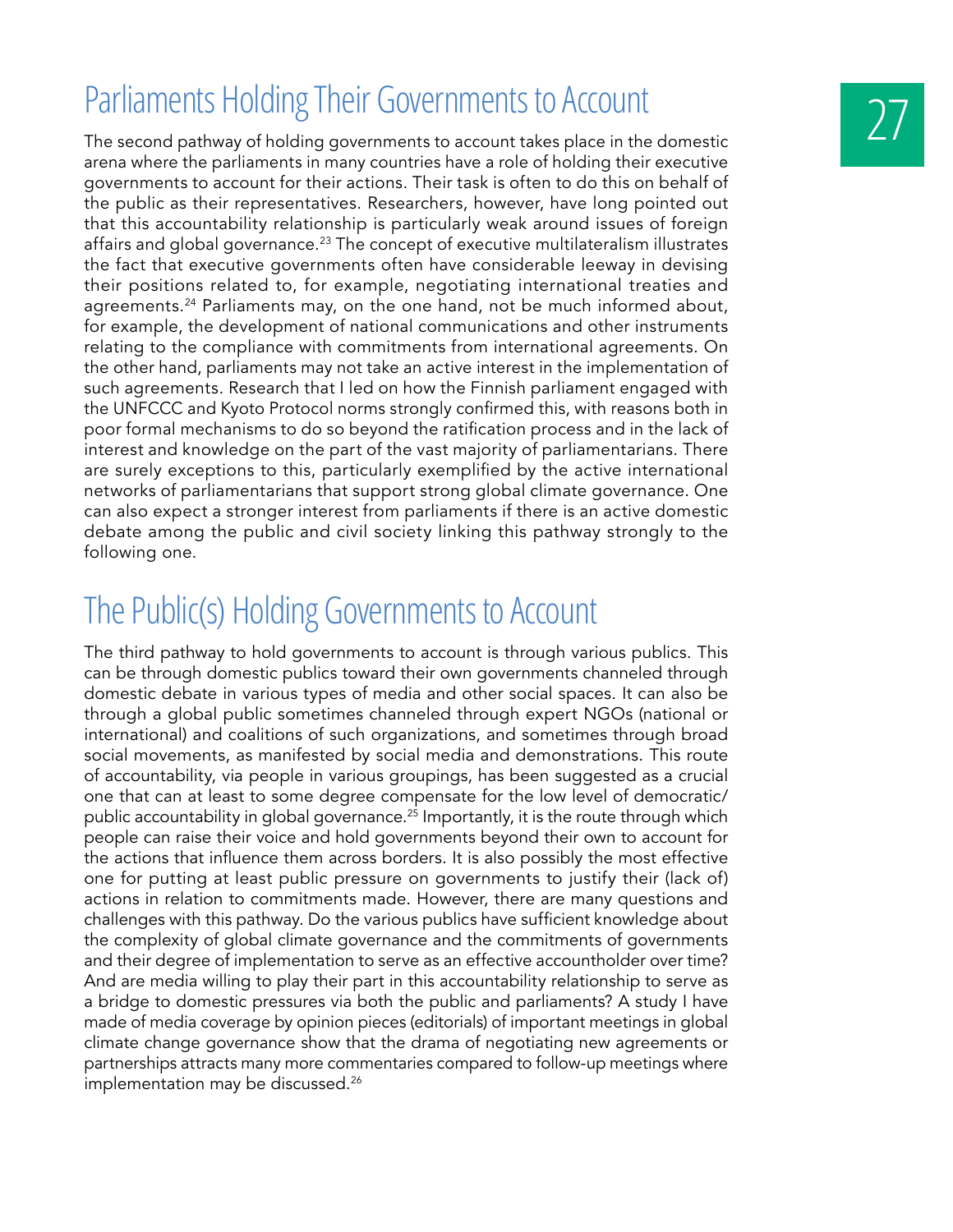## Parliaments Holding Their Governments to Account

The second pathway of holding governments to account takes place in the domestic arena where the parliaments in many countries have a role of holding their executive governments to account for their actions. Their task is often to do this on behalf of the public as their representatives. Researchers, however, have long pointed out that this accountability relationship is particularly weak around issues of foreign affairs and global governance.[23] The concept of executive multilateralism illustrates the fact that executive governments often have considerable leeway in devising their positions related to, for example, negotiating international treaties and agreements.[24] Parliaments may, on the one hand, not be much informed about, for example, the development of national communications and other instruments relating to the compliance with commitments from international agreements. On the other hand, parliaments may not take an active interest in the implementation of such agreements. Research that I led on how the Finnish parliament engaged with the UNFCCC and Kyoto Protocol norms strongly confirmed this, with reasons both in poor formal mechanisms to do so beyond the ratification process and in the lack of interest and knowledge on the part of the vast majority of parliamentarians. There are surely exceptions to this, particularly exemplified by the active international networks of parliamentarians that support strong global climate governance. One can also expect a stronger interest from parliaments if there is an active domestic debate among the public and civil society linking this pathway strongly to the following one.

## The Public(s) Holding Governments to Account

The third pathway to hold governments to account is through various publics. This can be through domestic publics toward their own governments channeled through domestic debate in various types of media and other social spaces. It can also be through a global public sometimes channeled through expert NGOs (national or international) and coalitions of such organizations, and sometimes through broad social movements, as manifested by social media and demonstrations. This route of accountability, via people in various groupings, has been suggested as a crucial one that can at least to some degree compensate for the low level of democratic/public accountability in global governance.[25] Importantly, it is the route through which people can raise their voice and hold governments beyond their own to account for the actions that influence them across borders. It is also possibly the most effective one for putting at least public pressure on governments to justify their (lack of) actions in relation to commitments made. However, there are many questions and challenges with this pathway. Do the various publics have sufficient knowledge about the complexity of global climate governance and the commitments of governments and their degree of implementation to serve as an effective accountholder over time? And are media willing to play their part in this accountability relationship to serve as a bridge to domestic pressures via both the public and parliaments? A study I have made of media coverage by opinion pieces (editorials) of important meetings in global climate change governance show that the drama of negotiating new agreements or partnerships attracts many more commentaries compared to follow-up meetings where implementation may be discussed.[26]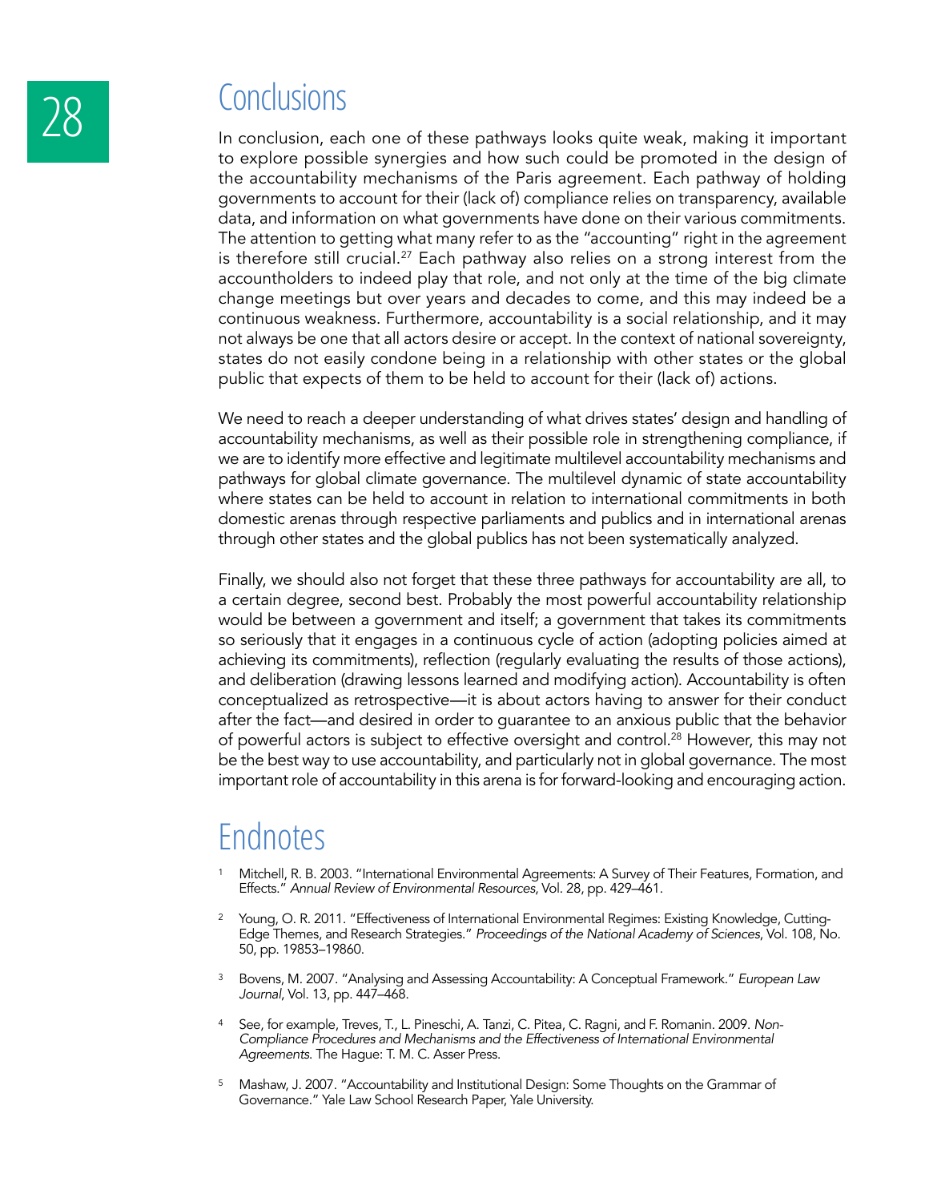## Conclusions

In conclusion, each one of these pathways looks quite weak, making it important to explore possible synergies and how such could be promoted in the design of the accountability mechanisms of the Paris agreement. Each pathway of holding governments to account for their (lack of) compliance relies on transparency, available data, and information on what governments have done on their various commitments. The attention to getting what many refer to as the "accounting" right in the agreement is therefore still crucial.[27] Each pathway also relies on a strong interest from the accountholders to indeed play that role, and not only at the time of the big climate change meetings but over years and decades to come, and this may indeed be a continuous weakness. Furthermore, accountability is a social relationship, and it may not always be one that all actors desire or accept. In the context of national sovereignty, states do not easily condone being in a relationship with other states or the global public that expects of them to be held to account for their (lack of) actions.

We need to reach a deeper understanding of what drives states' design and handling of accountability mechanisms, as well as their possible role in strengthening compliance, if we are to identify more effective and legitimate multilevel accountability mechanisms and pathways for global climate governance. The multilevel dynamic of state accountability where states can be held to account in relation to international commitments in both domestic arenas through respective parliaments and publics and in international arenas through other states and the global publics has not been systematically analyzed.

Finally, we should also not forget that these three pathways for accountability are all, to a certain degree, second best. Probably the most powerful accountability relationship would be between a government and itself; a government that takes its commitments so seriously that it engages in a continuous cycle of action (adopting policies aimed at achieving its commitments), reflection (regularly evaluating the results of those actions), and deliberation (drawing lessons learned and modifying action). Accountability is often conceptualized as retrospective—it is about actors having to answer for their conduct after the fact—and desired in order to guarantee to an anxious public that the behavior of powerful actors is subject to effective oversight and control.[28] However, this may not be the best way to use accountability, and particularly not in global governance. The most important role of accountability in this arena is for forward-looking and encouraging action.

## Endnotes

1. Mitchell, R. B. 2003. "International Environmental Agreements: A Survey of Their Features, Formation, and Effects." *Annual Review of Environmental Resources*, Vol. 28, pp. 429–461.

2. Young, O. R. 2011. "Effectiveness of International Environmental Regimes: Existing Knowledge, Cutting-Edge Themes, and Research Strategies." *Proceedings of the National Academy of Sciences*, Vol. 108, No. 50, pp. 19853–19860.

3. Bovens, M. 2007. "Analysing and Assessing Accountability: A Conceptual Framework." *European Law Journal*, Vol. 13, pp. 447–468.

4. See, for example, Treves, T., L. Pineschi, A. Tanzi, C. Pitea, C. Ragni, and F. Romanin. 2009. *Non-Compliance Procedures and Mechanisms and the Effectiveness of International Environmental Agreements*. The Hague: T. M. C. Asser Press.

5. Mashaw, J. 2007. "Accountability and Institutional Design: Some Thoughts on the Grammar of Governance." Yale Law School Research Paper, Yale University.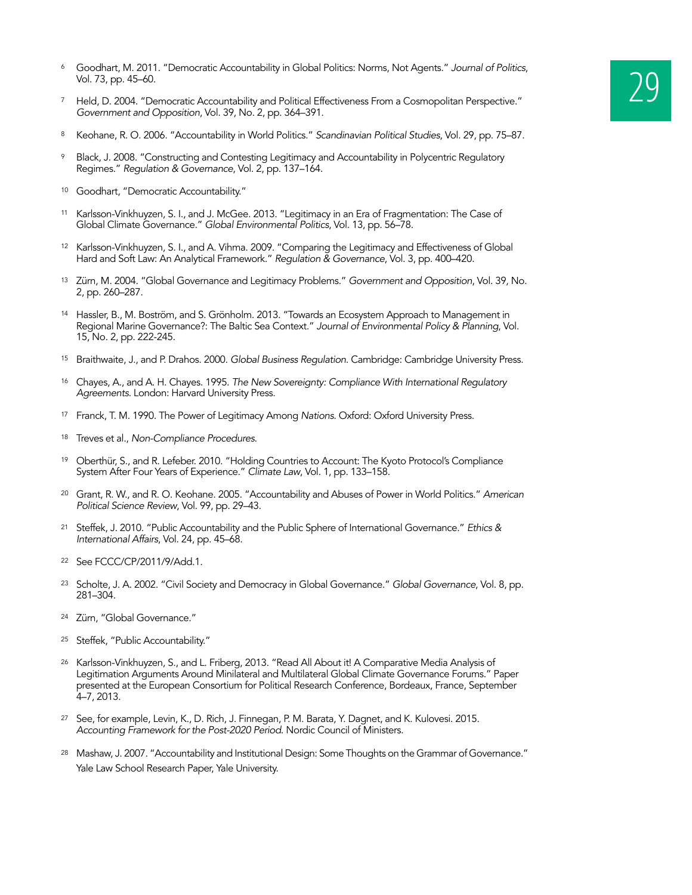6. Goodhart, M. 2011. "Democratic Accountability in Global Politics: Norms, Not Agents." *Journal of Politics*, Vol. 73, pp. 45–60.
7. Held, D. 2004. "Democratic Accountability and Political Effectiveness From a Cosmopolitan Perspective." *Government and Opposition*, Vol. 39, No. 2, pp. 364–391.
8. Keohane, R. O. 2006. "Accountability in World Politics." *Scandinavian Political Studies*, Vol. 29, pp. 75–87.
9. Black, J. 2008. "Constructing and Contesting Legitimacy and Accountability in Polycentric Regulatory Regimes." *Regulation & Governance*, Vol. 2, pp. 137–164.
10. Goodhart, "Democratic Accountability."
11. Karlsson-Vinkhuyzen, S. I., and J. McGee. 2013. "Legitimacy in an Era of Fragmentation: The Case of Global Climate Governance." *Global Environmental Politics*, Vol. 13, pp. 56–78.
12. Karlsson-Vinkhuyzen, S. I., and A. Vihma. 2009. "Comparing the Legitimacy and Effectiveness of Global Hard and Soft Law: An Analytical Framework." *Regulation & Governance*, Vol. 3, pp. 400–420.
13. Zürn, M. 2004. "Global Governance and Legitimacy Problems." *Government and Opposition*, Vol. 39, No. 2, pp. 260–287.
14. Hassler, B., M. Boström, and S. Grönholm. 2013. "Towards an Ecosystem Approach to Management in Regional Marine Governance?: The Baltic Sea Context." *Journal of Environmental Policy & Planning*, Vol. 15, No. 2, pp. 222-245.
15. Braithwaite, J., and P. Drahos. 2000. *Global Business Regulation*. Cambridge: Cambridge University Press.
16. Chayes, A., and A. H. Chayes. 1995. *The New Sovereignty: Compliance With International Regulatory Agreements*. London: Harvard University Press.
17. Franck, T. M. 1990. The Power of Legitimacy Among *Nations*. Oxford: Oxford University Press.
18. Treves et al., *Non-Compliance Procedures*.
19. Oberthür, S., and R. Lefeber. 2010. "Holding Countries to Account: The Kyoto Protocol's Compliance System After Four Years of Experience." *Climate Law*, Vol. 1, pp. 133–158.
20. Grant, R. W., and R. O. Keohane. 2005. "Accountability and Abuses of Power in World Politics." *American Political Science Review*, Vol. 99, pp. 29–43.
21. Steffek, J. 2010. "Public Accountability and the Public Sphere of International Governance." *Ethics & International Affairs*, Vol. 24, pp. 45–68.
22. See FCCC/CP/2011/9/Add.1.
23. Scholte, J. A. 2002. "Civil Society and Democracy in Global Governance." *Global Governance*, Vol. 8, pp. 281–304.
24. Zürn, "Global Governance."
25. Steffek, "Public Accountability."
26. Karlsson-Vinkhuyzen, S., and L. Friberg, 2013. "Read All About it! A Comparative Media Analysis of Legitimation Arguments Around Minilateral and Multilateral Global Climate Governance Forums." Paper presented at the European Consortium for Political Research Conference, Bordeaux, France, September 4–7, 2013.
27. See, for example, Levin, K., D. Rich, J. Finnegan, P. M. Barata, Y. Dagnet, and K. Kulovesi. 2015. *Accounting Framework for the Post-2020 Period*. Nordic Council of Ministers.
28. Mashaw, J. 2007. "Accountability and Institutional Design: Some Thoughts on the Grammar of Governance." Yale Law School Research Paper, Yale University.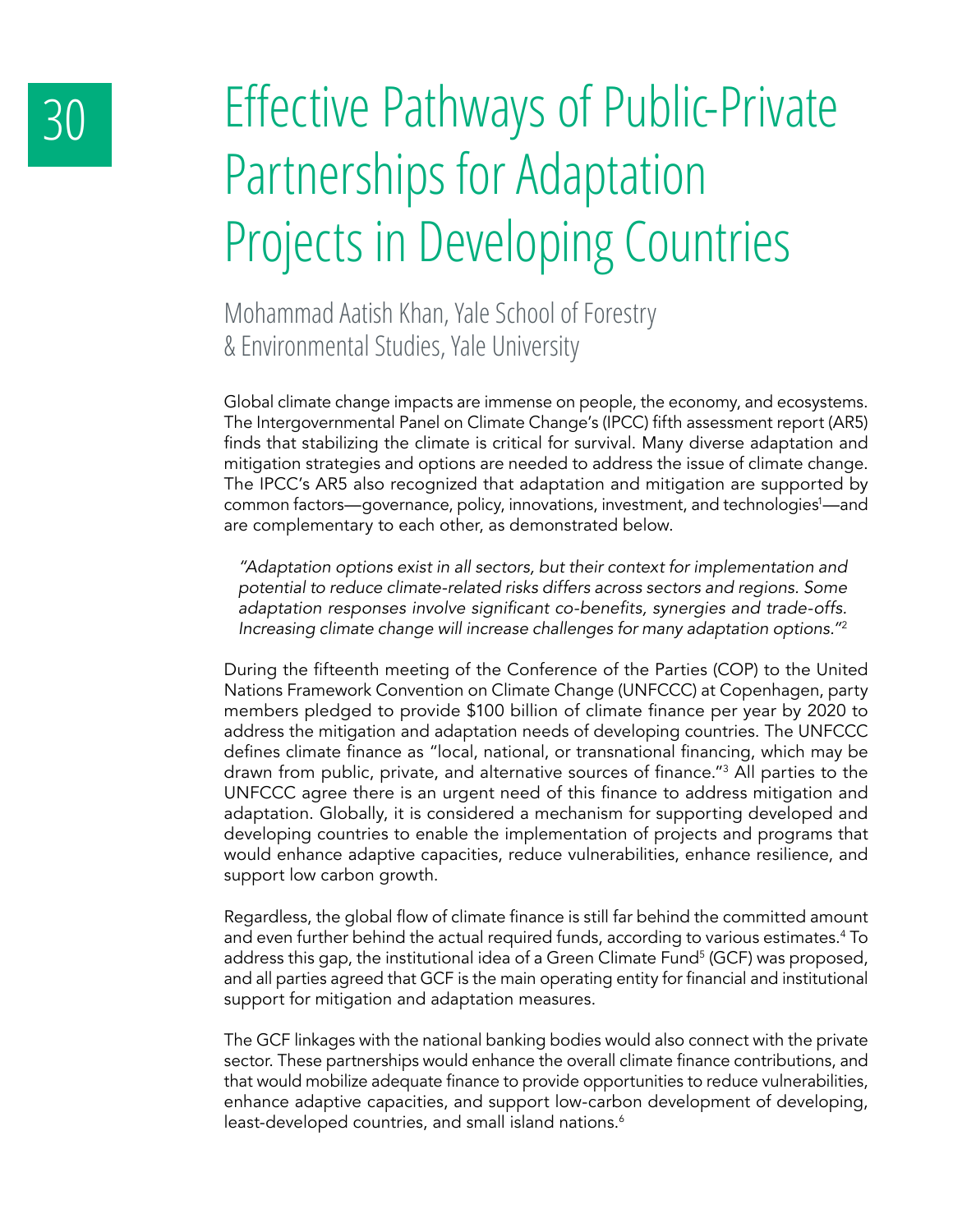# Effective Pathways of Public-Private Partnerships for Adaptation Projects in Developing Countries

Mohammad Aatish Khan, Yale School of Forestry & Environmental Studies, Yale University

Global climate change impacts are immense on people, the economy, and ecosystems. The Intergovernmental Panel on Climate Change's (IPCC) fifth assessment report (AR5) finds that stabilizing the climate is critical for survival. Many diverse adaptation and mitigation strategies and options are needed to address the issue of climate change. The IPCC's AR5 also recognized that adaptation and mitigation are supported by common factors—governance, policy, innovations, investment, and technologies[1]—and are complementary to each other, as demonstrated below.

> *"Adaptation options exist in all sectors, but their context for implementation and potential to reduce climate-related risks differs across sectors and regions. Some adaptation responses involve significant co-benefits, synergies and trade-offs. Increasing climate change will increase challenges for many adaptation options."*[2]

During the fifteenth meeting of the Conference of the Parties (COP) to the United Nations Framework Convention on Climate Change (UNFCCC) at Copenhagen, party members pledged to provide $100 billion of climate finance per year by 2020 to address the mitigation and adaptation needs of developing countries. The UNFCCC defines climate finance as "local, national, or transnational financing, which may be drawn from public, private, and alternative sources of finance."[3] All parties to the UNFCCC agree there is an urgent need of this finance to address mitigation and adaptation. Globally, it is considered a mechanism for supporting developed and developing countries to enable the implementation of projects and programs that would enhance adaptive capacities, reduce vulnerabilities, enhance resilience, and support low carbon growth.

Regardless, the global flow of climate finance is still far behind the committed amount and even further behind the actual required funds, according to various estimates.[4] To address this gap, the institutional idea of a Green Climate Fund[5] (GCF) was proposed, and all parties agreed that GCF is the main operating entity for financial and institutional support for mitigation and adaptation measures.

The GCF linkages with the national banking bodies would also connect with the private sector. These partnerships would enhance the overall climate finance contributions, and that would mobilize adequate finance to provide opportunities to reduce vulnerabilities, enhance adaptive capacities, and support low-carbon development of developing, least-developed countries, and small island nations.[6]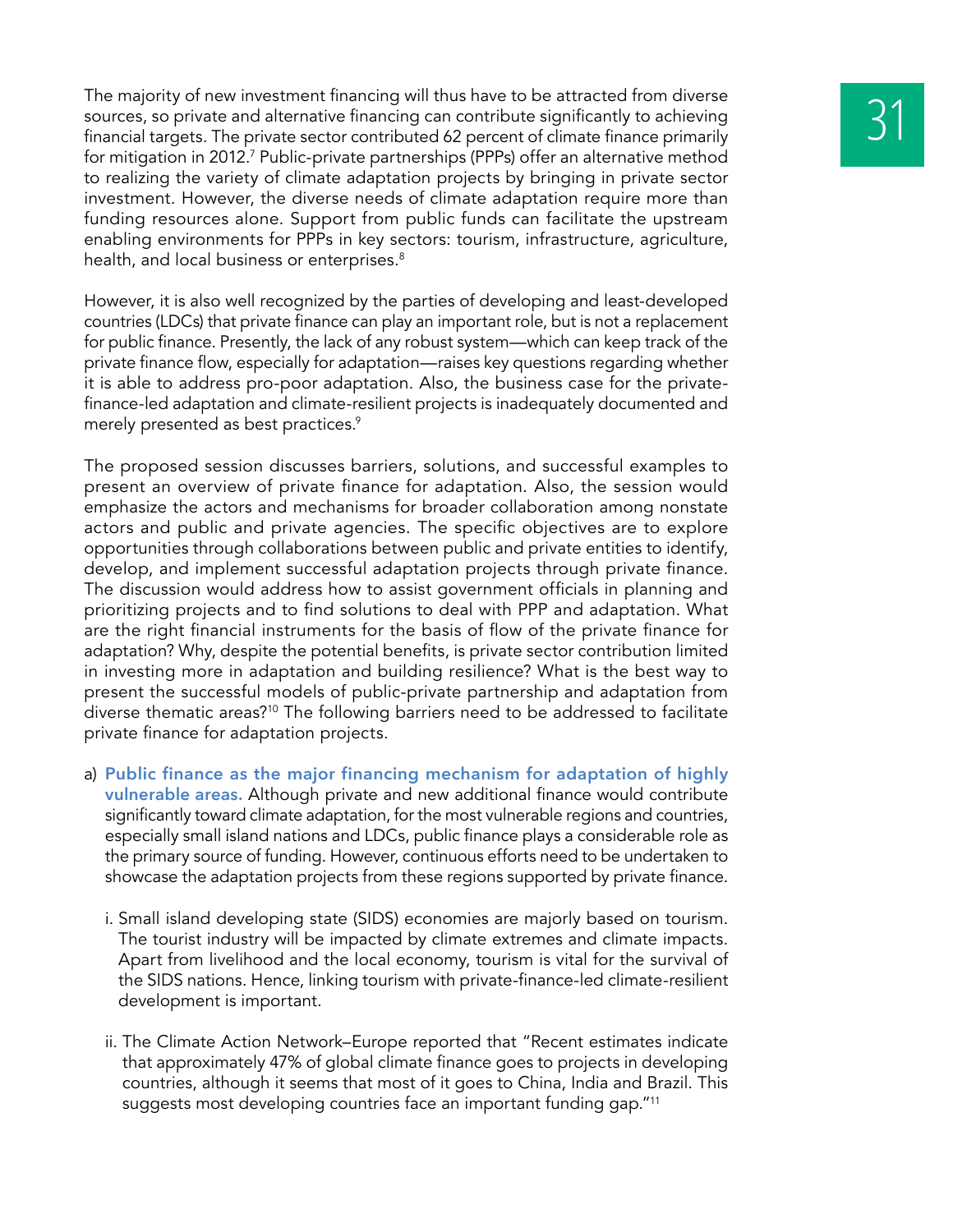The majority of new investment financing will thus have to be attracted from diverse sources, so private and alternative financing can contribute significantly to achieving financial targets. The private sector contributed 62 percent of climate finance primarily for mitigation in 2012.[7] Public-private partnerships (PPPs) offer an alternative method to realizing the variety of climate adaptation projects by bringing in private sector investment. However, the diverse needs of climate adaptation require more than funding resources alone. Support from public funds can facilitate the upstream enabling environments for PPPs in key sectors: tourism, infrastructure, agriculture, health, and local business or enterprises.[8]

However, it is also well recognized by the parties of developing and least-developed countries (LDCs) that private finance can play an important role, but is not a replacement for public finance. Presently, the lack of any robust system—which can keep track of the private finance flow, especially for adaptation—raises key questions regarding whether it is able to address pro-poor adaptation. Also, the business case for the private-finance-led adaptation and climate-resilient projects is inadequately documented and merely presented as best practices.[9]

The proposed session discusses barriers, solutions, and successful examples to present an overview of private finance for adaptation. Also, the session would emphasize the actors and mechanisms for broader collaboration among nonstate actors and public and private agencies. The specific objectives are to explore opportunities through collaborations between public and private entities to identify, develop, and implement successful adaptation projects through private finance. The discussion would address how to assist government officials in planning and prioritizing projects and to find solutions to deal with PPP and adaptation. What are the right financial instruments for the basis of flow of the private finance for adaptation? Why, despite the potential benefits, is private sector contribution limited in investing more in adaptation and building resilience? What is the best way to present the successful models of public-private partnership and adaptation from diverse thematic areas?[10] The following barriers need to be addressed to facilitate private finance for adaptation projects.

a) **Public finance as the major financing mechanism for adaptation of highly vulnerable areas.** Although private and new additional finance would contribute significantly toward climate adaptation, for the most vulnerable regions and countries, especially small island nations and LDCs, public finance plays a considerable role as the primary source of funding. However, continuous efforts need to be undertaken to showcase the adaptation projects from these regions supported by private finance.

   i. Small island developing state (SIDS) economies are majorly based on tourism. The tourist industry will be impacted by climate extremes and climate impacts. Apart from livelihood and the local economy, tourism is vital for the survival of the SIDS nations. Hence, linking tourism with private-finance-led climate-resilient development is important.

   ii. The Climate Action Network–Europe reported that "Recent estimates indicate that approximately 47% of global climate finance goes to projects in developing countries, although it seems that most of it goes to China, India and Brazil. This suggests most developing countries face an important funding gap."[11]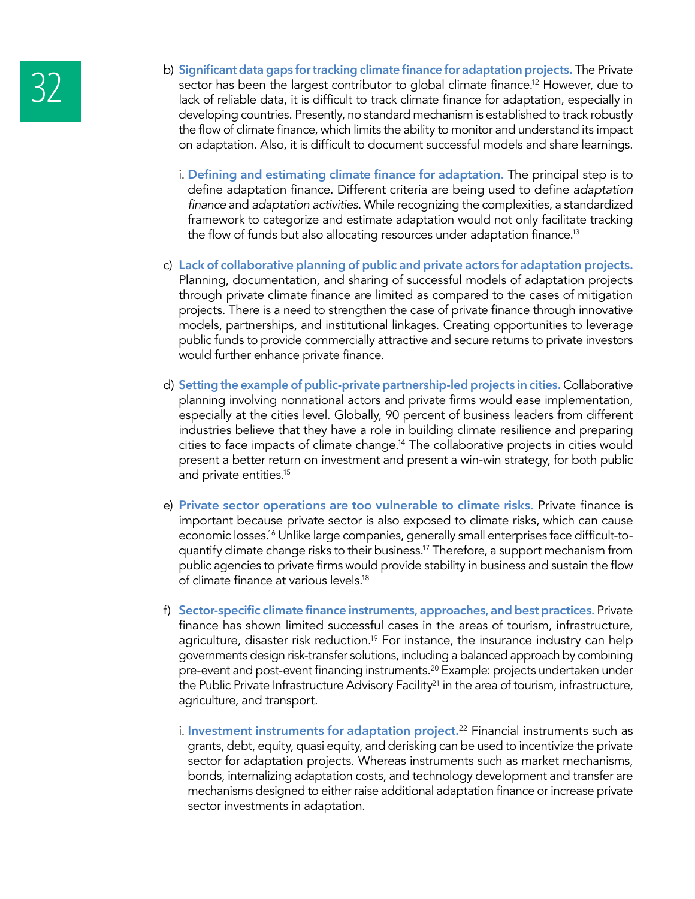b) **Significant data gaps for tracking climate finance for adaptation projects.** The Private sector has been the largest contributor to global climate finance.[12] However, due to lack of reliable data, it is difficult to track climate finance for adaptation, especially in developing countries. Presently, no standard mechanism is established to track robustly the flow of climate finance, which limits the ability to monitor and understand its impact on adaptation. Also, it is difficult to document successful models and share learnings.

   i. **Defining and estimating climate finance for adaptation.** The principal step is to define adaptation finance. Different criteria are being used to define *adaptation finance* and *adaptation activities*. While recognizing the complexities, a standardized framework to categorize and estimate adaptation would not only facilitate tracking the flow of funds but also allocating resources under adaptation finance.[13]

c) **Lack of collaborative planning of public and private actors for adaptation projects.** Planning, documentation, and sharing of successful models of adaptation projects through private climate finance are limited as compared to the cases of mitigation projects. There is a need to strengthen the case of private finance through innovative models, partnerships, and institutional linkages. Creating opportunities to leverage public funds to provide commercially attractive and secure returns to private investors would further enhance private finance.

d) **Setting the example of public-private partnership-led projects in cities.** Collaborative planning involving nonnational actors and private firms would ease implementation, especially at the cities level. Globally, 90 percent of business leaders from different industries believe that they have a role in building climate resilience and preparing cities to face impacts of climate change.[14] The collaborative projects in cities would present a better return on investment and present a win-win strategy, for both public and private entities.[15]

e) **Private sector operations are too vulnerable to climate risks.** Private finance is important because private sector is also exposed to climate risks, which can cause economic losses.[16] Unlike large companies, generally small enterprises face difficult-to-quantify climate change risks to their business.[17] Therefore, a support mechanism from public agencies to private firms would provide stability in business and sustain the flow of climate finance at various levels.[18]

f) **Sector-specific climate finance instruments, approaches, and best practices.** Private finance has shown limited successful cases in the areas of tourism, infrastructure, agriculture, disaster risk reduction.[19] For instance, the insurance industry can help governments design risk-transfer solutions, including a balanced approach by combining pre-event and post-event financing instruments.[20] Example: projects undertaken under the Public Private Infrastructure Advisory Facility[21] in the area of tourism, infrastructure, agriculture, and transport.

   i. **Investment instruments for adaptation project.**[22] Financial instruments such as grants, debt, equity, quasi equity, and derisking can be used to incentivize the private sector for adaptation projects. Whereas instruments such as market mechanisms, bonds, internalizing adaptation costs, and technology development and transfer are mechanisms designed to either raise additional adaptation finance or increase private sector investments in adaptation.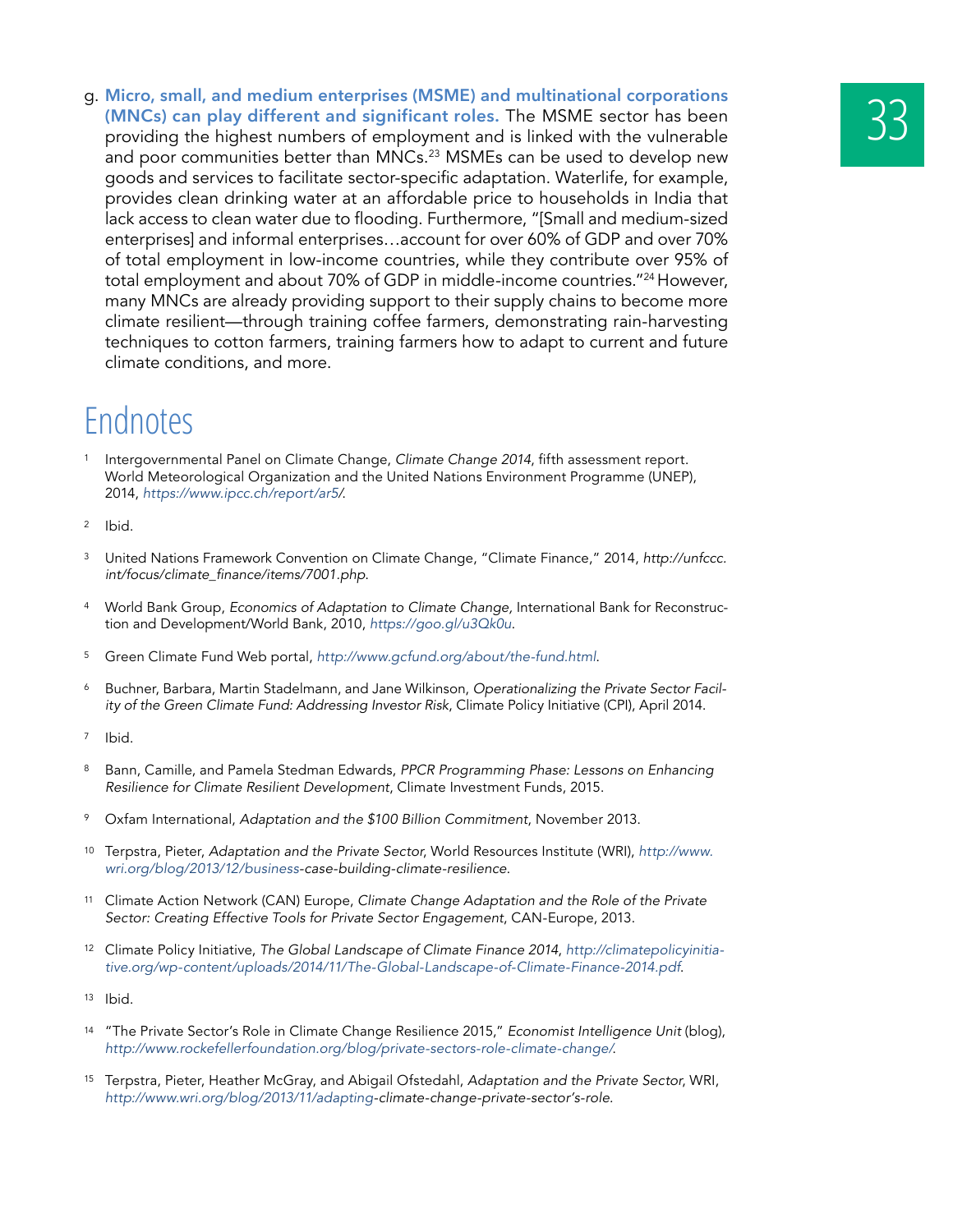g. **Micro, small, and medium enterprises (MSME) and multinational corporations (MNCs) can play different and significant roles.** The MSME sector has been providing the highest numbers of employment and is linked with the vulnerable and poor communities better than MNCs.[23] MSMEs can be used to develop new goods and services to facilitate sector-specific adaptation. Waterlife, for example, provides clean drinking water at an affordable price to households in India that lack access to clean water due to flooding. Furthermore, "[Small and medium-sized enterprises] and informal enterprises…account for over 60% of GDP and over 70% of total employment in low-income countries, while they contribute over 95% of total employment and about 70% of GDP in middle-income countries."[24] However, many MNCs are already providing support to their supply chains to become more climate resilient—through training coffee farmers, demonstrating rain-harvesting techniques to cotton farmers, training farmers how to adapt to current and future climate conditions, and more.

# Endnotes

1. Intergovernmental Panel on Climate Change, *Climate Change 2014*, fifth assessment report. World Meteorological Organization and the United Nations Environment Programme (UNEP), 2014, *https://www.ipcc.ch/report/ar5/*.
2. Ibid.
3. United Nations Framework Convention on Climate Change, "Climate Finance," 2014, *http://unfccc.int/focus/climate_finance/items/7001.php*.
4. World Bank Group, *Economics of Adaptation to Climate Change,* International Bank for Reconstruction and Development/World Bank, 2010, *https://goo.gl/u3Qk0u*.
5. Green Climate Fund Web portal, *http://www.gcfund.org/about/the-fund.html*.
6. Buchner, Barbara, Martin Stadelmann, and Jane Wilkinson, *Operationalizing the Private Sector Facility of the Green Climate Fund: Addressing Investor Risk*, Climate Policy Initiative (CPI), April 2014.
7. Ibid.
8. Bann, Camille, and Pamela Stedman Edwards, *PPCR Programming Phase: Lessons on Enhancing Resilience for Climate Resilient Development*, Climate Investment Funds, 2015.
9. Oxfam International, *Adaptation and the $100 Billion Commitment*, November 2013.
10. Terpstra, Pieter, *Adaptation and the Private Sector*, World Resources Institute (WRI), *http://www.wri.org/blog/2013/12/business-case-building-climate-resilience*.
11. Climate Action Network (CAN) Europe, *Climate Change Adaptation and the Role of the Private Sector: Creating Effective Tools for Private Sector Engagement*, CAN-Europe, 2013.
12. Climate Policy Initiative, *The Global Landscape of Climate Finance 2014*, *http://climatepolicyinitiative.org/wp-content/uploads/2014/11/The-Global-Landscape-of-Climate-Finance-2014.pdf*.
13. Ibid.
14. "The Private Sector's Role in Climate Change Resilience 2015," *Economist Intelligence Unit* (blog), *http://www.rockefellerfoundation.org/blog/private-sectors-role-climate-change/*.
15. Terpstra, Pieter, Heather McGray, and Abigail Ofstedahl, *Adaptation and the Private Sector*, WRI, *http://www.wri.org/blog/2013/11/adapting-climate-change-private-sector's-role*.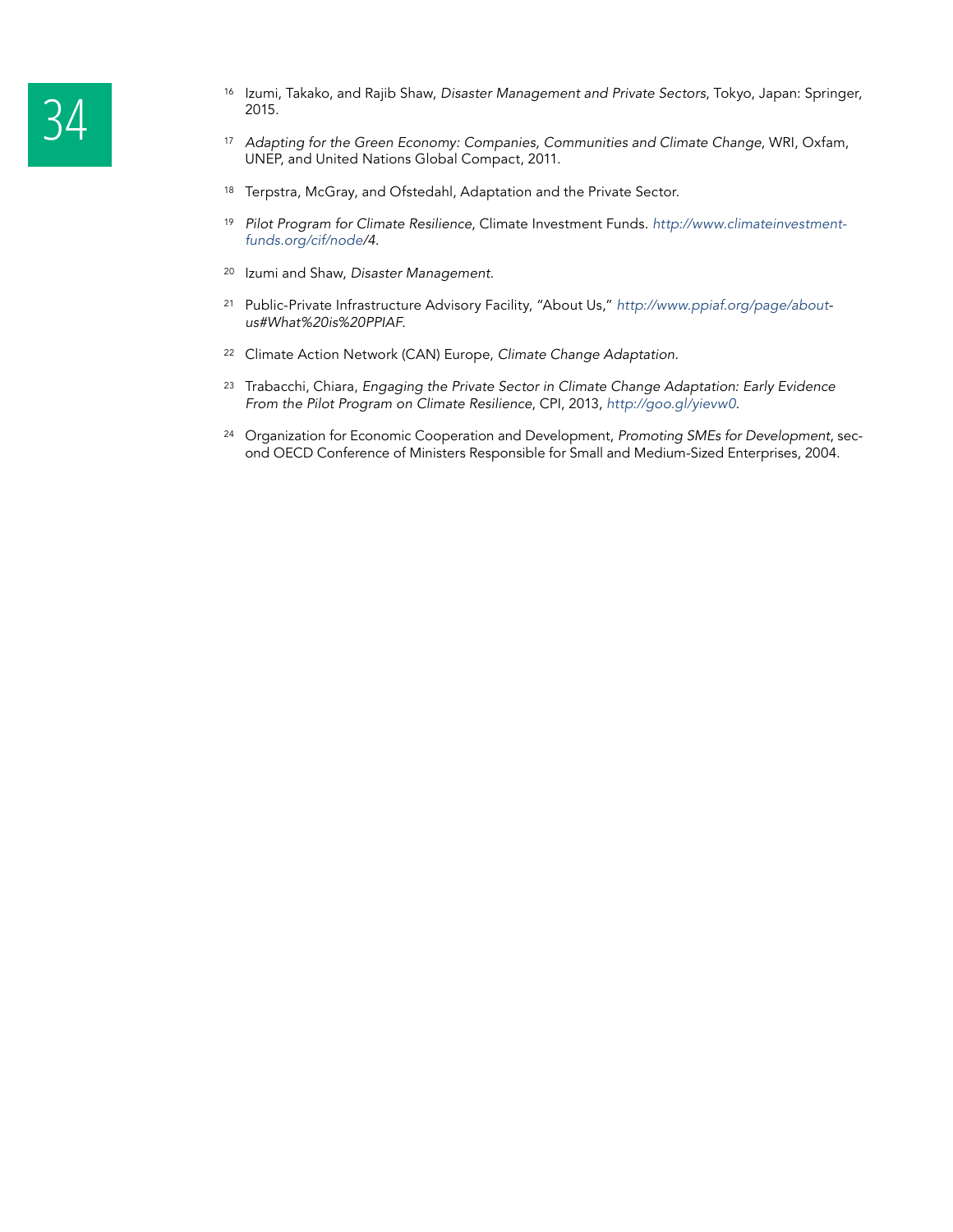[16] Izumi, Takako, and Rajib Shaw, *Disaster Management and Private Sectors*, Tokyo, Japan: Springer, 2015.

[17] *Adapting for the Green Economy: Companies, Communities and Climate Change*, WRI, Oxfam, UNEP, and United Nations Global Compact, 2011.

[18] Terpstra, McGray, and Ofstedahl, Adaptation and the Private Sector.

[19] *Pilot Program for Climate Resilience*, Climate Investment Funds. *http://www.climateinvestmentfunds.org/cif/node/4.*

[20] Izumi and Shaw, *Disaster Management.*

[21] Public-Private Infrastructure Advisory Facility, "About Us," *http://www.ppiaf.org/page/about-us#What%20is%20PPIAF.*

[22] Climate Action Network (CAN) Europe, *Climate Change Adaptation.*

[23] Trabacchi, Chiara, *Engaging the Private Sector in Climate Change Adaptation: Early Evidence From the Pilot Program on Climate Resilience*, CPI, 2013, *http://goo.gl/yievw0.*

[24] Organization for Economic Cooperation and Development, *Promoting SMEs for Development*, second OECD Conference of Ministers Responsible for Small and Medium-Sized Enterprises, 2004.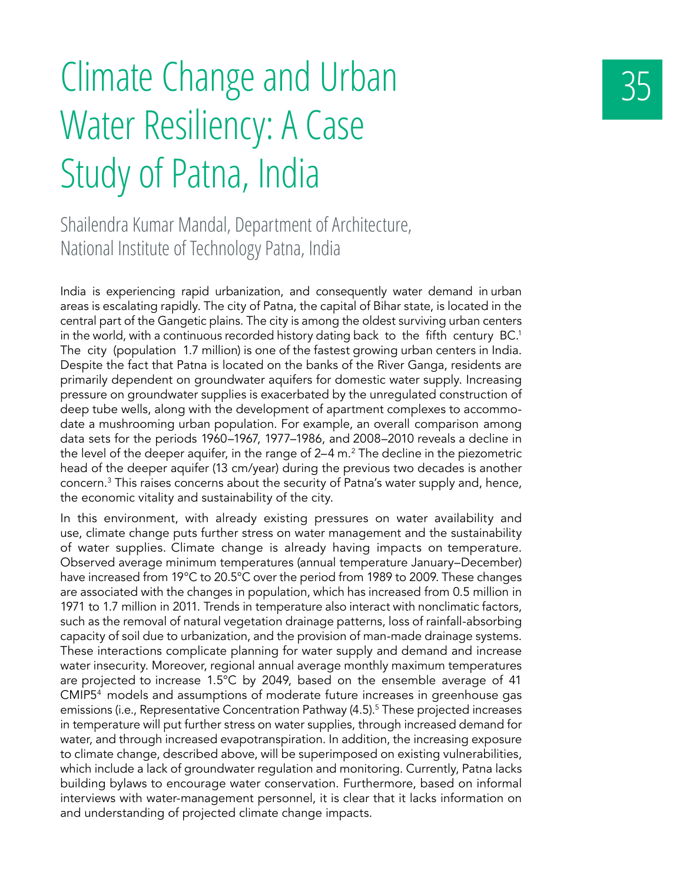# Climate Change and Urban Water Resiliency: A Case Study of Patna, India

Shailendra Kumar Mandal, Department of Architecture, National Institute of Technology Patna, India

India is experiencing rapid urbanization, and consequently water demand in urban areas is escalating rapidly. The city of Patna, the capital of Bihar state, is located in the central part of the Gangetic plains. The city is among the oldest surviving urban centers in the world, with a continuous recorded history dating back to the fifth century BC.[1] The city (population 1.7 million) is one of the fastest growing urban centers in India. Despite the fact that Patna is located on the banks of the River Ganga, residents are primarily dependent on groundwater aquifers for domestic water supply. Increasing pressure on groundwater supplies is exacerbated by the unregulated construction of deep tube wells, along with the development of apartment complexes to accommodate a mushrooming urban population. For example, an overall comparison among data sets for the periods 1960–1967, 1977–1986, and 2008–2010 reveals a decline in the level of the deeper aquifer, in the range of 2–4 m.[2] The decline in the piezometric head of the deeper aquifer (13 cm/year) during the previous two decades is another concern.[3] This raises concerns about the security of Patna's water supply and, hence, the economic vitality and sustainability of the city.

In this environment, with already existing pressures on water availability and use, climate change puts further stress on water management and the sustainability of water supplies. Climate change is already having impacts on temperature. Observed average minimum temperatures (annual temperature January–December) have increased from 19°C to 20.5°C over the period from 1989 to 2009. These changes are associated with the changes in population, which has increased from 0.5 million in 1971 to 1.7 million in 2011. Trends in temperature also interact with nonclimatic factors, such as the removal of natural vegetation drainage patterns, loss of rainfall-absorbing capacity of soil due to urbanization, and the provision of man-made drainage systems. These interactions complicate planning for water supply and demand and increase water insecurity. Moreover, regional annual average monthly maximum temperatures are projected to increase 1.5°C by 2049, based on the ensemble average of 41 CMIP5[4] models and assumptions of moderate future increases in greenhouse gas emissions (i.e., Representative Concentration Pathway (4.5).[5] These projected increases in temperature will put further stress on water supplies, through increased demand for water, and through increased evapotranspiration. In addition, the increasing exposure to climate change, described above, will be superimposed on existing vulnerabilities, which include a lack of groundwater regulation and monitoring. Currently, Patna lacks building bylaws to encourage water conservation. Furthermore, based on informal interviews with water-management personnel, it is clear that it lacks information on and understanding of projected climate change impacts.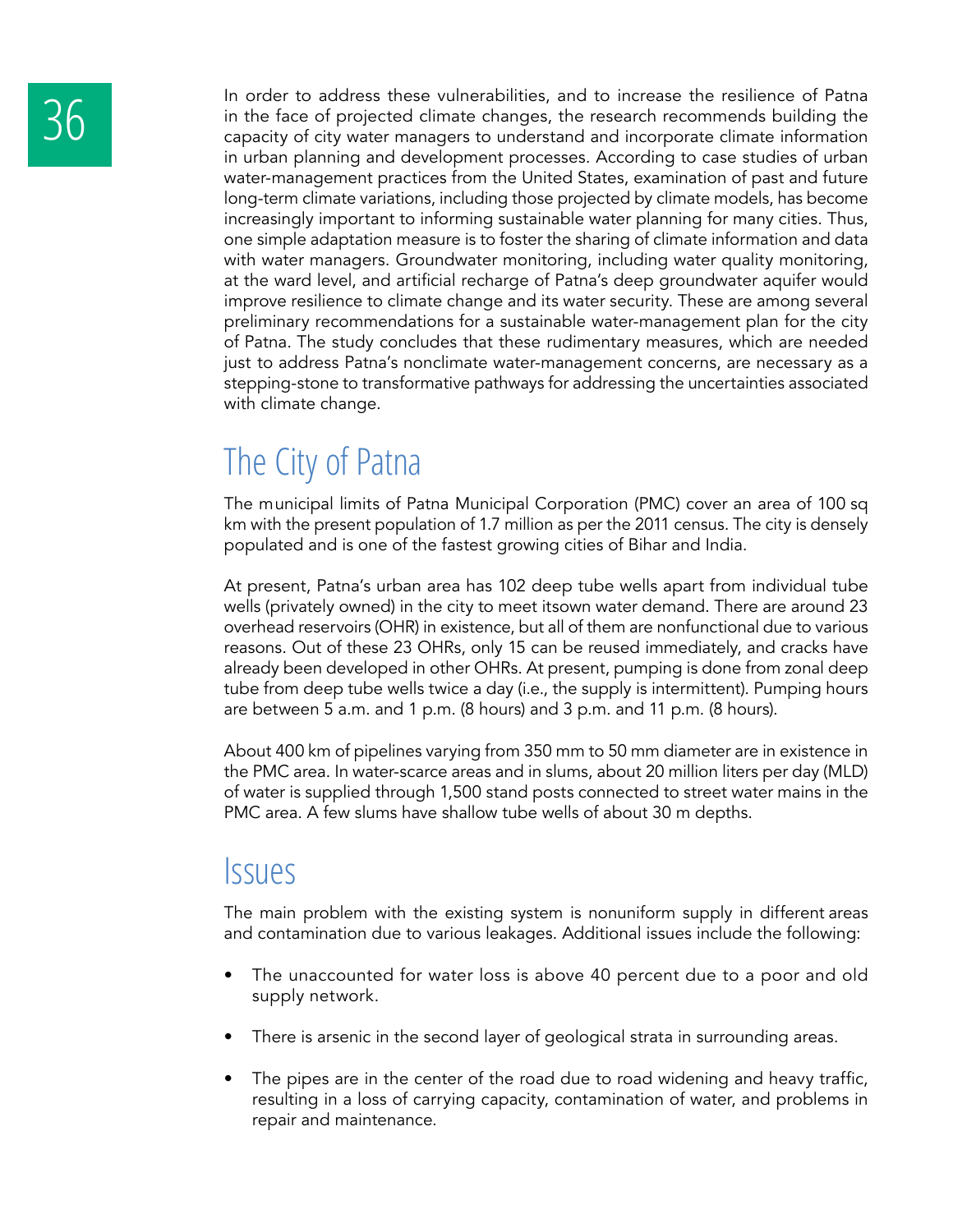In order to address these vulnerabilities, and to increase the resilience of Patna in the face of projected climate changes, the research recommends building the capacity of city water managers to understand and incorporate climate information in urban planning and development processes. According to case studies of urban water-management practices from the United States, examination of past and future long-term climate variations, including those projected by climate models, has become increasingly important to informing sustainable water planning for many cities. Thus, one simple adaptation measure is to foster the sharing of climate information and data with water managers. Groundwater monitoring, including water quality monitoring, at the ward level, and artificial recharge of Patna's deep groundwater aquifer would improve resilience to climate change and its water security. These are among several preliminary recommendations for a sustainable water-management plan for the city of Patna. The study concludes that these rudimentary measures, which are needed just to address Patna's nonclimate water-management concerns, are necessary as a stepping-stone to transformative pathways for addressing the uncertainties associated with climate change.

## The City of Patna

The municipal limits of Patna Municipal Corporation (PMC) cover an area of 100 sq km with the present population of 1.7 million as per the 2011 census. The city is densely populated and is one of the fastest growing cities of Bihar and India.

At present, Patna's urban area has 102 deep tube wells apart from individual tube wells (privately owned) in the city to meet itsown water demand. There are around 23 overhead reservoirs (OHR) in existence, but all of them are nonfunctional due to various reasons. Out of these 23 OHRs, only 15 can be reused immediately, and cracks have already been developed in other OHRs. At present, pumping is done from zonal deep tube from deep tube wells twice a day (i.e., the supply is intermittent). Pumping hours are between 5 a.m. and 1 p.m. (8 hours) and 3 p.m. and 11 p.m. (8 hours).

About 400 km of pipelines varying from 350 mm to 50 mm diameter are in existence in the PMC area. In water-scarce areas and in slums, about 20 million liters per day (MLD) of water is supplied through 1,500 stand posts connected to street water mains in the PMC area. A few slums have shallow tube wells of about 30 m depths.

## Issues

The main problem with the existing system is nonuniform supply in different areas and contamination due to various leakages. Additional issues include the following:

- The unaccounted for water loss is above 40 percent due to a poor and old supply network.
- There is arsenic in the second layer of geological strata in surrounding areas.
- The pipes are in the center of the road due to road widening and heavy traffic, resulting in a loss of carrying capacity, contamination of water, and problems in repair and maintenance.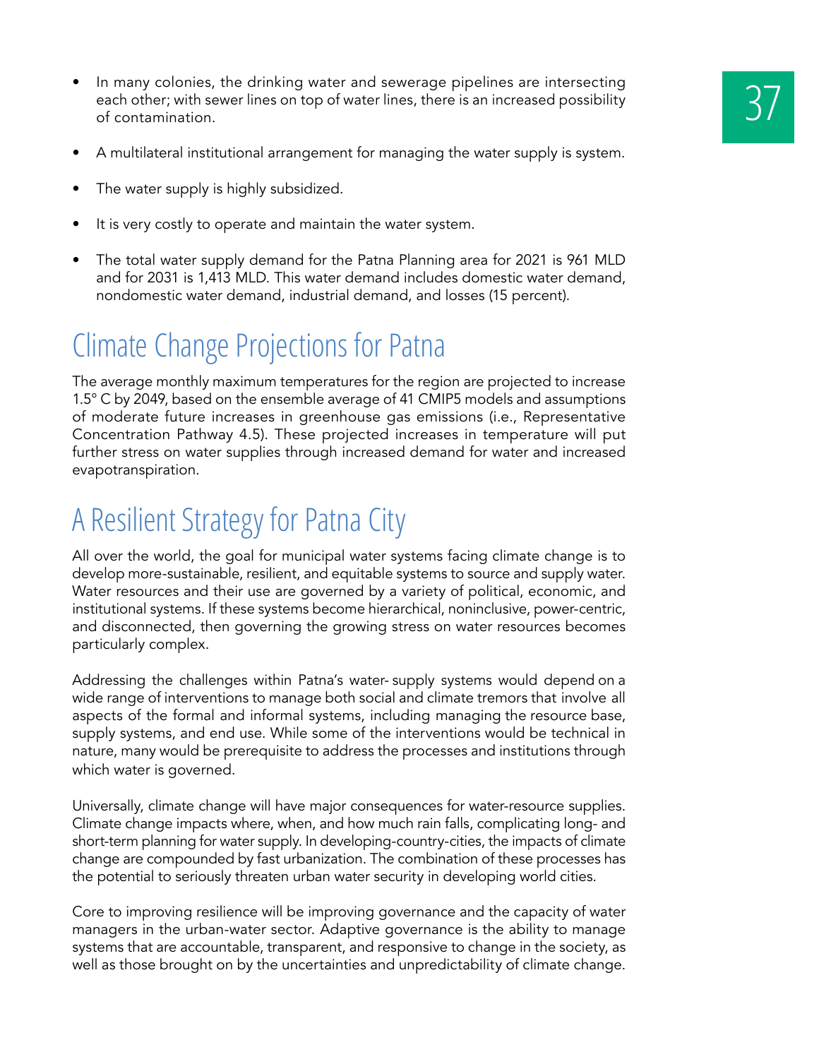- In many colonies, the drinking water and sewerage pipelines are intersecting each other; with sewer lines on top of water lines, there is an increased possibility of contamination.
- A multilateral institutional arrangement for managing the water supply is system.
- The water supply is highly subsidized.
- It is very costly to operate and maintain the water system.
- The total water supply demand for the Patna Planning area for 2021 is 961 MLD and for 2031 is 1,413 MLD. This water demand includes domestic water demand, nondomestic water demand, industrial demand, and losses (15 percent).

## Climate Change Projections for Patna

The average monthly maximum temperatures for the region are projected to increase 1.5° C by 2049, based on the ensemble average of 41 CMIP5 models and assumptions of moderate future increases in greenhouse gas emissions (i.e., Representative Concentration Pathway 4.5). These projected increases in temperature will put further stress on water supplies through increased demand for water and increased evapotranspiration.

## A Resilient Strategy for Patna City

All over the world, the goal for municipal water systems facing climate change is to develop more-sustainable, resilient, and equitable systems to source and supply water. Water resources and their use are governed by a variety of political, economic, and institutional systems. If these systems become hierarchical, noninclusive, power-centric, and disconnected, then governing the growing stress on water resources becomes particularly complex.

Addressing the challenges within Patna's water- supply systems would depend on a wide range of interventions to manage both social and climate tremors that involve all aspects of the formal and informal systems, including managing the resource base, supply systems, and end use. While some of the interventions would be technical in nature, many would be prerequisite to address the processes and institutions through which water is governed.

Universally, climate change will have major consequences for water-resource supplies. Climate change impacts where, when, and how much rain falls, complicating long- and short-term planning for water supply. In developing-country-cities, the impacts of climate change are compounded by fast urbanization. The combination of these processes has the potential to seriously threaten urban water security in developing world cities.

Core to improving resilience will be improving governance and the capacity of water managers in the urban-water sector. Adaptive governance is the ability to manage systems that are accountable, transparent, and responsive to change in the society, as well as those brought on by the uncertainties and unpredictability of climate change.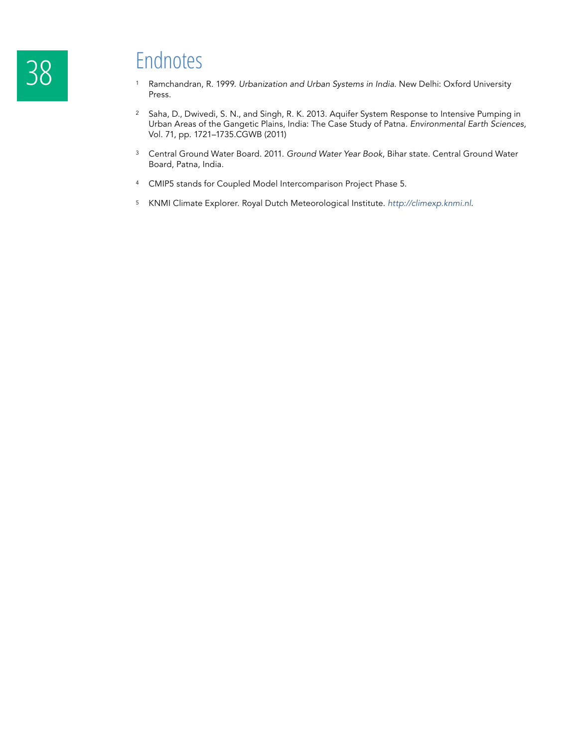# Endnotes

1. Ramchandran, R. 1999. *Urbanization and Urban Systems in India*. New Delhi: Oxford University Press.

2. Saha, D., Dwivedi, S. N., and Singh, R. K. 2013. Aquifer System Response to Intensive Pumping in Urban Areas of the Gangetic Plains, India: The Case Study of Patna. *Environmental Earth Sciences*, Vol. 71, pp. 1721–1735.CGWB (2011)

3. Central Ground Water Board. 2011. *Ground Water Year Book*, Bihar state. Central Ground Water Board, Patna, India.

4. CMIP5 stands for Coupled Model Intercomparison Project Phase 5.

5. KNMI Climate Explorer. Royal Dutch Meteorological Institute. *http://climexp.knmi.nl*.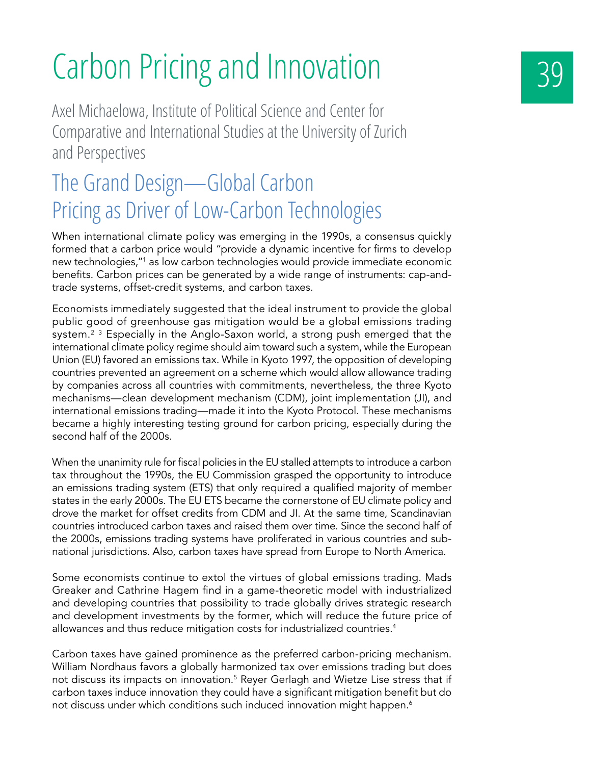# Carbon Pricing and Innovation

Axel Michaelowa, Institute of Political Science and Center for Comparative and International Studies at the University of Zurich and Perspectives

## The Grand Design—Global Carbon Pricing as Driver of Low-Carbon Technologies

When international climate policy was emerging in the 1990s, a consensus quickly formed that a carbon price would "provide a dynamic incentive for firms to develop new technologies,"[1] as low carbon technologies would provide immediate economic benefits. Carbon prices can be generated by a wide range of instruments: cap-and-trade systems, offset-credit systems, and carbon taxes.

Economists immediately suggested that the ideal instrument to provide the global public good of greenhouse gas mitigation would be a global emissions trading system.[2] [3] Especially in the Anglo-Saxon world, a strong push emerged that the international climate policy regime should aim toward such a system, while the European Union (EU) favored an emissions tax. While in Kyoto 1997, the opposition of developing countries prevented an agreement on a scheme which would allow allowance trading by companies across all countries with commitments, nevertheless, the three Kyoto mechanisms—clean development mechanism (CDM), joint implementation (JI), and international emissions trading—made it into the Kyoto Protocol. These mechanisms became a highly interesting testing ground for carbon pricing, especially during the second half of the 2000s.

When the unanimity rule for fiscal policies in the EU stalled attempts to introduce a carbon tax throughout the 1990s, the EU Commission grasped the opportunity to introduce an emissions trading system (ETS) that only required a qualified majority of member states in the early 2000s. The EU ETS became the cornerstone of EU climate policy and drove the market for offset credits from CDM and JI. At the same time, Scandinavian countries introduced carbon taxes and raised them over time. Since the second half of the 2000s, emissions trading systems have proliferated in various countries and sub-national jurisdictions. Also, carbon taxes have spread from Europe to North America.

Some economists continue to extol the virtues of global emissions trading. Mads Greaker and Cathrine Hagem find in a game-theoretic model with industrialized and developing countries that possibility to trade globally drives strategic research and development investments by the former, which will reduce the future price of allowances and thus reduce mitigation costs for industrialized countries.[4]

Carbon taxes have gained prominence as the preferred carbon-pricing mechanism. William Nordhaus favors a globally harmonized tax over emissions trading but does not discuss its impacts on innovation.[5] Reyer Gerlagh and Wietze Lise stress that if carbon taxes induce innovation they could have a significant mitigation benefit but do not discuss under which conditions such induced innovation might happen.[6]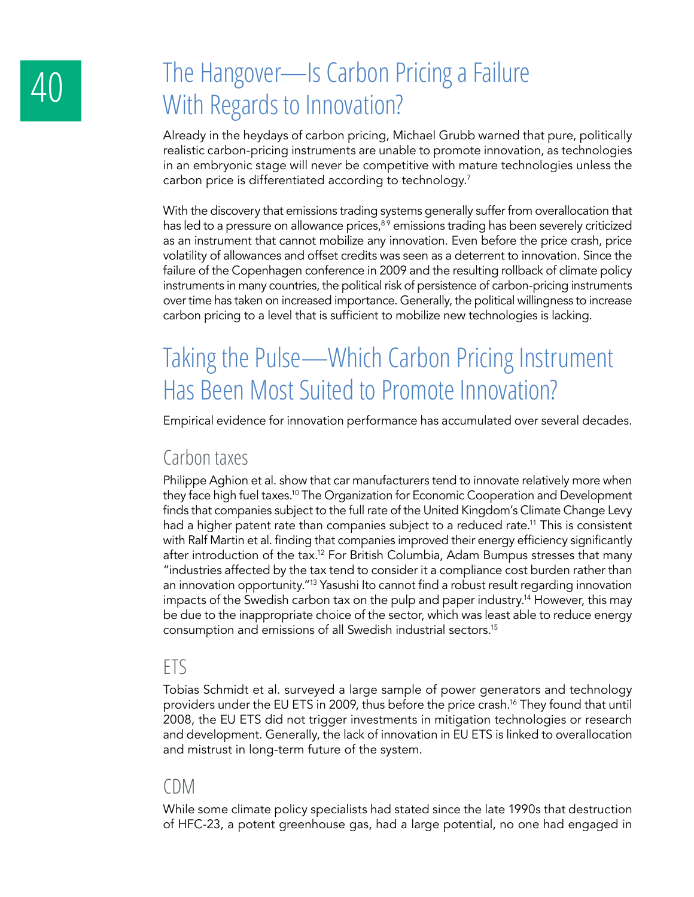## The Hangover—Is Carbon Pricing a Failure With Regards to Innovation?

Already in the heydays of carbon pricing, Michael Grubb warned that pure, politically realistic carbon-pricing instruments are unable to promote innovation, as technologies in an embryonic stage will never be competitive with mature technologies unless the carbon price is differentiated according to technology.[7]

With the discovery that emissions trading systems generally suffer from overallocation that has led to a pressure on allowance prices,[8 9] emissions trading has been severely criticized as an instrument that cannot mobilize any innovation. Even before the price crash, price volatility of allowances and offset credits was seen as a deterrent to innovation. Since the failure of the Copenhagen conference in 2009 and the resulting rollback of climate policy instruments in many countries, the political risk of persistence of carbon-pricing instruments over time has taken on increased importance. Generally, the political willingness to increase carbon pricing to a level that is sufficient to mobilize new technologies is lacking.

## Taking the Pulse—Which Carbon Pricing Instrument Has Been Most Suited to Promote Innovation?

Empirical evidence for innovation performance has accumulated over several decades.

### Carbon taxes

Philippe Aghion et al. show that car manufacturers tend to innovate relatively more when they face high fuel taxes.[10] The Organization for Economic Cooperation and Development finds that companies subject to the full rate of the United Kingdom's Climate Change Levy had a higher patent rate than companies subject to a reduced rate.[11] This is consistent with Ralf Martin et al. finding that companies improved their energy efficiency significantly after introduction of the tax.[12] For British Columbia, Adam Bumpus stresses that many "industries affected by the tax tend to consider it a compliance cost burden rather than an innovation opportunity."[13] Yasushi Ito cannot find a robust result regarding innovation impacts of the Swedish carbon tax on the pulp and paper industry.[14] However, this may be due to the inappropriate choice of the sector, which was least able to reduce energy consumption and emissions of all Swedish industrial sectors.[15]

### ETS

Tobias Schmidt et al. surveyed a large sample of power generators and technology providers under the EU ETS in 2009, thus before the price crash.[16] They found that until 2008, the EU ETS did not trigger investments in mitigation technologies or research and development. Generally, the lack of innovation in EU ETS is linked to overallocation and mistrust in long-term future of the system.

### CDM

While some climate policy specialists had stated since the late 1990s that destruction of HFC-23, a potent greenhouse gas, had a large potential, no one had engaged in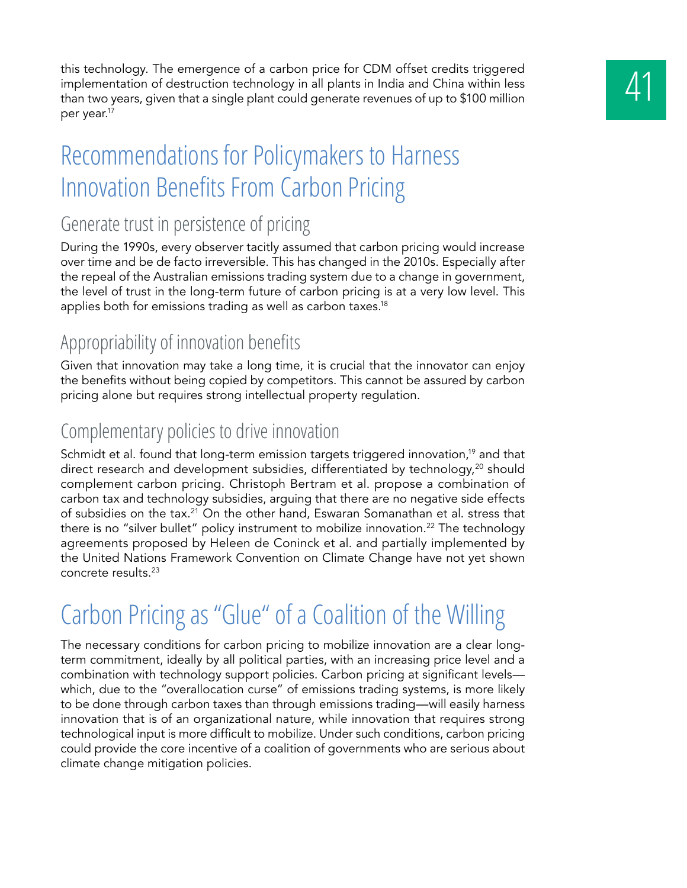this technology. The emergence of a carbon price for CDM offset credits triggered implementation of destruction technology in all plants in India and China within less than two years, given that a single plant could generate revenues of up to $100 million per year.[17]

## Recommendations for Policymakers to Harness Innovation Benefits From Carbon Pricing

### Generate trust in persistence of pricing

During the 1990s, every observer tacitly assumed that carbon pricing would increase over time and be de facto irreversible. This has changed in the 2010s. Especially after the repeal of the Australian emissions trading system due to a change in government, the level of trust in the long-term future of carbon pricing is at a very low level. This applies both for emissions trading as well as carbon taxes.[18]

### Appropriability of innovation benefits

Given that innovation may take a long time, it is crucial that the innovator can enjoy the benefits without being copied by competitors. This cannot be assured by carbon pricing alone but requires strong intellectual property regulation.

### Complementary policies to drive innovation

Schmidt et al. found that long-term emission targets triggered innovation,[19] and that direct research and development subsidies, differentiated by technology,[20] should complement carbon pricing. Christoph Bertram et al. propose a combination of carbon tax and technology subsidies, arguing that there are no negative side effects of subsidies on the tax.[21] On the other hand, Eswaran Somanathan et al. stress that there is no "silver bullet" policy instrument to mobilize innovation.[22] The technology agreements proposed by Heleen de Coninck et al. and partially implemented by the United Nations Framework Convention on Climate Change have not yet shown concrete results.[23]

## Carbon Pricing as "Glue" of a Coalition of the Willing

The necessary conditions for carbon pricing to mobilize innovation are a clear long-term commitment, ideally by all political parties, with an increasing price level and a combination with technology support policies. Carbon pricing at significant levels—which, due to the "overallocation curse" of emissions trading systems, is more likely to be done through carbon taxes than through emissions trading—will easily harness innovation that is of an organizational nature, while innovation that requires strong technological input is more difficult to mobilize. Under such conditions, carbon pricing could provide the core incentive of a coalition of governments who are serious about climate change mitigation policies.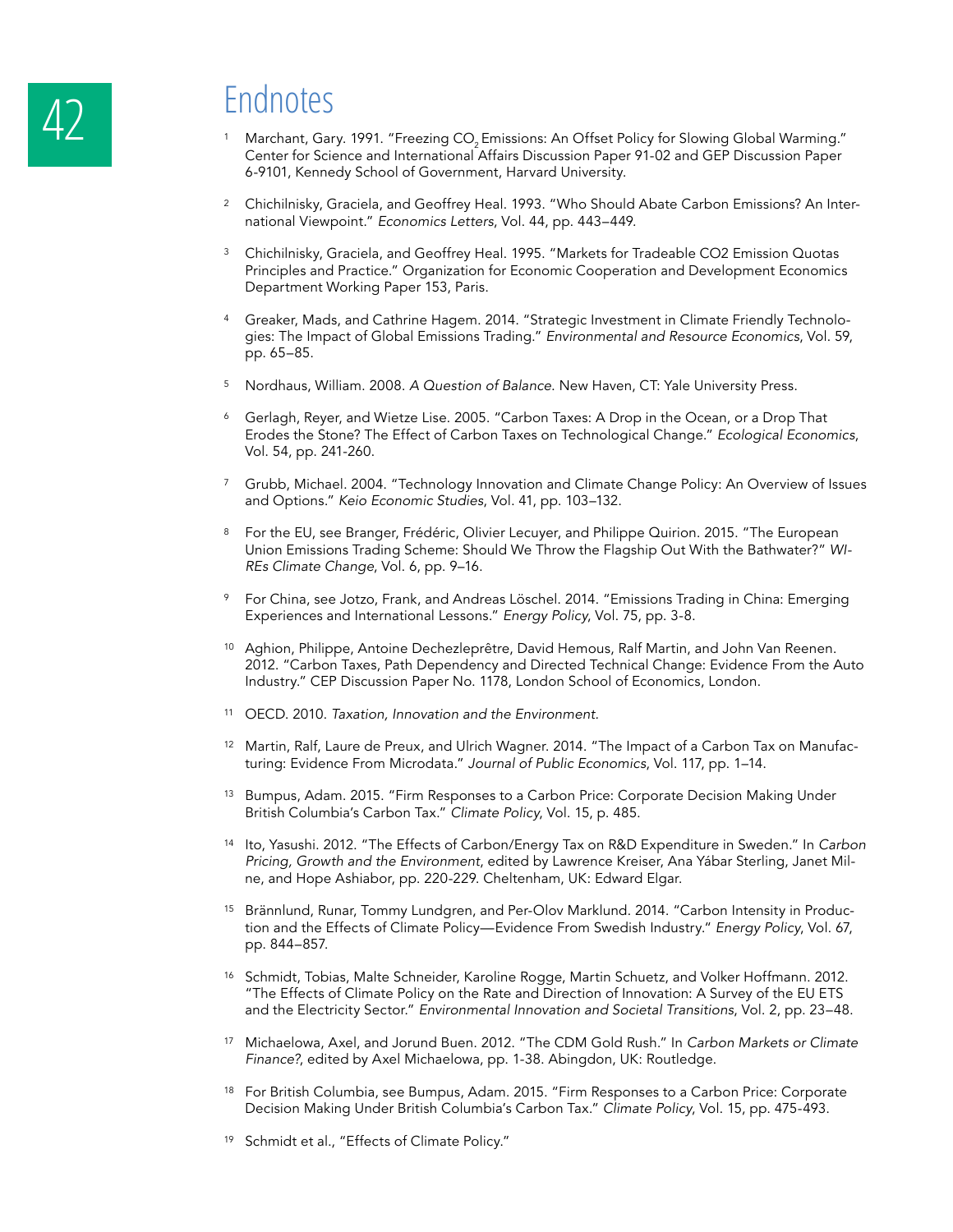# Endnotes

1. Marchant, Gary. 1991. "Freezing $CO_2$ Emissions: An Offset Policy for Slowing Global Warming." Center for Science and International Affairs Discussion Paper 91-02 and GEP Discussion Paper 6-9101, Kennedy School of Government, Harvard University.

2. Chichilnisky, Graciela, and Geoffrey Heal. 1993. "Who Should Abate Carbon Emissions? An International Viewpoint." *Economics Letters*, Vol. 44, pp. 443–449.

3. Chichilnisky, Graciela, and Geoffrey Heal. 1995. "Markets for Tradeable CO2 Emission Quotas Principles and Practice." Organization for Economic Cooperation and Development Economics Department Working Paper 153, Paris.

4. Greaker, Mads, and Cathrine Hagem. 2014. "Strategic Investment in Climate Friendly Technologies: The Impact of Global Emissions Trading." *Environmental and Resource Economics*, Vol. 59, pp. 65–85.

5. Nordhaus, William. 2008. *A Question of Balance.* New Haven, CT: Yale University Press.

6. Gerlagh, Reyer, and Wietze Lise. 2005. "Carbon Taxes: A Drop in the Ocean, or a Drop That Erodes the Stone? The Effect of Carbon Taxes on Technological Change." *Ecological Economics*, Vol. 54, pp. 241-260.

7. Grubb, Michael. 2004. "Technology Innovation and Climate Change Policy: An Overview of Issues and Options." *Keio Economic Studies*, Vol. 41, pp. 103–132.

8. For the EU, see Branger, Frédéric, Olivier Lecuyer, and Philippe Quirion. 2015. "The European Union Emissions Trading Scheme: Should We Throw the Flagship Out With the Bathwater?" *WIREs Climate Change*, Vol. 6, pp. 9–16.

9. For China, see Jotzo, Frank, and Andreas Löschel. 2014. "Emissions Trading in China: Emerging Experiences and International Lessons." *Energy Policy*, Vol. 75, pp. 3-8.

10. Aghion, Philippe, Antoine Dechezleprêtre, David Hemous, Ralf Martin, and John Van Reenen. 2012. "Carbon Taxes, Path Dependency and Directed Technical Change: Evidence From the Auto Industry." CEP Discussion Paper No. 1178, London School of Economics, London.

11. OECD. 2010. *Taxation, Innovation and the Environment.*

12. Martin, Ralf, Laure de Preux, and Ulrich Wagner. 2014. "The Impact of a Carbon Tax on Manufacturing: Evidence From Microdata." *Journal of Public Economics*, Vol. 117, pp. 1–14.

13. Bumpus, Adam. 2015. "Firm Responses to a Carbon Price: Corporate Decision Making Under British Columbia's Carbon Tax." *Climate Policy*, Vol. 15, p. 485.

14. Ito, Yasushi. 2012. "The Effects of Carbon/Energy Tax on R&D Expenditure in Sweden." In *Carbon Pricing, Growth and the Environment*, edited by Lawrence Kreiser, Ana Yábar Sterling, Janet Milne, and Hope Ashiabor, pp. 220-229. Cheltenham, UK: Edward Elgar.

15. Brännlund, Runar, Tommy Lundgren, and Per-Olov Marklund. 2014. "Carbon Intensity in Production and the Effects of Climate Policy—Evidence From Swedish Industry." *Energy Policy*, Vol. 67, pp. 844–857.

16. Schmidt, Tobias, Malte Schneider, Karoline Rogge, Martin Schuetz, and Volker Hoffmann. 2012. "The Effects of Climate Policy on the Rate and Direction of Innovation: A Survey of the EU ETS and the Electricity Sector." *Environmental Innovation and Societal Transitions*, Vol. 2, pp. 23–48.

17. Michaelowa, Axel, and Jorund Buen. 2012. "The CDM Gold Rush." In *Carbon Markets or Climate Finance?*, edited by Axel Michaelowa, pp. 1-38. Abingdon, UK: Routledge.

18. For British Columbia, see Bumpus, Adam. 2015. "Firm Responses to a Carbon Price: Corporate Decision Making Under British Columbia's Carbon Tax." *Climate Policy*, Vol. 15, pp. 475-493.

19. Schmidt et al., "Effects of Climate Policy."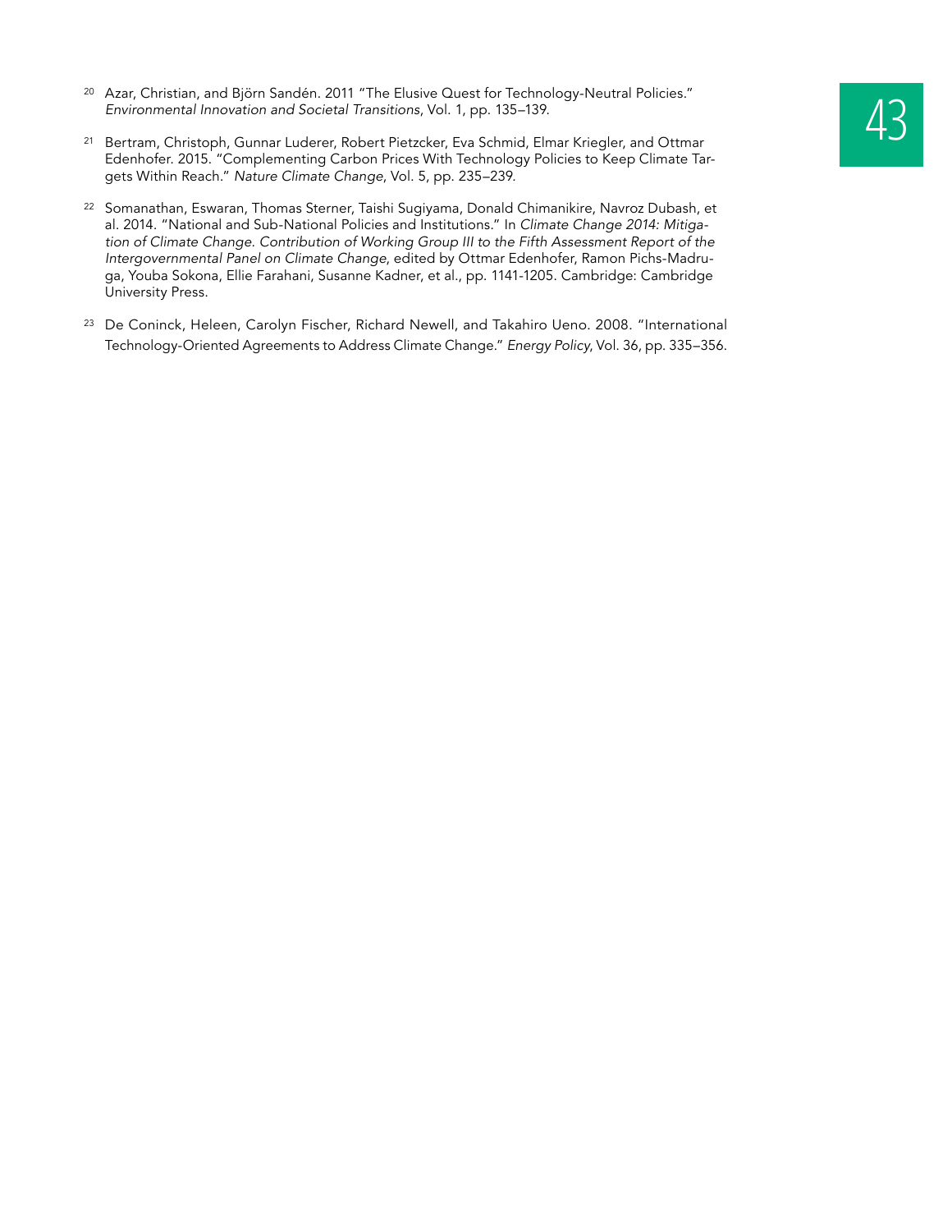[20] Azar, Christian, and Björn Sandén. 2011 "The Elusive Quest for Technology-Neutral Policies." *Environmental Innovation and Societal Transitions*, Vol. 1, pp. 135–139.

[21] Bertram, Christoph, Gunnar Luderer, Robert Pietzcker, Eva Schmid, Elmar Kriegler, and Ottmar Edenhofer. 2015. "Complementing Carbon Prices With Technology Policies to Keep Climate Targets Within Reach." *Nature Climate Change*, Vol. 5, pp. 235–239.

[22] Somanathan, Eswaran, Thomas Sterner, Taishi Sugiyama, Donald Chimanikire, Navroz Dubash, et al. 2014. "National and Sub-National Policies and Institutions." In *Climate Change 2014: Mitigation of Climate Change. Contribution of Working Group III to the Fifth Assessment Report of the Intergovernmental Panel on Climate Change*, edited by Ottmar Edenhofer, Ramon Pichs-Madruga, Youba Sokona, Ellie Farahani, Susanne Kadner, et al., pp. 1141-1205. Cambridge: Cambridge University Press.

[23] De Coninck, Heleen, Carolyn Fischer, Richard Newell, and Takahiro Ueno. 2008. "International Technology-Oriented Agreements to Address Climate Change." *Energy Policy*, Vol. 36, pp. 335–356.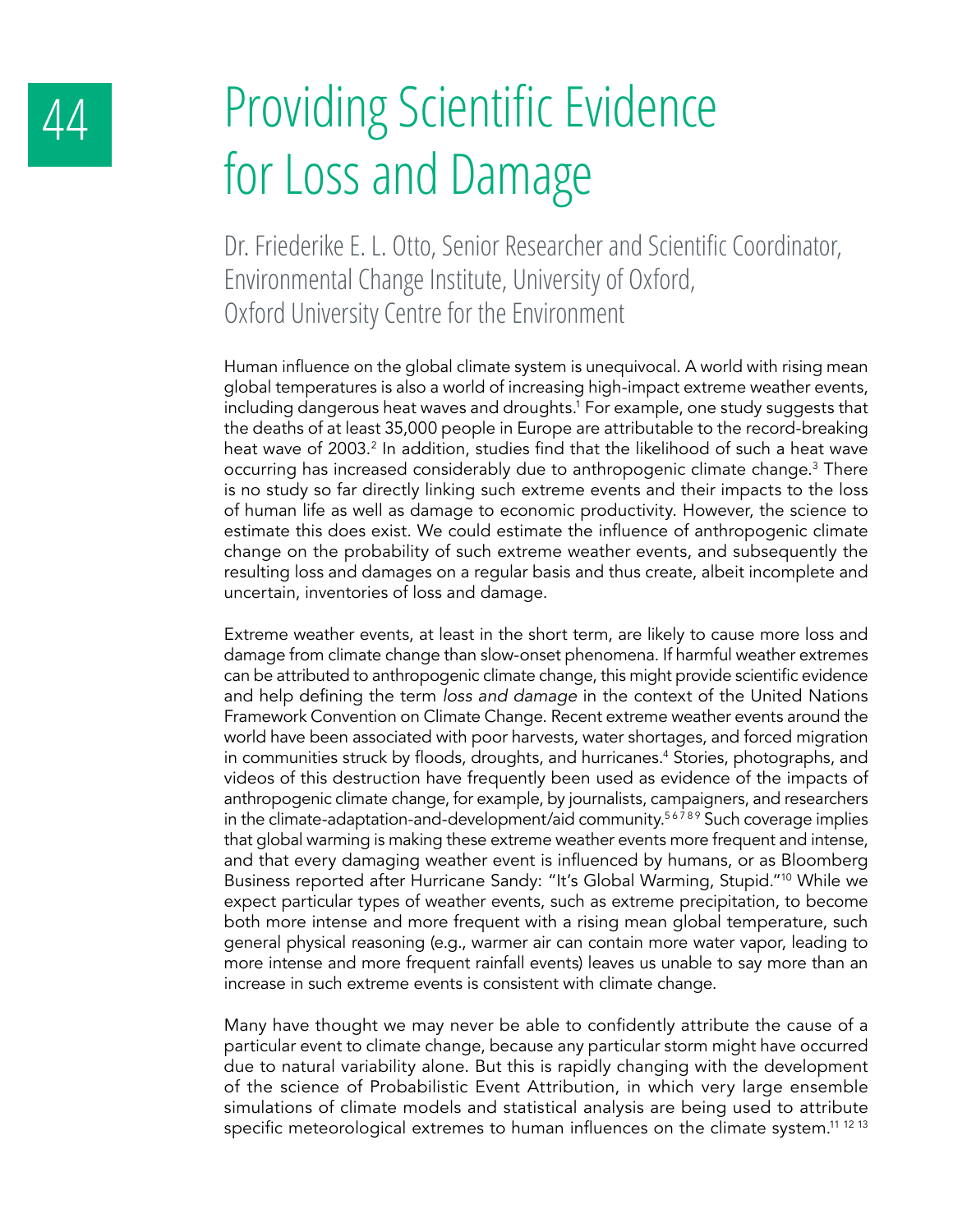# 44 Providing Scientific Evidence for Loss and Damage

Dr. Friederike E. L. Otto, Senior Researcher and Scientific Coordinator, Environmental Change Institute, University of Oxford, Oxford University Centre for the Environment

Human influence on the global climate system is unequivocal. A world with rising mean global temperatures is also a world of increasing high-impact extreme weather events, including dangerous heat waves and droughts.[1] For example, one study suggests that the deaths of at least 35,000 people in Europe are attributable to the record-breaking heat wave of 2003.[2] In addition, studies find that the likelihood of such a heat wave occurring has increased considerably due to anthropogenic climate change.[3] There is no study so far directly linking such extreme events and their impacts to the loss of human life as well as damage to economic productivity. However, the science to estimate this does exist. We could estimate the influence of anthropogenic climate change on the probability of such extreme weather events, and subsequently the resulting loss and damages on a regular basis and thus create, albeit incomplete and uncertain, inventories of loss and damage.

Extreme weather events, at least in the short term, are likely to cause more loss and damage from climate change than slow-onset phenomena. If harmful weather extremes can be attributed to anthropogenic climate change, this might provide scientific evidence and help defining the term *loss and damage* in the context of the United Nations Framework Convention on Climate Change. Recent extreme weather events around the world have been associated with poor harvests, water shortages, and forced migration in communities struck by floods, droughts, and hurricanes.[4] Stories, photographs, and videos of this destruction have frequently been used as evidence of the impacts of anthropogenic climate change, for example, by journalists, campaigners, and researchers in the climate-adaptation-and-development/aid community.[5,6,7,8,9] Such coverage implies that global warming is making these extreme weather events more frequent and intense, and that every damaging weather event is influenced by humans, or as Bloomberg Business reported after Hurricane Sandy: "It's Global Warming, Stupid."[10] While we expect particular types of weather events, such as extreme precipitation, to become both more intense and more frequent with a rising mean global temperature, such general physical reasoning (e.g., warmer air can contain more water vapor, leading to more intense and more frequent rainfall events) leaves us unable to say more than an increase in such extreme events is consistent with climate change.

Many have thought we may never be able to confidently attribute the cause of a particular event to climate change, because any particular storm might have occurred due to natural variability alone. But this is rapidly changing with the development of the science of Probabilistic Event Attribution, in which very large ensemble simulations of climate models and statistical analysis are being used to attribute specific meteorological extremes to human influences on the climate system.[11,12,13]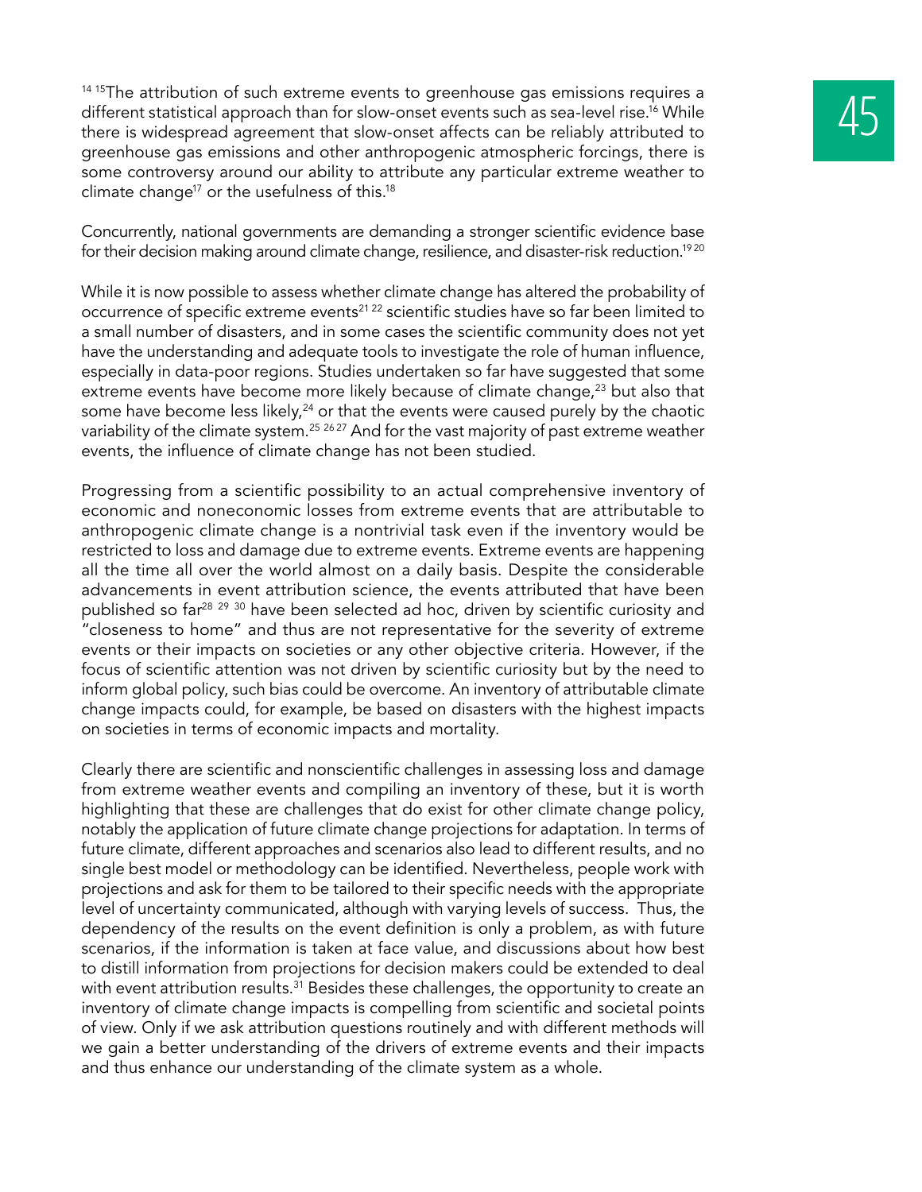[14 15]The attribution of such extreme events to greenhouse gas emissions requires a different statistical approach than for slow-onset events such as sea-level rise.[16] While there is widespread agreement that slow-onset affects can be reliably attributed to greenhouse gas emissions and other anthropogenic atmospheric forcings, there is some controversy around our ability to attribute any particular extreme weather to climate change[17] or the usefulness of this.[18]

Concurrently, national governments are demanding a stronger scientific evidence base for their decision making around climate change, resilience, and disaster-risk reduction.[19 20]

While it is now possible to assess whether climate change has altered the probability of occurrence of specific extreme events[21 22] scientific studies have so far been limited to a small number of disasters, and in some cases the scientific community does not yet have the understanding and adequate tools to investigate the role of human influence, especially in data-poor regions. Studies undertaken so far have suggested that some extreme events have become more likely because of climate change,[23] but also that some have become less likely,[24] or that the events were caused purely by the chaotic variability of the climate system.[25 26 27] And for the vast majority of past extreme weather events, the influence of climate change has not been studied.

Progressing from a scientific possibility to an actual comprehensive inventory of economic and noneconomic losses from extreme events that are attributable to anthropogenic climate change is a nontrivial task even if the inventory would be restricted to loss and damage due to extreme events. Extreme events are happening all the time all over the world almost on a daily basis. Despite the considerable advancements in event attribution science, the events attributed that have been published so far[28 29 30] have been selected ad hoc, driven by scientific curiosity and "closeness to home" and thus are not representative for the severity of extreme events or their impacts on societies or any other objective criteria. However, if the focus of scientific attention was not driven by scientific curiosity but by the need to inform global policy, such bias could be overcome. An inventory of attributable climate change impacts could, for example, be based on disasters with the highest impacts on societies in terms of economic impacts and mortality.

Clearly there are scientific and nonscientific challenges in assessing loss and damage from extreme weather events and compiling an inventory of these, but it is worth highlighting that these are challenges that do exist for other climate change policy, notably the application of future climate change projections for adaptation. In terms of future climate, different approaches and scenarios also lead to different results, and no single best model or methodology can be identified. Nevertheless, people work with projections and ask for them to be tailored to their specific needs with the appropriate level of uncertainty communicated, although with varying levels of success. Thus, the dependency of the results on the event definition is only a problem, as with future scenarios, if the information is taken at face value, and discussions about how best to distill information from projections for decision makers could be extended to deal with event attribution results.[31] Besides these challenges, the opportunity to create an inventory of climate change impacts is compelling from scientific and societal points of view. Only if we ask attribution questions routinely and with different methods will we gain a better understanding of the drivers of extreme events and their impacts and thus enhance our understanding of the climate system as a whole.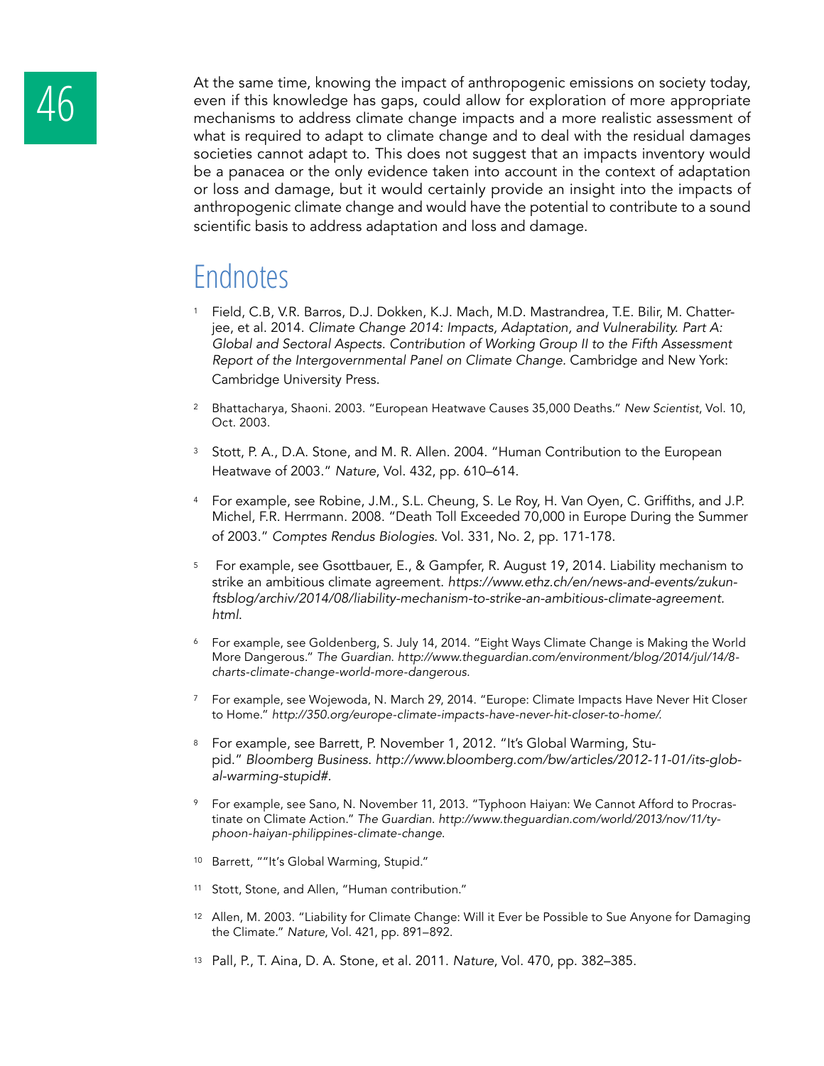At the same time, knowing the impact of anthropogenic emissions on society today, even if this knowledge has gaps, could allow for exploration of more appropriate mechanisms to address climate change impacts and a more realistic assessment of what is required to adapt to climate change and to deal with the residual damages societies cannot adapt to. This does not suggest that an impacts inventory would be a panacea or the only evidence taken into account in the context of adaptation or loss and damage, but it would certainly provide an insight into the impacts of anthropogenic climate change and would have the potential to contribute to a sound scientific basis to address adaptation and loss and damage.

## Endnotes

1. Field, C.B, V.R. Barros, D.J. Dokken, K.J. Mach, M.D. Mastrandrea, T.E. Bilir, M. Chatterjee, et al. 2014. *Climate Change 2014: Impacts, Adaptation, and Vulnerability. Part A: Global and Sectoral Aspects. Contribution of Working Group II to the Fifth Assessment Report of the Intergovernmental Panel on Climate Change*. Cambridge and New York: Cambridge University Press.

2. Bhattacharya, Shaoni. 2003. "European Heatwave Causes 35,000 Deaths." *New Scientist*, Vol. 10, Oct. 2003.

3. Stott, P. A., D.A. Stone, and M. R. Allen. 2004. "Human Contribution to the European Heatwave of 2003." *Nature*, Vol. 432, pp. 610–614.

4. For example, see Robine, J.M., S.L. Cheung, S. Le Roy, H. Van Oyen, C. Griffiths, and J.P. Michel, F.R. Herrmann. 2008. "Death Toll Exceeded 70,000 in Europe During the Summer of 2003." *Comptes Rendus Biologies*. Vol. 331, No. 2, pp. 171-178.

5. For example, see Gsottbauer, E., & Gampfer, R. August 19, 2014. Liability mechanism to strike an ambitious climate agreement. *https://www.ethz.ch/en/news-and-events/zukunftsblog/archiv/2014/08/liability-mechanism-to-strike-an-ambitious-climate-agreement.html*.

6. For example, see Goldenberg, S. July 14, 2014. "Eight Ways Climate Change is Making the World More Dangerous." *The Guardian. http://www.theguardian.com/environment/blog/2014/jul/14/8-charts-climate-change-world-more-dangerous*.

7. For example, see Wojewoda, N. March 29, 2014. "Europe: Climate Impacts Have Never Hit Closer to Home." *http://350.org/europe-climate-impacts-have-never-hit-closer-to-home/*.

8. For example, see Barrett, P. November 1, 2012. "It's Global Warming, Stupid." *Bloomberg Business. http://www.bloomberg.com/bw/articles/2012-11-01/its-global-warming-stupid#*.

9. For example, see Sano, N. November 11, 2013. "Typhoon Haiyan: We Cannot Afford to Procrastinate on Climate Action." *The Guardian. http://www.theguardian.com/world/2013/nov/11/typhoon-haiyan-philippines-climate-change*.

10. Barrett, ""It's Global Warming, Stupid."

11. Stott, Stone, and Allen, "Human contribution."

12. Allen, M. 2003. "Liability for Climate Change: Will it Ever be Possible to Sue Anyone for Damaging the Climate." *Nature*, Vol. 421, pp. 891–892.

13. Pall, P., T. Aina, D. A. Stone, et al. 2011. *Nature*, Vol. 470, pp. 382–385.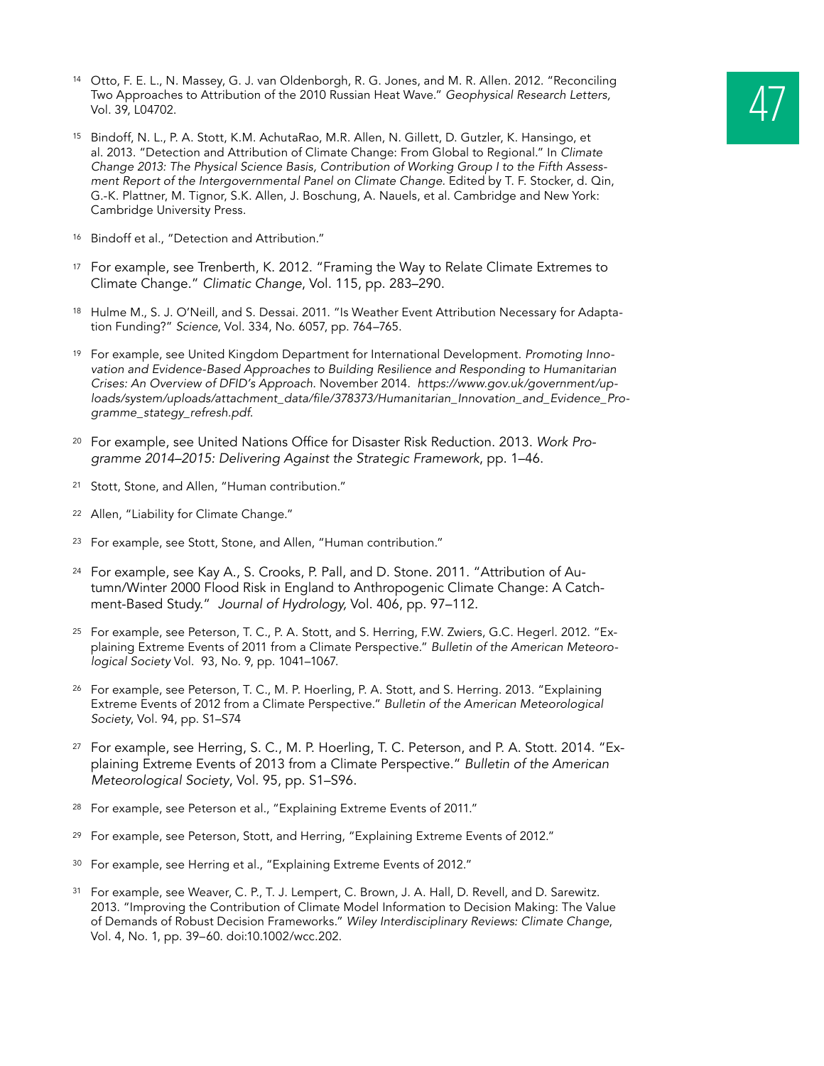[14] Otto, F. E. L., N. Massey, G. J. van Oldenborgh, R. G. Jones, and M. R. Allen. 2012. "Reconciling Two Approaches to Attribution of the 2010 Russian Heat Wave." *Geophysical Research Letters*, Vol. 39, L04702.

[15] Bindoff, N. L., P. A. Stott, K.M. AchutaRao, M.R. Allen, N. Gillett, D. Gutzler, K. Hansingo, et al. 2013. "Detection and Attribution of Climate Change: From Global to Regional." In *Climate Change 2013: The Physical Science Basis, Contribution of Working Group I to the Fifth Assessment Report of the Intergovernmental Panel on Climate Change.* Edited by T. F. Stocker, d. Qin, G.-K. Plattner, M. Tignor, S.K. Allen, J. Boschung, A. Nauels, et al. Cambridge and New York: Cambridge University Press.

[16] Bindoff et al., "Detection and Attribution."

[17] For example, see Trenberth, K. 2012. "Framing the Way to Relate Climate Extremes to Climate Change." *Climatic Change*, Vol. 115, pp. 283–290.

[18] Hulme M., S. J. O'Neill, and S. Dessai. 2011. "Is Weather Event Attribution Necessary for Adaptation Funding?" *Science*, Vol. 334, No. 6057, pp. 764–765.

[19] For example, see United Kingdom Department for International Development. *Promoting Innovation and Evidence-Based Approaches to Building Resilience and Responding to Humanitarian Crises: An Overview of DFID's Approach.* November 2014. *https://www.gov.uk/government/uploads/system/uploads/attachment_data/file/378373/Humanitarian_Innovation_and_Evidence_Programme_stategy_refresh.pdf.*

[20] For example, see United Nations Office for Disaster Risk Reduction. 2013. *Work Programme 2014–2015: Delivering Against the Strategic Framework*, pp. 1–46.

[21] Stott, Stone, and Allen, "Human contribution."

[22] Allen, "Liability for Climate Change."

[23] For example, see Stott, Stone, and Allen, "Human contribution."

[24] For example, see Kay A., S. Crooks, P. Pall, and D. Stone. 2011. "Attribution of Autumn/Winter 2000 Flood Risk in England to Anthropogenic Climate Change: A Catchment-Based Study." *Journal of Hydrology,* Vol. 406, pp. 97–112.

[25] For example, see Peterson, T. C., P. A. Stott, and S. Herring, F.W. Zwiers, G.C. Hegerl. 2012. "Explaining Extreme Events of 2011 from a Climate Perspective." *Bulletin of the American Meteorological Society* Vol. 93, No. 9, pp. 1041–1067.

[26] For example, see Peterson, T. C., M. P. Hoerling, P. A. Stott, and S. Herring. 2013. "Explaining Extreme Events of 2012 from a Climate Perspective." *Bulletin of the American Meteorological Society*, Vol. 94, pp. S1–S74

[27] For example, see Herring, S. C., M. P. Hoerling, T. C. Peterson, and P. A. Stott. 2014. "Explaining Extreme Events of 2013 from a Climate Perspective." *Bulletin of the American Meteorological Society*, Vol. 95, pp. S1–S96.

[28] For example, see Peterson et al., "Explaining Extreme Events of 2011."

[29] For example, see Peterson, Stott, and Herring, "Explaining Extreme Events of 2012."

[30] For example, see Herring et al., "Explaining Extreme Events of 2012."

[31] For example, see Weaver, C. P., T. J. Lempert, C. Brown, J. A. Hall, D. Revell, and D. Sarewitz. 2013. "Improving the Contribution of Climate Model Information to Decision Making: The Value of Demands of Robust Decision Frameworks." *Wiley Interdisciplinary Reviews: Climate Change*, Vol. 4, No. 1, pp. 39–60. doi:10.1002/wcc.202.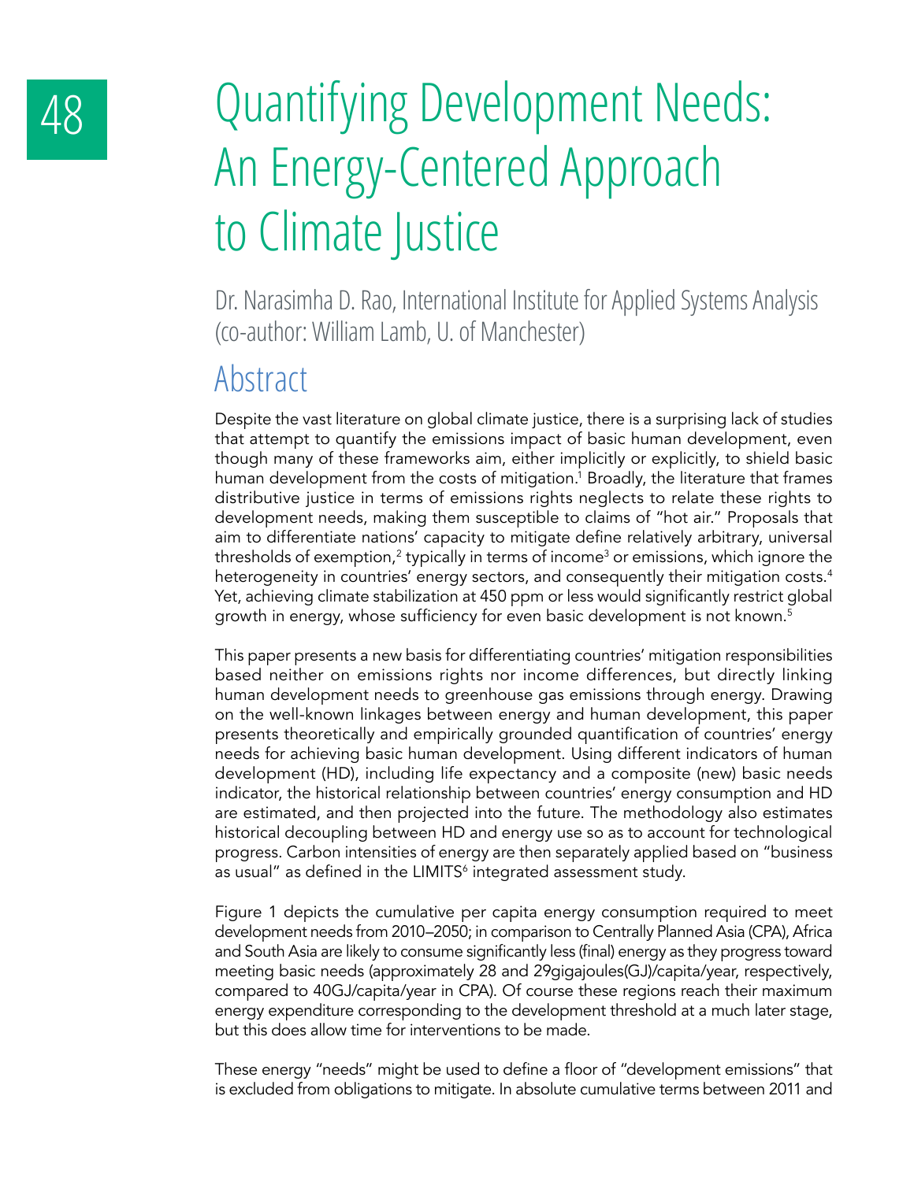# Quantifying Development Needs: An Energy-Centered Approach to Climate Justice

Dr. Narasimha D. Rao, International Institute for Applied Systems Analysis (co-author: William Lamb, U. of Manchester)

## Abstract

Despite the vast literature on global climate justice, there is a surprising lack of studies that attempt to quantify the emissions impact of basic human development, even though many of these frameworks aim, either implicitly or explicitly, to shield basic human development from the costs of mitigation.[1] Broadly, the literature that frames distributive justice in terms of emissions rights neglects to relate these rights to development needs, making them susceptible to claims of "hot air." Proposals that aim to differentiate nations' capacity to mitigate define relatively arbitrary, universal thresholds of exemption,[2] typically in terms of income[3] or emissions, which ignore the heterogeneity in countries' energy sectors, and consequently their mitigation costs.[4] Yet, achieving climate stabilization at 450 ppm or less would significantly restrict global growth in energy, whose sufficiency for even basic development is not known.[5]

This paper presents a new basis for differentiating countries' mitigation responsibilities based neither on emissions rights nor income differences, but directly linking human development needs to greenhouse gas emissions through energy. Drawing on the well-known linkages between energy and human development, this paper presents theoretically and empirically grounded quantification of countries' energy needs for achieving basic human development. Using different indicators of human development (HD), including life expectancy and a composite (new) basic needs indicator, the historical relationship between countries' energy consumption and HD are estimated, and then projected into the future. The methodology also estimates historical decoupling between HD and energy use so as to account for technological progress. Carbon intensities of energy are then separately applied based on "business as usual" as defined in the LIMITS[6] integrated assessment study.

Figure 1 depicts the cumulative per capita energy consumption required to meet development needs from 2010–2050; in comparison to Centrally Planned Asia (CPA), Africa and South Asia are likely to consume significantly less (final) energy as they progress toward meeting basic needs (approximately 28 and 29gigajoules(GJ)/capita/year, respectively, compared to 40GJ/capita/year in CPA). Of course these regions reach their maximum energy expenditure corresponding to the development threshold at a much later stage, but this does allow time for interventions to be made.

These energy "needs" might be used to define a floor of "development emissions" that is excluded from obligations to mitigate. In absolute cumulative terms between 2011 and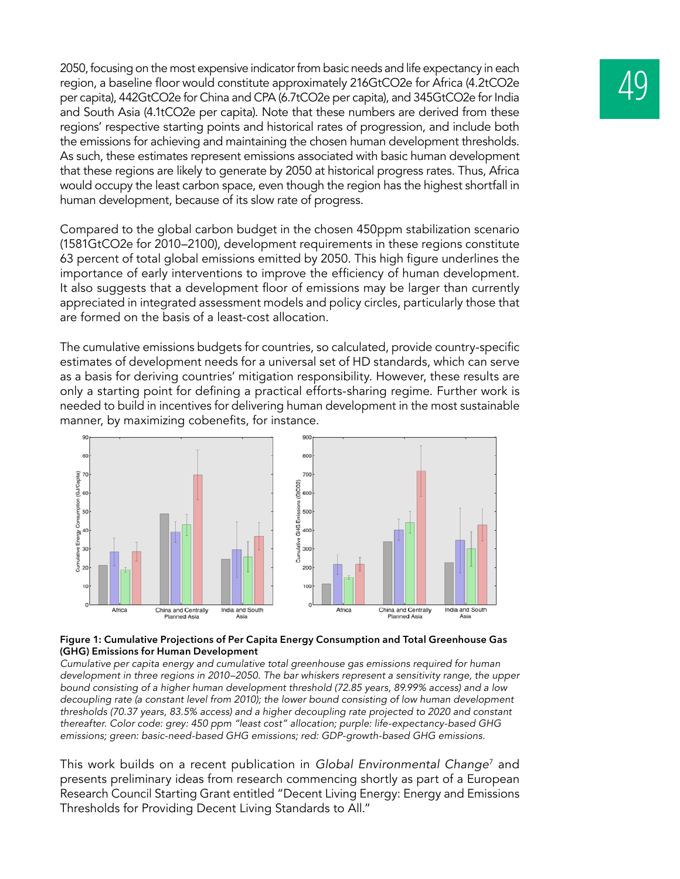2050, focusing on the most expensive indicator from basic needs and life expectancy in each region, a baseline floor would constitute approximately 216GtCO2e for Africa (4.2tCO2e per capita), 442GtCO2e for China and CPA (6.7tCO2e per capita), and 345GtCO2e for India and South Asia (4.1tCO2e per capita). Note that these numbers are derived from these regions' respective starting points and historical rates of progression, and include both the emissions for achieving and maintaining the chosen human development thresholds. As such, these estimates represent emissions associated with basic human development that these regions are likely to generate by 2050 at historical progress rates. Thus, Africa would occupy the least carbon space, even though the region has the highest shortfall in human development, because of its slow rate of progress.

Compared to the global carbon budget in the chosen 450ppm stabilization scenario (1581GtCO2e for 2010–2100), development requirements in these regions constitute 63 percent of total global emissions emitted by 2050. This high figure underlines the importance of early interventions to improve the efficiency of human development. It also suggests that a development floor of emissions may be larger than currently appreciated in integrated assessment models and policy circles, particularly those that are formed on the basis of a least-cost allocation.

The cumulative emissions budgets for countries, so calculated, provide country-specific estimates of development needs for a universal set of HD standards, which can serve as a basis for deriving countries' mitigation responsibility. However, these results are only a starting point for defining a practical efforts-sharing regime. Further work is needed to build in incentives for delivering human development in the most sustainable manner, by maximizing cobenefits, for instance.

**Figure 1: Cumulative Projections of Per Capita Energy Consumption and Total Greenhouse Gas (GHG) Emissions for Human Development**

*Cumulative per capita energy and cumulative total greenhouse gas emissions required for human development in three regions in 2010–2050. The bar whiskers represent a sensitivity range, the upper bound consisting of a higher human development threshold (72.85 years, 89.99% access) and a low decoupling rate (a constant level from 2010); the lower bound consisting of low human development thresholds (70.37 years, 83.5% access) and a higher decoupling rate projected to 2020 and constant thereafter. Color code: grey: 450 ppm "least cost" allocation; purple: life-expectancy-based GHG emissions; green: basic-need-based GHG emissions; red: GDP-growth-based GHG emissions.*

This work builds on a recent publication in *Global Environmental Change*[7] and presents preliminary ideas from research commencing shortly as part of a European Research Council Starting Grant entitled "Decent Living Energy: Energy and Emissions Thresholds for Providing Decent Living Standards to All."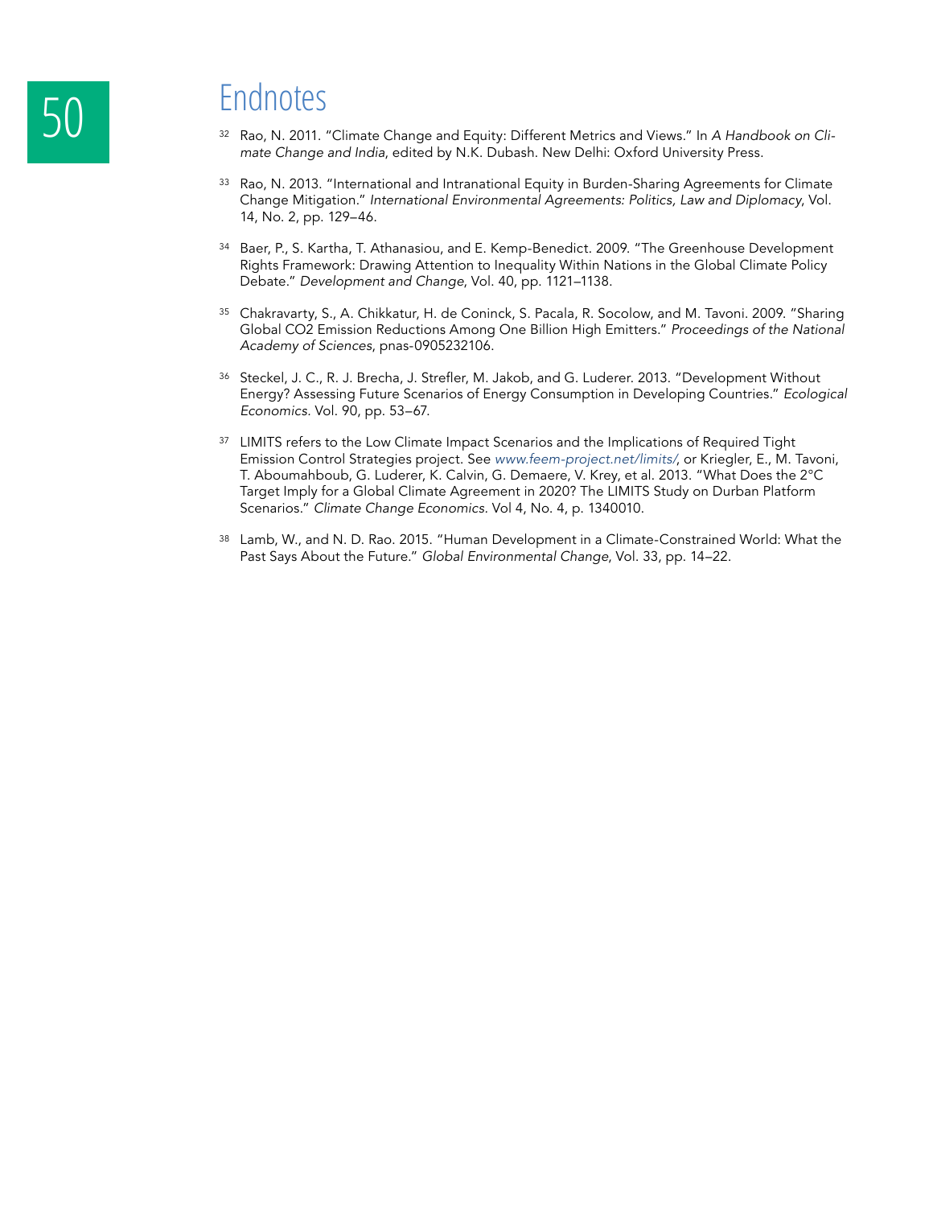# Endnotes

[32] Rao, N. 2011. "Climate Change and Equity: Different Metrics and Views." In *A Handbook on Climate Change and India*, edited by N.K. Dubash. New Delhi: Oxford University Press.

[33] Rao, N. 2013. "International and Intranational Equity in Burden-Sharing Agreements for Climate Change Mitigation." *International Environmental Agreements: Politics, Law and Diplomacy*, Vol. 14, No. 2, pp. 129–46.

[34] Baer, P., S. Kartha, T. Athanasiou, and E. Kemp-Benedict. 2009. "The Greenhouse Development Rights Framework: Drawing Attention to Inequality Within Nations in the Global Climate Policy Debate." *Development and Change*, Vol. 40, pp. 1121–1138.

[35] Chakravarty, S., A. Chikkatur, H. de Coninck, S. Pacala, R. Socolow, and M. Tavoni. 2009. "Sharing Global CO2 Emission Reductions Among One Billion High Emitters." *Proceedings of the National Academy of Sciences*, pnas-0905232106.

[36] Steckel, J. C., R. J. Brecha, J. Strefler, M. Jakob, and G. Luderer. 2013. "Development Without Energy? Assessing Future Scenarios of Energy Consumption in Developing Countries." *Ecological Economics*. Vol. 90, pp. 53–67.

[37] LIMITS refers to the Low Climate Impact Scenarios and the Implications of Required Tight Emission Control Strategies project. See *www.feem-project.net/limits/*, or Kriegler, E., M. Tavoni, T. Aboumahboub, G. Luderer, K. Calvin, G. Demaere, V. Krey, et al. 2013. "What Does the 2°C Target Imply for a Global Climate Agreement in 2020? The LIMITS Study on Durban Platform Scenarios." *Climate Change Economics*. Vol 4, No. 4, p. 1340010.

[38] Lamb, W., and N. D. Rao. 2015. "Human Development in a Climate-Constrained World: What the Past Says About the Future." *Global Environmental Change*, Vol. 33, pp. 14–22.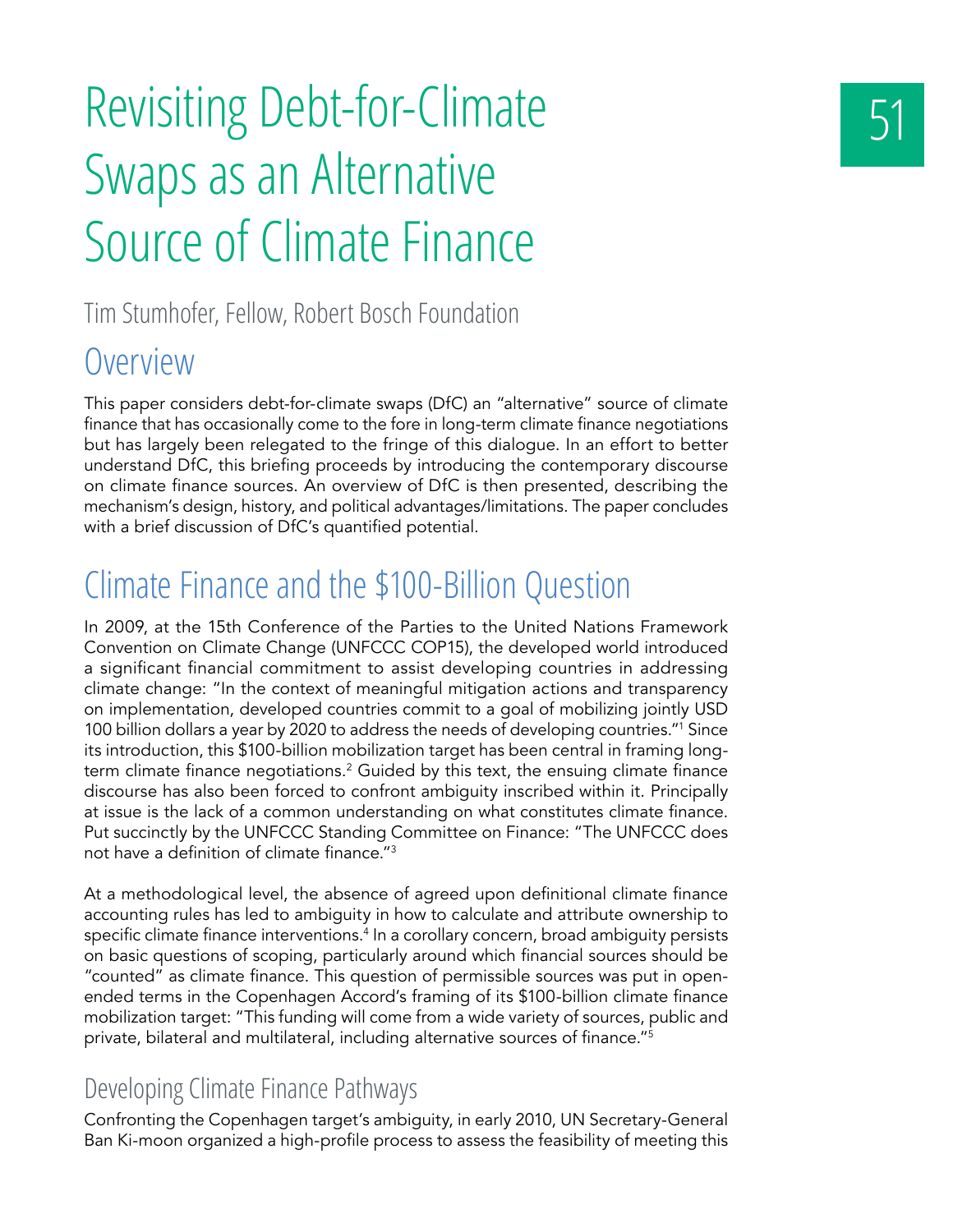# Revisiting Debt-for-Climate Swaps as an Alternative Source of Climate Finance

Tim Stumhofer, Fellow, Robert Bosch Foundation

## Overview

This paper considers debt-for-climate swaps (DfC) an "alternative" source of climate finance that has occasionally come to the fore in long-term climate finance negotiations but has largely been relegated to the fringe of this dialogue. In an effort to better understand DfC, this briefing proceeds by introducing the contemporary discourse on climate finance sources. An overview of DfC is then presented, describing the mechanism's design, history, and political advantages/limitations. The paper concludes with a brief discussion of DfC's quantified potential.

## Climate Finance and the $100-Billion Question

In 2009, at the 15th Conference of the Parties to the United Nations Framework Convention on Climate Change (UNFCCC COP15), the developed world introduced a significant financial commitment to assist developing countries in addressing climate change: "In the context of meaningful mitigation actions and transparency on implementation, developed countries commit to a goal of mobilizing jointly USD 100 billion dollars a year by 2020 to address the needs of developing countries."[1] Since its introduction, this $100-billion mobilization target has been central in framing long-term climate finance negotiations.[2] Guided by this text, the ensuing climate finance discourse has also been forced to confront ambiguity inscribed within it. Principally at issue is the lack of a common understanding on what constitutes climate finance. Put succinctly by the UNFCCC Standing Committee on Finance: "The UNFCCC does not have a definition of climate finance."[3]

At a methodological level, the absence of agreed upon definitional climate finance accounting rules has led to ambiguity in how to calculate and attribute ownership to specific climate finance interventions.[4] In a corollary concern, broad ambiguity persists on basic questions of scoping, particularly around which financial sources should be "counted" as climate finance. This question of permissible sources was put in open-ended terms in the Copenhagen Accord's framing of its $100-billion climate finance mobilization target: "This funding will come from a wide variety of sources, public and private, bilateral and multilateral, including alternative sources of finance."[5]

### Developing Climate Finance Pathways

Confronting the Copenhagen target's ambiguity, in early 2010, UN Secretary-General Ban Ki-moon organized a high-profile process to assess the feasibility of meeting this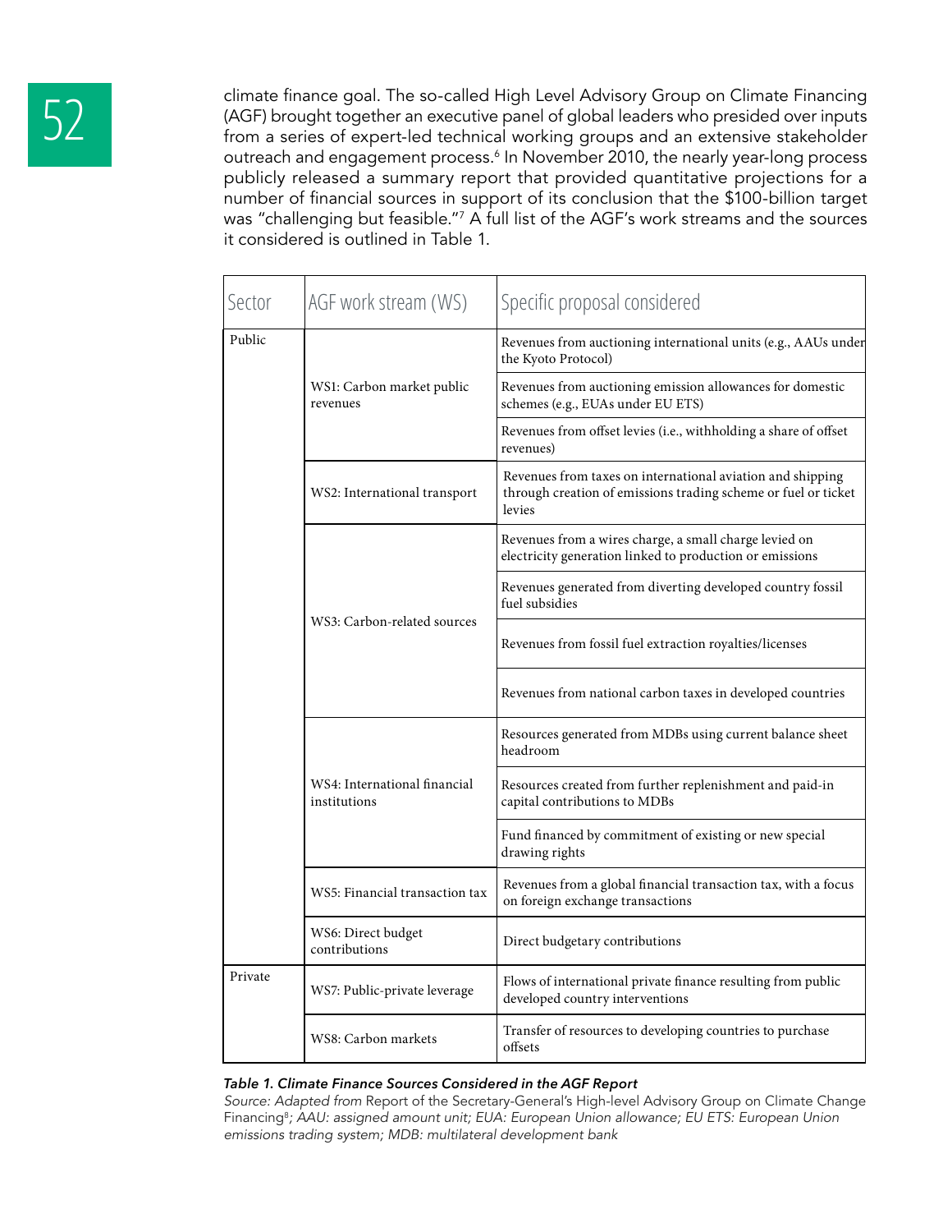climate finance goal. The so-called High Level Advisory Group on Climate Financing (AGF) brought together an executive panel of global leaders who presided over inputs from a series of expert-led technical working groups and an extensive stakeholder outreach and engagement process.[6] In November 2010, the nearly year-long process publicly released a summary report that provided quantitative projections for a number of financial sources in support of its conclusion that the $100-billion target was "challenging but feasible."[7] A full list of the AGF's work streams and the sources it considered is outlined in Table 1.

| Sector | AGF work stream (WS) | Specific proposal considered |
|---|---|---|
| Public | WS1: Carbon market public revenues | Revenues from auctioning international units (e.g., AAUs under the Kyoto Protocol) |
| | | Revenues from auctioning emission allowances for domestic schemes (e.g., EUAs under EU ETS) |
| | | Revenues from offset levies (i.e., withholding a share of offset revenues) |
| | WS2: International transport | Revenues from taxes on international aviation and shipping through creation of emissions trading scheme or fuel or ticket levies |
| | WS3: Carbon-related sources | Revenues from a wires charge, a small charge levied on electricity generation linked to production or emissions |
| | | Revenues generated from diverting developed country fossil fuel subsidies |
| | | Revenues from fossil fuel extraction royalties/licenses |
| | | Revenues from national carbon taxes in developed countries |
| | WS4: International financial institutions | Resources generated from MDBs using current balance sheet headroom |
| | | Resources created from further replenishment and paid-in capital contributions to MDBs |
| | | Fund financed by commitment of existing or new special drawing rights |
| | WS5: Financial transaction tax | Revenues from a global financial transaction tax, with a focus on foreign exchange transactions |
| | WS6: Direct budget contributions | Direct budgetary contributions |
| Private | WS7: Public-private leverage | Flows of international private finance resulting from public developed country interventions |
| | WS8: Carbon markets | Transfer of resources to developing countries to purchase offsets |

*Table 1. Climate Finance Sources Considered in the AGF Report*

*Source: Adapted from* Report of the Secretary-General's High-level Advisory Group on Climate Change Financing[8]*; AAU: assigned amount unit; EUA: European Union allowance; EU ETS: European Union emissions trading system; MDB: multilateral development bank*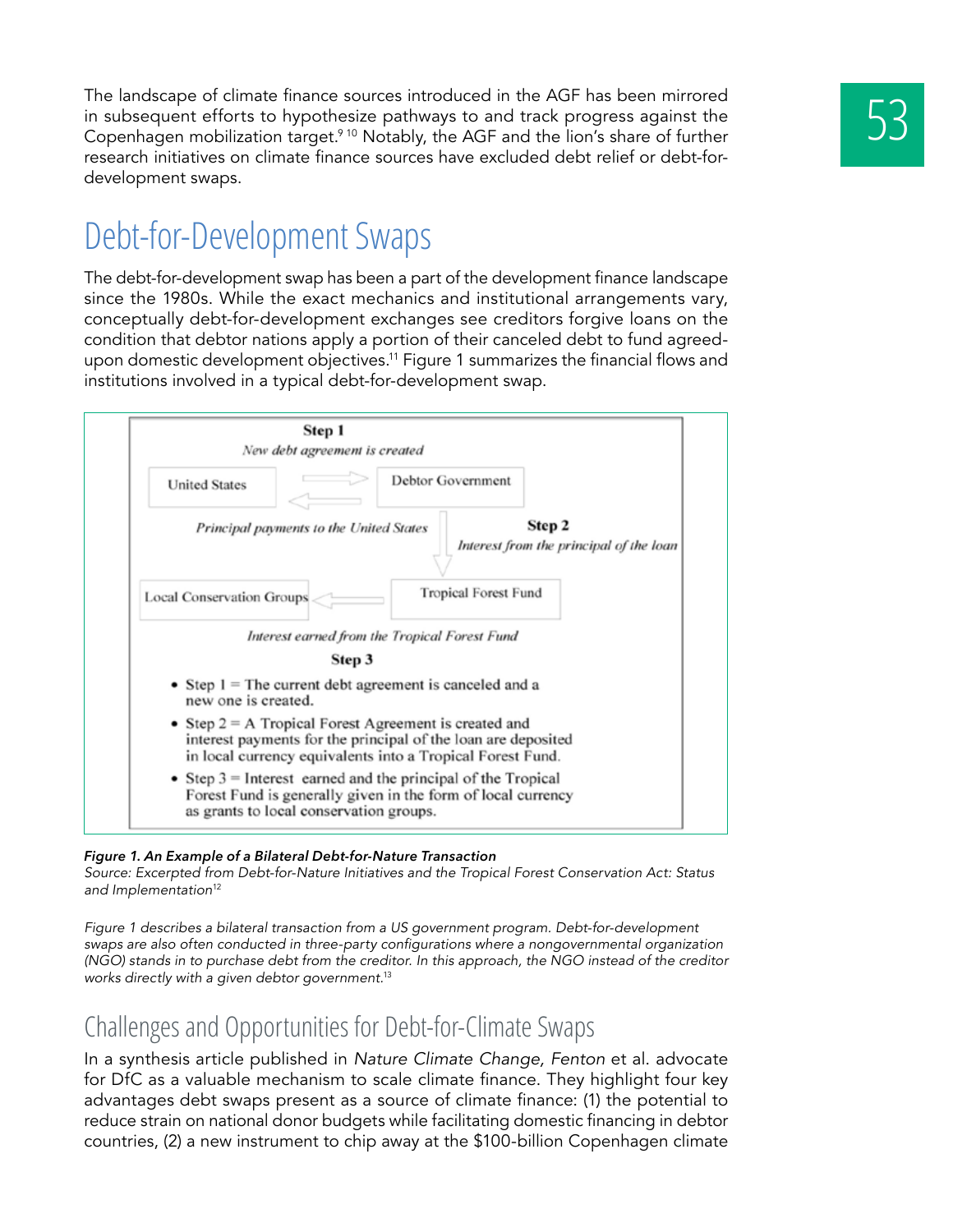The landscape of climate finance sources introduced in the AGF has been mirrored in subsequent efforts to hypothesize pathways to and track progress against the Copenhagen mobilization target.[9][10] Notably, the AGF and the lion's share of further research initiatives on climate finance sources have excluded debt relief or debt-for-development swaps.

## Debt-for-Development Swaps

The debt-for-development swap has been a part of the development finance landscape since the 1980s. While the exact mechanics and institutional arrangements vary, conceptually debt-for-development exchanges see creditors forgive loans on the condition that debtor nations apply a portion of their canceled debt to fund agreed-upon domestic development objectives.[11] Figure 1 summarizes the financial flows and institutions involved in a typical debt-for-development swap.

**Step 1**

*New debt agreement is created*

United States ⇄ Debtor Government

*Principal payments to the United States*

**Step 2**

*Interest from the principal of the loan*

Debtor Government → Tropical Forest Fund → Local Conservation Groups

*Interest earned from the Tropical Forest Fund*

**Step 3**

- Step 1 = The current debt agreement is canceled and a new one is created.
- Step 2 = A Tropical Forest Agreement is created and interest payments for the principal of the loan are deposited in local currency equivalents into a Tropical Forest Fund.
- Step 3 = Interest earned and the principal of the Tropical Forest Fund is generally given in the form of local currency as grants to local conservation groups.

***Figure 1. An Example of a Bilateral Debt-for-Nature Transaction***
*Source: Excerpted from Debt-for-Nature Initiatives and the Tropical Forest Conservation Act: Status and Implementation*[12]

*Figure 1 describes a bilateral transaction from a US government program. Debt-for-development swaps are also often conducted in three-party configurations where a nongovernmental organization (NGO) stands in to purchase debt from the creditor. In this approach, the NGO instead of the creditor works directly with a given debtor government.*[13]

### Challenges and Opportunities for Debt-for-Climate Swaps

In a synthesis article published in *Nature Climate Change, Fenton* et al. advocate for DfC as a valuable mechanism to scale climate finance. They highlight four key advantages debt swaps present as a source of climate finance: (1) the potential to reduce strain on national donor budgets while facilitating domestic financing in debtor countries, (2) a new instrument to chip away at the $100-billion Copenhagen climate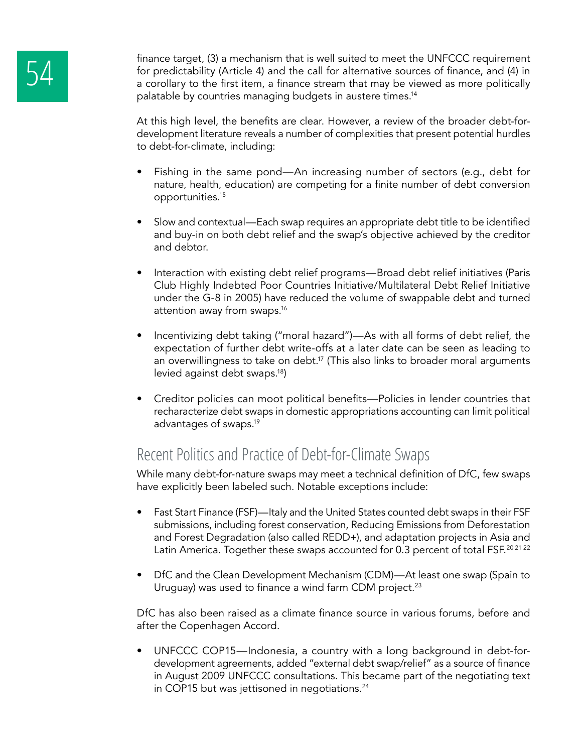finance target, (3) a mechanism that is well suited to meet the UNFCCC requirement for predictability (Article 4) and the call for alternative sources of finance, and (4) in a corollary to the first item, a finance stream that may be viewed as more politically palatable by countries managing budgets in austere times.[14]

At this high level, the benefits are clear. However, a review of the broader debt-for-development literature reveals a number of complexities that present potential hurdles to debt-for-climate, including:

- Fishing in the same pond—An increasing number of sectors (e.g., debt for nature, health, education) are competing for a finite number of debt conversion opportunities.[15]
- Slow and contextual—Each swap requires an appropriate debt title to be identified and buy-in on both debt relief and the swap's objective achieved by the creditor and debtor.
- Interaction with existing debt relief programs—Broad debt relief initiatives (Paris Club Highly Indebted Poor Countries Initiative/Multilateral Debt Relief Initiative under the G-8 in 2005) have reduced the volume of swappable debt and turned attention away from swaps.[16]
- Incentivizing debt taking ("moral hazard")—As with all forms of debt relief, the expectation of further debt write-offs at a later date can be seen as leading to an overwillingness to take on debt.[17] (This also links to broader moral arguments levied against debt swaps.[18])
- Creditor policies can moot political benefits—Policies in lender countries that recharacterize debt swaps in domestic appropriations accounting can limit political advantages of swaps.[19]

## Recent Politics and Practice of Debt-for-Climate Swaps

While many debt-for-nature swaps may meet a technical definition of DfC, few swaps have explicitly been labeled such. Notable exceptions include:

- Fast Start Finance (FSF)—Italy and the United States counted debt swaps in their FSF submissions, including forest conservation, Reducing Emissions from Deforestation and Forest Degradation (also called REDD+), and adaptation projects in Asia and Latin America. Together these swaps accounted for 0.3 percent of total FSF.[20 21 22]
- DfC and the Clean Development Mechanism (CDM)—At least one swap (Spain to Uruguay) was used to finance a wind farm CDM project.[23]

DfC has also been raised as a climate finance source in various forums, before and after the Copenhagen Accord.

- UNFCCC COP15—Indonesia, a country with a long background in debt-for-development agreements, added "external debt swap/relief" as a source of finance in August 2009 UNFCCC consultations. This became part of the negotiating text in COP15 but was jettisoned in negotiations.[24]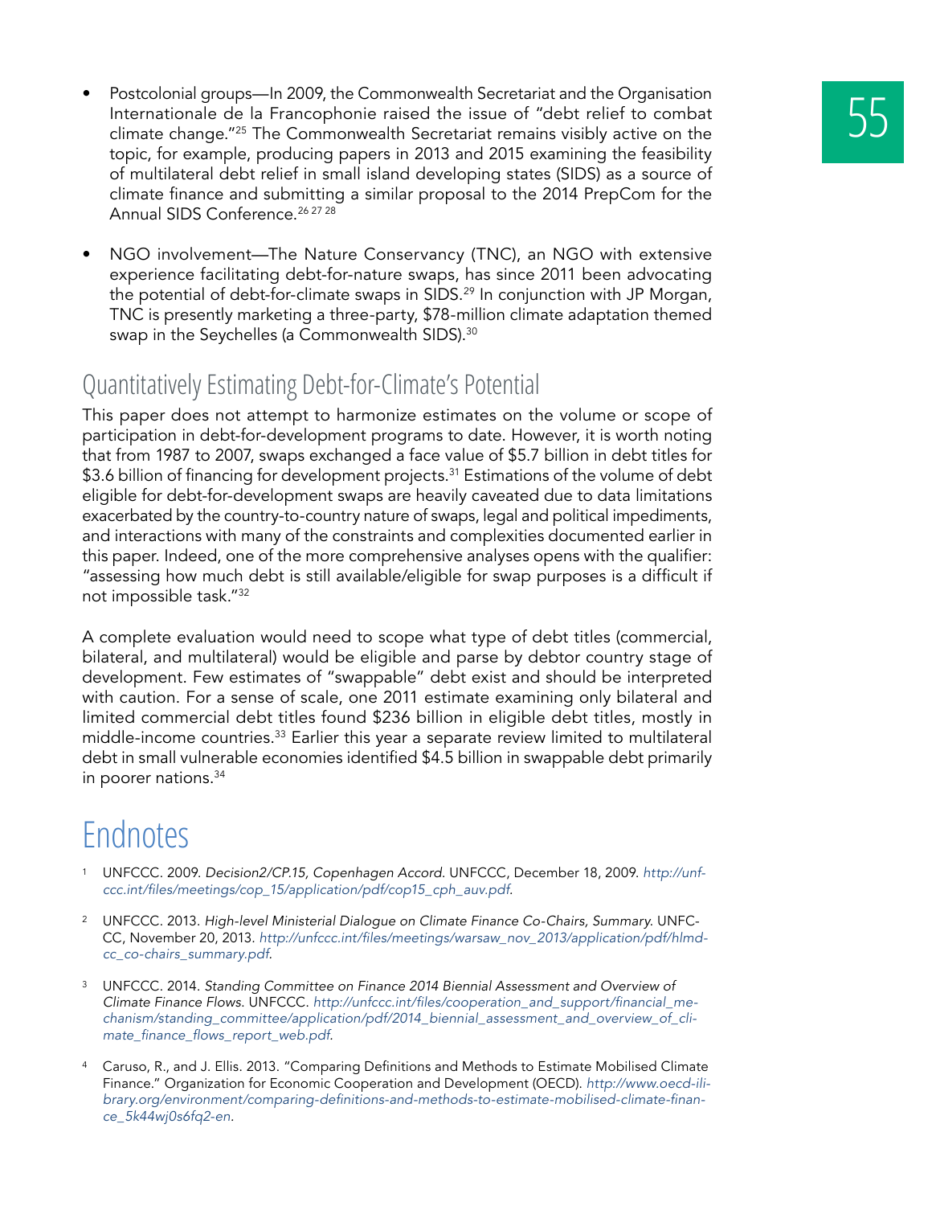- Postcolonial groups—In 2009, the Commonwealth Secretariat and the Organisation Internationale de la Francophonie raised the issue of "debt relief to combat climate change."[25] The Commonwealth Secretariat remains visibly active on the topic, for example, producing papers in 2013 and 2015 examining the feasibility of multilateral debt relief in small island developing states (SIDS) as a source of climate finance and submitting a similar proposal to the 2014 PrepCom for the Annual SIDS Conference.[26] [27] [28]

- NGO involvement—The Nature Conservancy (TNC), an NGO with extensive experience facilitating debt-for-nature swaps, has since 2011 been advocating the potential of debt-for-climate swaps in SIDS.[29] In conjunction with JP Morgan, TNC is presently marketing a three-party, $78-million climate adaptation themed swap in the Seychelles (a Commonwealth SIDS).[30]

## Quantitatively Estimating Debt-for-Climate's Potential

This paper does not attempt to harmonize estimates on the volume or scope of participation in debt-for-development programs to date. However, it is worth noting that from 1987 to 2007, swaps exchanged a face value of $5.7 billion in debt titles for $3.6 billion of financing for development projects.[31] Estimations of the volume of debt eligible for debt-for-development swaps are heavily caveated due to data limitations exacerbated by the country-to-country nature of swaps, legal and political impediments, and interactions with many of the constraints and complexities documented earlier in this paper. Indeed, one of the more comprehensive analyses opens with the qualifier: "assessing how much debt is still available/eligible for swap purposes is a difficult if not impossible task."[32]

A complete evaluation would need to scope what type of debt titles (commercial, bilateral, and multilateral) would be eligible and parse by debtor country stage of development. Few estimates of "swappable" debt exist and should be interpreted with caution. For a sense of scale, one 2011 estimate examining only bilateral and limited commercial debt titles found $236 billion in eligible debt titles, mostly in middle-income countries.[33] Earlier this year a separate review limited to multilateral debt in small vulnerable economies identified $4.5 billion in swappable debt primarily in poorer nations.[34]

# Endnotes

1. UNFCCC. 2009. *Decision2/CP.15, Copenhagen Accord*. UNFCCC, December 18, 2009. *http://unfccc.int/files/meetings/cop_15/application/pdf/cop15_cph_auv.pdf*.

2. UNFCCC. 2013. *High-level Ministerial Dialogue on Climate Finance Co-Chairs, Summary*. UNFCCC, November 20, 2013. *http://unfccc.int/files/meetings/warsaw_nov_2013/application/pdf/hlmdcc_co-chairs_summary.pdf*.

3. UNFCCC. 2014. *Standing Committee on Finance 2014 Biennial Assessment and Overview of Climate Finance Flows*. UNFCCC. *http://unfccc.int/files/cooperation_and_support/financial_mechanism/standing_committee/application/pdf/2014_biennial_assessment_and_overview_of_climate_finance_flows_report_web.pdf*.

4. Caruso, R., and J. Ellis. 2013. "Comparing Definitions and Methods to Estimate Mobilised Climate Finance." Organization for Economic Cooperation and Development (OECD). *http://www.oecd-ilibrary.org/environment/comparing-definitions-and-methods-to-estimate-mobilised-climate-finance_5k44wj0s6fq2-en*.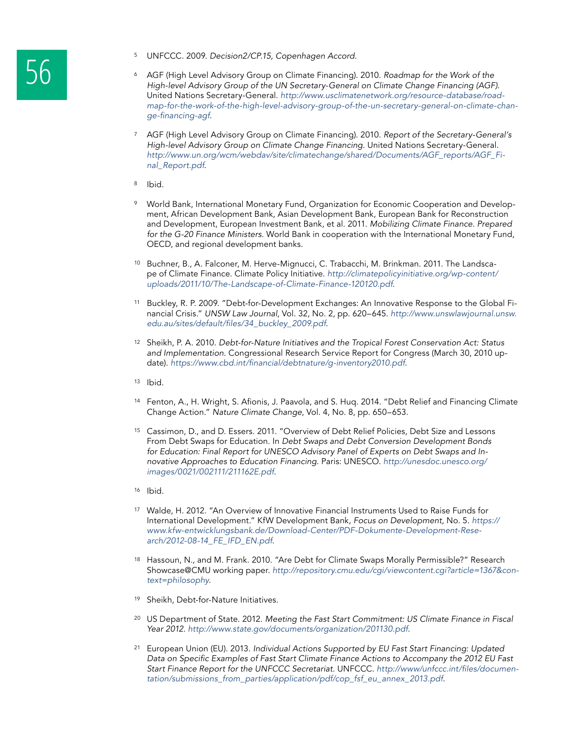5 UNFCCC. 2009. *Decision2/CP.15, Copenhagen Accord.*

6 AGF (High Level Advisory Group on Climate Financing). 2010. *Roadmap for the Work of the High-level Advisory Group of the UN Secretary-General on Climate Change Financing (AGF).* United Nations Secretary-General. *http://www.usclimatenetwork.org/resource-database/roadmap-for-the-work-of-the-high-level-advisory-group-of-the-un-secretary-general-on-climate-change-financing-agf.*

7 AGF (High Level Advisory Group on Climate Financing). 2010. *Report of the Secretary-General's High-level Advisory Group on Climate Change Financing.* United Nations Secretary-General. *http://www.un.org/wcm/webdav/site/climatechange/shared/Documents/AGF_reports/AGF_Final_Report.pdf.*

8 Ibid.

9 World Bank, International Monetary Fund, Organization for Economic Cooperation and Development, African Development Bank, Asian Development Bank, European Bank for Reconstruction and Development, European Investment Bank, et al. 2011. *Mobilizing Climate Finance. Prepared for the G-20 Finance Ministers.* World Bank in cooperation with the International Monetary Fund, OECD, and regional development banks.

10 Buchner, B., A. Falconer, M. Herve-Mignucci, C. Trabacchi, M. Brinkman. 2011. The Landscape of Climate Finance. Climate Policy Initiative. *http://climatepolicyinitiative.org/wp-content/uploads/2011/10/The-Landscape-of-Climate-Finance-120120.pdf.*

11 Buckley, R. P. 2009. "Debt-for-Development Exchanges: An Innovative Response to the Global Financial Crisis." *UNSW Law Journal*, Vol. 32, No. 2, pp. 620–645. *http://www.unswlawjournal.unsw.edu.au/sites/default/files/34_buckley_2009.pdf.*

12 Sheikh, P. A. 2010. *Debt-for-Nature Initiatives and the Tropical Forest Conservation Act: Status and Implementation.* Congressional Research Service Report for Congress (March 30, 2010 update). *https://www.cbd.int/financial/debtnature/g-inventory2010.pdf.*

13 Ibid.

14 Fenton, A., H. Wright, S. Afionis, J. Paavola, and S. Huq. 2014. "Debt Relief and Financing Climate Change Action." *Nature Climate Change*, Vol. 4, No. 8, pp. 650–653.

15 Cassimon, D., and D. Essers. 2011. "Overview of Debt Relief Policies, Debt Size and Lessons From Debt Swaps for Education. In *Debt Swaps and Debt Conversion Development Bonds for Education: Final Report for UNESCO Advisory Panel of Experts on Debt Swaps and Innovative Approaches to Education Financing.* Paris: UNESCO. *http://unesdoc.unesco.org/images/0021/002111/211162E.pdf.*

16 Ibid.

17 Walde, H. 2012. "An Overview of Innovative Financial Instruments Used to Raise Funds for International Development." KfW Development Bank, *Focus on Development*, No. 5. *https://www.kfw-entwicklungsbank.de/Download-Center/PDF-Dokumente-Development-Research/2012-08-14_FE_IFD_EN.pdf.*

18 Hassoun, N., and M. Frank. 2010. "Are Debt for Climate Swaps Morally Permissible?" Research Showcase@CMU working paper. *http://repository.cmu.edu/cgi/viewcontent.cgi?article=1367&context=philosophy.*

19 Sheikh, Debt-for-Nature Initiatives.

20 US Department of State. 2012. *Meeting the Fast Start Commitment: US Climate Finance in Fiscal Year 2012. http://www.state.gov/documents/organization/201130.pdf.*

21 European Union (EU). 2013. *Individual Actions Supported by EU Fast Start Financing: Updated Data on Specific Examples of Fast Start Climate Finance Actions to Accompany the 2012 EU Fast Start Finance Report for the UNFCCC Secretariat.* UNFCCC. *http://www/unfccc.int/files/documentation/submissions_from_parties/application/pdf/cop_fsf_eu_annex_2013.pdf.*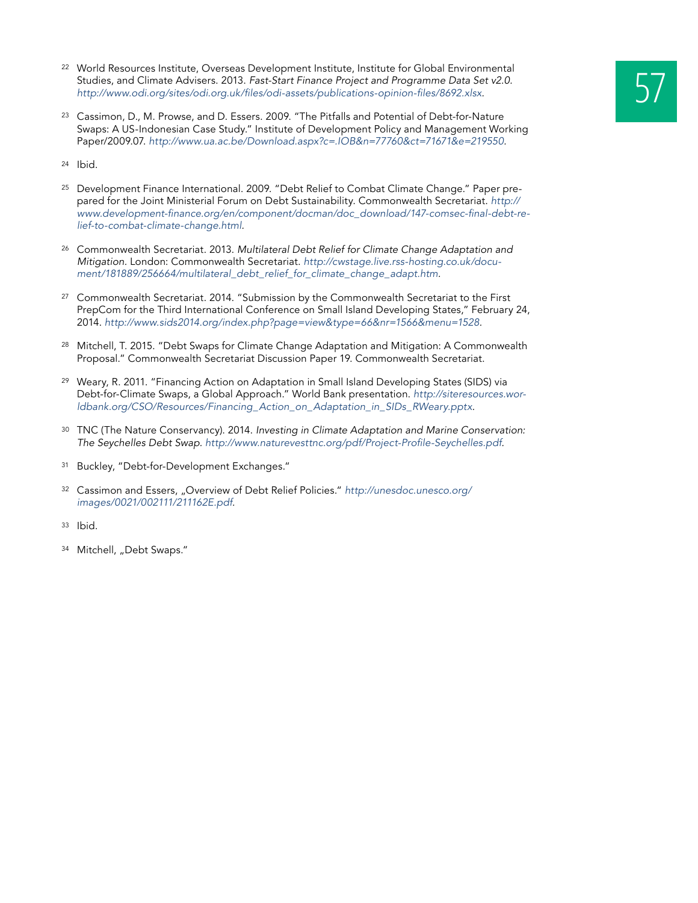[22] World Resources Institute, Overseas Development Institute, Institute for Global Environmental Studies, and Climate Advisers. 2013. *Fast-Start Finance Project and Programme Data Set v2.0.* *http://www.odi.org/sites/odi.org.uk/files/odi-assets/publications-opinion-files/8692.xlsx.*

[23] Cassimon, D., M. Prowse, and D. Essers. 2009. "The Pitfalls and Potential of Debt-for-Nature Swaps: A US-Indonesian Case Study." Institute of Development Policy and Management Working Paper/2009.07. *http://www.ua.ac.be/Download.aspx?c=.IOB&n=77760&ct=71671&e=219550.*

[24] Ibid.

[25] Development Finance International. 2009. "Debt Relief to Combat Climate Change." Paper prepared for the Joint Ministerial Forum on Debt Sustainability. Commonwealth Secretariat. *http://www.development-finance.org/en/component/docman/doc_download/147-comsec-final-debt-relief-to-combat-climate-change.html.*

[26] Commonwealth Secretariat. 2013. *Multilateral Debt Relief for Climate Change Adaptation and Mitigation.* London: Commonwealth Secretariat. *http://cwstage.live.rss-hosting.co.uk/document/181889/256664/multilateral_debt_relief_for_climate_change_adapt.htm.*

[27] Commonwealth Secretariat. 2014. "Submission by the Commonwealth Secretariat to the First PrepCom for the Third International Conference on Small Island Developing States," February 24, 2014. *http://www.sids2014.org/index.php?page=view&type=66&nr=1566&menu=1528.*

[28] Mitchell, T. 2015. "Debt Swaps for Climate Change Adaptation and Mitigation: A Commonwealth Proposal." Commonwealth Secretariat Discussion Paper 19. Commonwealth Secretariat.

[29] Weary, R. 2011. "Financing Action on Adaptation in Small Island Developing States (SIDS) via Debt-for-Climate Swaps, a Global Approach." World Bank presentation. *http://siteresources.worldbank.org/CSO/Resources/Financing_Action_on_Adaptation_in_SIDs_RWeary.pptx.*

[30] TNC (The Nature Conservancy). 2014. *Investing in Climate Adaptation and Marine Conservation: The Seychelles Debt Swap.* *http://www.naturevesttnc.org/pdf/Project-Profile-Seychelles.pdf.*

[31] Buckley, "Debt-for-Development Exchanges."

[32] Cassimon and Essers, „Overview of Debt Relief Policies." *http://unesdoc.unesco.org/images/0021/002111/211162E.pdf.*

[33] Ibid.

[34] Mitchell, „Debt Swaps."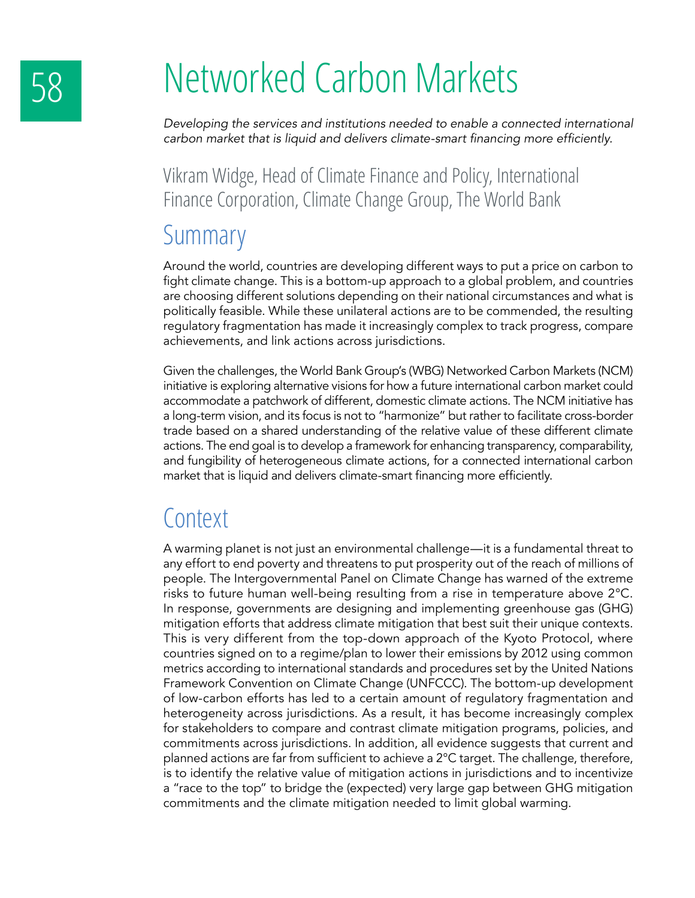# Networked Carbon Markets

*Developing the services and institutions needed to enable a connected international carbon market that is liquid and delivers climate-smart financing more efficiently.*

Vikram Widge, Head of Climate Finance and Policy, International Finance Corporation, Climate Change Group, The World Bank

## Summary

Around the world, countries are developing different ways to put a price on carbon to fight climate change. This is a bottom-up approach to a global problem, and countries are choosing different solutions depending on their national circumstances and what is politically feasible. While these unilateral actions are to be commended, the resulting regulatory fragmentation has made it increasingly complex to track progress, compare achievements, and link actions across jurisdictions.

Given the challenges, the World Bank Group's (WBG) Networked Carbon Markets (NCM) initiative is exploring alternative visions for how a future international carbon market could accommodate a patchwork of different, domestic climate actions. The NCM initiative has a long-term vision, and its focus is not to "harmonize" but rather to facilitate cross-border trade based on a shared understanding of the relative value of these different climate actions. The end goal is to develop a framework for enhancing transparency, comparability, and fungibility of heterogeneous climate actions, for a connected international carbon market that is liquid and delivers climate-smart financing more efficiently.

## Context

A warming planet is not just an environmental challenge—it is a fundamental threat to any effort to end poverty and threatens to put prosperity out of the reach of millions of people. The Intergovernmental Panel on Climate Change has warned of the extreme risks to future human well-being resulting from a rise in temperature above 2°C. In response, governments are designing and implementing greenhouse gas (GHG) mitigation efforts that address climate mitigation that best suit their unique contexts. This is very different from the top-down approach of the Kyoto Protocol, where countries signed on to a regime/plan to lower their emissions by 2012 using common metrics according to international standards and procedures set by the United Nations Framework Convention on Climate Change (UNFCCC). The bottom-up development of low-carbon efforts has led to a certain amount of regulatory fragmentation and heterogeneity across jurisdictions. As a result, it has become increasingly complex for stakeholders to compare and contrast climate mitigation programs, policies, and commitments across jurisdictions. In addition, all evidence suggests that current and planned actions are far from sufficient to achieve a 2°C target. The challenge, therefore, is to identify the relative value of mitigation actions in jurisdictions and to incentivize a "race to the top" to bridge the (expected) very large gap between GHG mitigation commitments and the climate mitigation needed to limit global warming.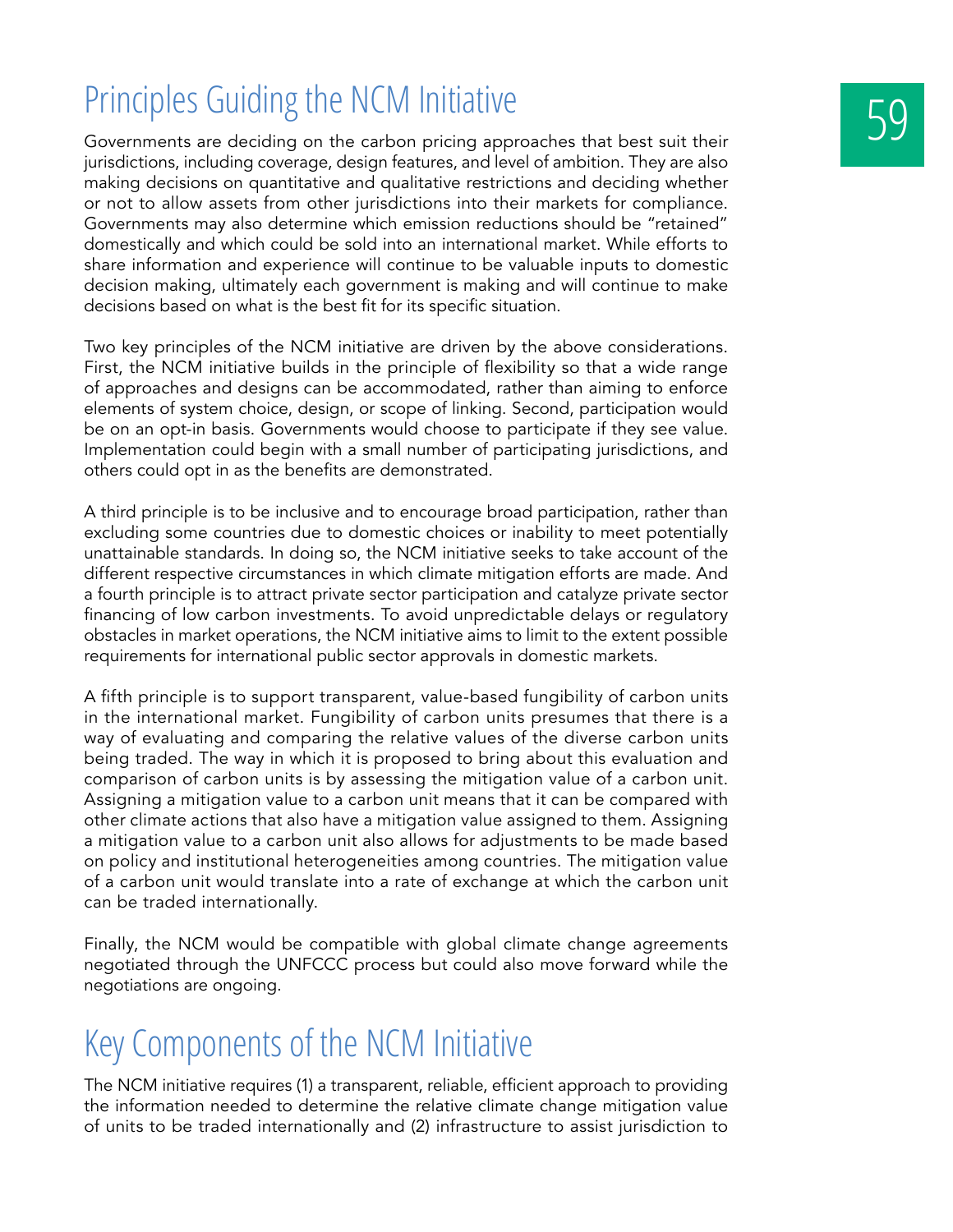## Principles Guiding the NCM Initiative

Governments are deciding on the carbon pricing approaches that best suit their jurisdictions, including coverage, design features, and level of ambition. They are also making decisions on quantitative and qualitative restrictions and deciding whether or not to allow assets from other jurisdictions into their markets for compliance. Governments may also determine which emission reductions should be "retained" domestically and which could be sold into an international market. While efforts to share information and experience will continue to be valuable inputs to domestic decision making, ultimately each government is making and will continue to make decisions based on what is the best fit for its specific situation.

Two key principles of the NCM initiative are driven by the above considerations. First, the NCM initiative builds in the principle of flexibility so that a wide range of approaches and designs can be accommodated, rather than aiming to enforce elements of system choice, design, or scope of linking. Second, participation would be on an opt-in basis. Governments would choose to participate if they see value. Implementation could begin with a small number of participating jurisdictions, and others could opt in as the benefits are demonstrated.

A third principle is to be inclusive and to encourage broad participation, rather than excluding some countries due to domestic choices or inability to meet potentially unattainable standards. In doing so, the NCM initiative seeks to take account of the different respective circumstances in which climate mitigation efforts are made. And a fourth principle is to attract private sector participation and catalyze private sector financing of low carbon investments. To avoid unpredictable delays or regulatory obstacles in market operations, the NCM initiative aims to limit to the extent possible requirements for international public sector approvals in domestic markets.

A fifth principle is to support transparent, value-based fungibility of carbon units in the international market. Fungibility of carbon units presumes that there is a way of evaluating and comparing the relative values of the diverse carbon units being traded. The way in which it is proposed to bring about this evaluation and comparison of carbon units is by assessing the mitigation value of a carbon unit. Assigning a mitigation value to a carbon unit means that it can be compared with other climate actions that also have a mitigation value assigned to them. Assigning a mitigation value to a carbon unit also allows for adjustments to be made based on policy and institutional heterogeneities among countries. The mitigation value of a carbon unit would translate into a rate of exchange at which the carbon unit can be traded internationally.

Finally, the NCM would be compatible with global climate change agreements negotiated through the UNFCCC process but could also move forward while the negotiations are ongoing.

## Key Components of the NCM Initiative

The NCM initiative requires (1) a transparent, reliable, efficient approach to providing the information needed to determine the relative climate change mitigation value of units to be traded internationally and (2) infrastructure to assist jurisdiction to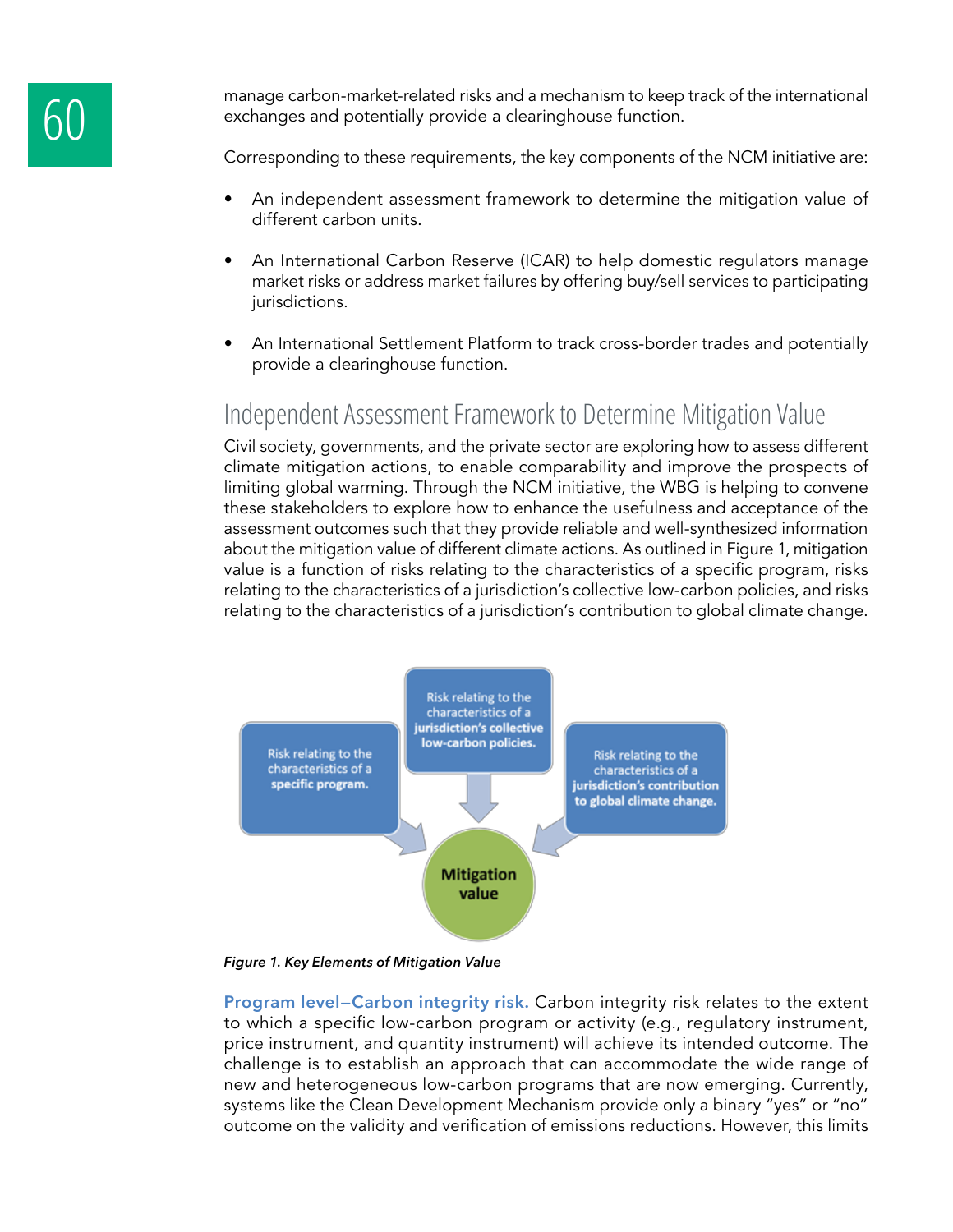manage carbon-market-related risks and a mechanism to keep track of the international exchanges and potentially provide a clearinghouse function.

Corresponding to these requirements, the key components of the NCM initiative are:

- An independent assessment framework to determine the mitigation value of different carbon units.
- An International Carbon Reserve (ICAR) to help domestic regulators manage market risks or address market failures by offering buy/sell services to participating jurisdictions.
- An International Settlement Platform to track cross-border trades and potentially provide a clearinghouse function.

## Independent Assessment Framework to Determine Mitigation Value

Civil society, governments, and the private sector are exploring how to assess different climate mitigation actions, to enable comparability and improve the prospects of limiting global warming. Through the NCM initiative, the WBG is helping to convene these stakeholders to explore how to enhance the usefulness and acceptance of the assessment outcomes such that they provide reliable and well-synthesized information about the mitigation value of different climate actions. As outlined in Figure 1, mitigation value is a function of risks relating to the characteristics of a specific program, risks relating to the characteristics of a jurisdiction's collective low-carbon policies, and risks relating to the characteristics of a jurisdiction's contribution to global climate change.

Risk relating to the characteristics of a **specific program.**

Risk relating to the characteristics of a **jurisdiction's collective low-carbon policies.**

Risk relating to the characteristics of a **jurisdiction's contribution to global climate change.**

**Mitigation value**

*Figure 1. Key Elements of Mitigation Value*

**Program level—Carbon integrity risk.** Carbon integrity risk relates to the extent to which a specific low-carbon program or activity (e.g., regulatory instrument, price instrument, and quantity instrument) will achieve its intended outcome. The challenge is to establish an approach that can accommodate the wide range of new and heterogeneous low-carbon programs that are now emerging. Currently, systems like the Clean Development Mechanism provide only a binary "yes" or "no" outcome on the validity and verification of emissions reductions. However, this limits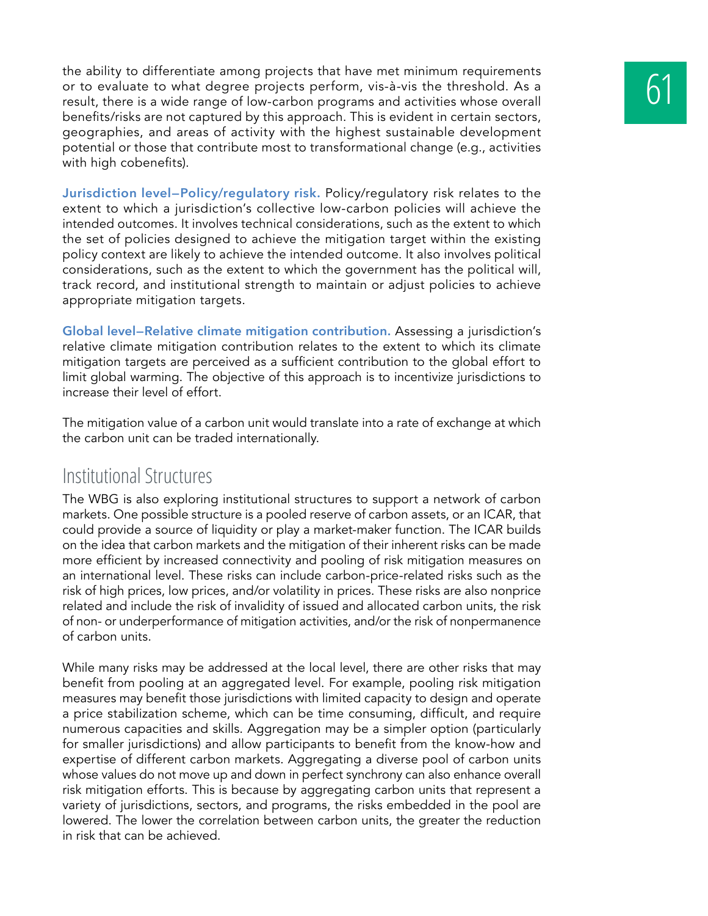the ability to differentiate among projects that have met minimum requirements or to evaluate to what degree projects perform, vis-à-vis the threshold. As a result, there is a wide range of low-carbon programs and activities whose overall benefits/risks are not captured by this approach. This is evident in certain sectors, geographies, and areas of activity with the highest sustainable development potential or those that contribute most to transformational change (e.g., activities with high cobenefits).

**Jurisdiction level—Policy/regulatory risk.** Policy/regulatory risk relates to the extent to which a jurisdiction's collective low-carbon policies will achieve the intended outcomes. It involves technical considerations, such as the extent to which the set of policies designed to achieve the mitigation target within the existing policy context are likely to achieve the intended outcome. It also involves political considerations, such as the extent to which the government has the political will, track record, and institutional strength to maintain or adjust policies to achieve appropriate mitigation targets.

**Global level—Relative climate mitigation contribution.** Assessing a jurisdiction's relative climate mitigation contribution relates to the extent to which its climate mitigation targets are perceived as a sufficient contribution to the global effort to limit global warming. The objective of this approach is to incentivize jurisdictions to increase their level of effort.

The mitigation value of a carbon unit would translate into a rate of exchange at which the carbon unit can be traded internationally.

## Institutional Structures

The WBG is also exploring institutional structures to support a network of carbon markets. One possible structure is a pooled reserve of carbon assets, or an ICAR, that could provide a source of liquidity or play a market-maker function. The ICAR builds on the idea that carbon markets and the mitigation of their inherent risks can be made more efficient by increased connectivity and pooling of risk mitigation measures on an international level. These risks can include carbon-price-related risks such as the risk of high prices, low prices, and/or volatility in prices. These risks are also nonprice related and include the risk of invalidity of issued and allocated carbon units, the risk of non- or underperformance of mitigation activities, and/or the risk of nonpermanence of carbon units.

While many risks may be addressed at the local level, there are other risks that may benefit from pooling at an aggregated level. For example, pooling risk mitigation measures may benefit those jurisdictions with limited capacity to design and operate a price stabilization scheme, which can be time consuming, difficult, and require numerous capacities and skills. Aggregation may be a simpler option (particularly for smaller jurisdictions) and allow participants to benefit from the know-how and expertise of different carbon markets. Aggregating a diverse pool of carbon units whose values do not move up and down in perfect synchrony can also enhance overall risk mitigation efforts. This is because by aggregating carbon units that represent a variety of jurisdictions, sectors, and programs, the risks embedded in the pool are lowered. The lower the correlation between carbon units, the greater the reduction in risk that can be achieved.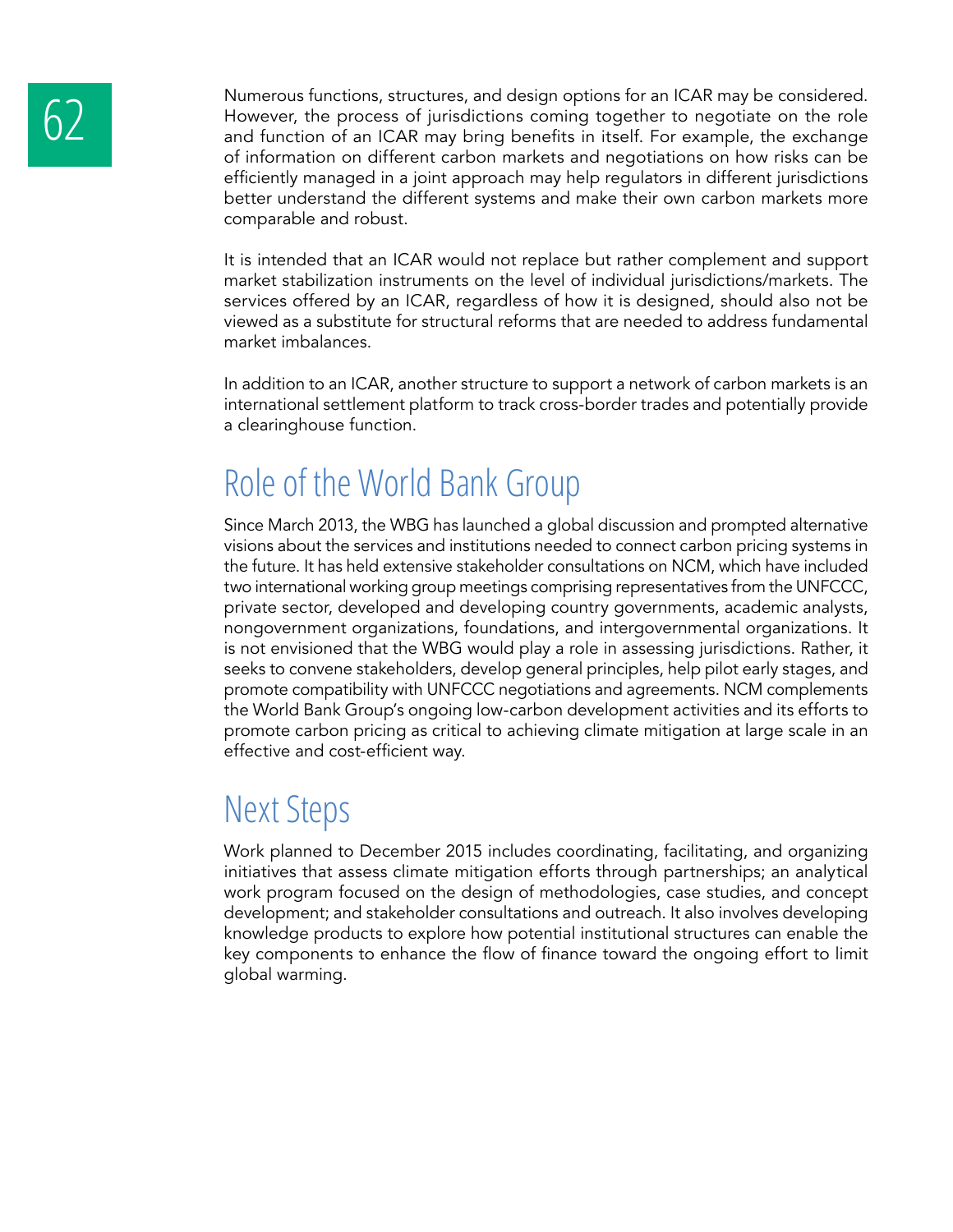Numerous functions, structures, and design options for an ICAR may be considered. However, the process of jurisdictions coming together to negotiate on the role and function of an ICAR may bring benefits in itself. For example, the exchange of information on different carbon markets and negotiations on how risks can be efficiently managed in a joint approach may help regulators in different jurisdictions better understand the different systems and make their own carbon markets more comparable and robust.

It is intended that an ICAR would not replace but rather complement and support market stabilization instruments on the level of individual jurisdictions/markets. The services offered by an ICAR, regardless of how it is designed, should also not be viewed as a substitute for structural reforms that are needed to address fundamental market imbalances.

In addition to an ICAR, another structure to support a network of carbon markets is an international settlement platform to track cross-border trades and potentially provide a clearinghouse function.

## Role of the World Bank Group

Since March 2013, the WBG has launched a global discussion and prompted alternative visions about the services and institutions needed to connect carbon pricing systems in the future. It has held extensive stakeholder consultations on NCM, which have included two international working group meetings comprising representatives from the UNFCCC, private sector, developed and developing country governments, academic analysts, nongovernment organizations, foundations, and intergovernmental organizations. It is not envisioned that the WBG would play a role in assessing jurisdictions. Rather, it seeks to convene stakeholders, develop general principles, help pilot early stages, and promote compatibility with UNFCCC negotiations and agreements. NCM complements the World Bank Group's ongoing low-carbon development activities and its efforts to promote carbon pricing as critical to achieving climate mitigation at large scale in an effective and cost-efficient way.

## Next Steps

Work planned to December 2015 includes coordinating, facilitating, and organizing initiatives that assess climate mitigation efforts through partnerships; an analytical work program focused on the design of methodologies, case studies, and concept development; and stakeholder consultations and outreach. It also involves developing knowledge products to explore how potential institutional structures can enable the key components to enhance the flow of finance toward the ongoing effort to limit global warming.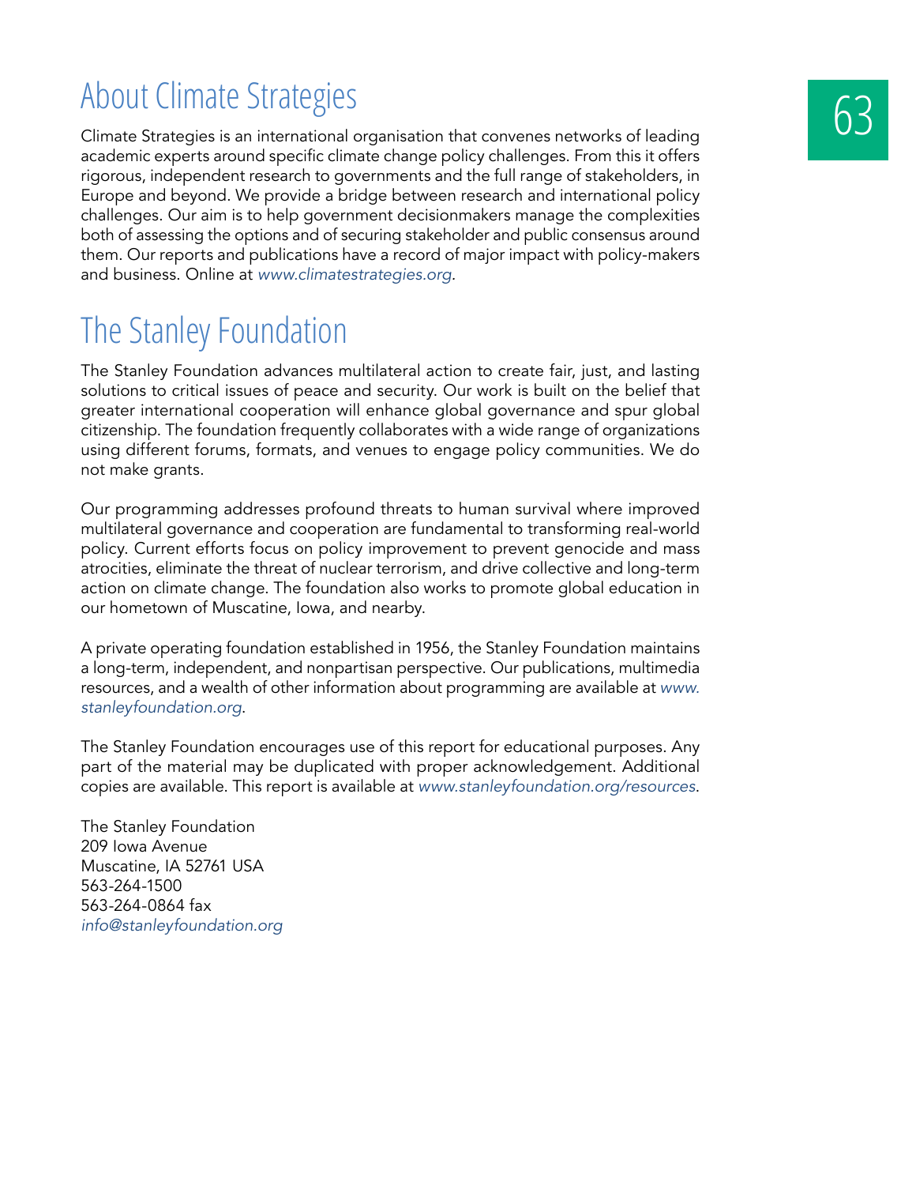## About Climate Strategies

Climate Strategies is an international organisation that convenes networks of leading academic experts around specific climate change policy challenges. From this it offers rigorous, independent research to governments and the full range of stakeholders, in Europe and beyond. We provide a bridge between research and international policy challenges. Our aim is to help government decisionmakers manage the complexities both of assessing the options and of securing stakeholder and public consensus around them. Our reports and publications have a record of major impact with policy-makers and business. Online at *www.climatestrategies.org*.

## The Stanley Foundation

The Stanley Foundation advances multilateral action to create fair, just, and lasting solutions to critical issues of peace and security. Our work is built on the belief that greater international cooperation will enhance global governance and spur global citizenship. The foundation frequently collaborates with a wide range of organizations using different forums, formats, and venues to engage policy communities. We do not make grants.

Our programming addresses profound threats to human survival where improved multilateral governance and cooperation are fundamental to transforming real-world policy. Current efforts focus on policy improvement to prevent genocide and mass atrocities, eliminate the threat of nuclear terrorism, and drive collective and long-term action on climate change. The foundation also works to promote global education in our hometown of Muscatine, Iowa, and nearby.

A private operating foundation established in 1956, the Stanley Foundation maintains a long-term, independent, and nonpartisan perspective. Our publications, multimedia resources, and a wealth of other information about programming are available at *www.stanleyfoundation.org*.

The Stanley Foundation encourages use of this report for educational purposes. Any part of the material may be duplicated with proper acknowledgement. Additional copies are available. This report is available at *www.stanleyfoundation.org/resources*.

The Stanley Foundation  
209 Iowa Avenue  
Muscatine, IA 52761 USA  
563-264-1500  
563-264-0864 fax  
*info@stanleyfoundation.org*